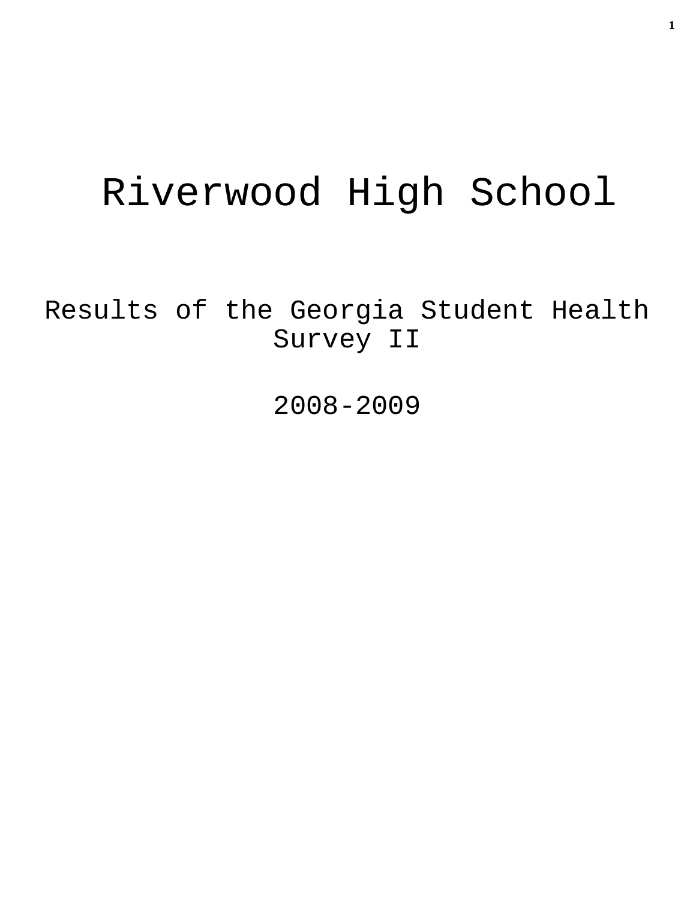# Riverwood High School

## Results of the Georgia Student Health Survey II

## 2008-2009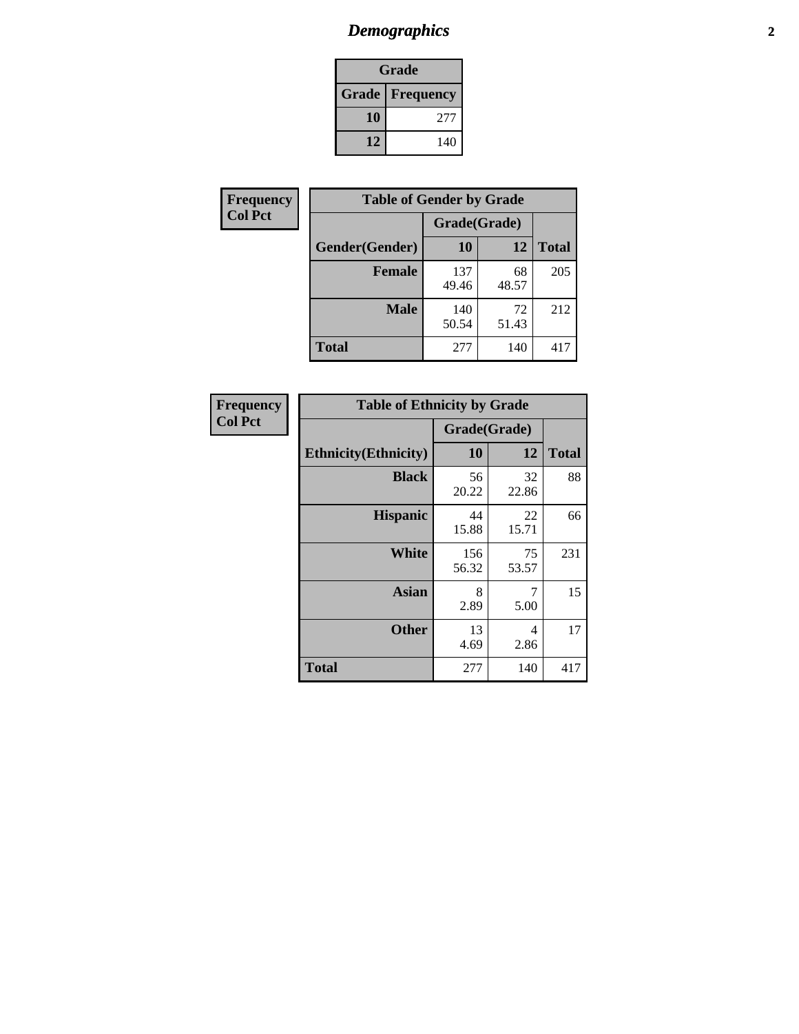# Demographics

| Grade | |
|---|---|
| **Grade** | **Frequency** |
| 10 | 277 |
| 12 | 140 |

**Frequency**
**Col Pct**

| Table of Gender by Grade | | | |
|---|---|---|---|
| | Grade(Grade) | | |
| **Gender(Gender)** | **10** | **12** | **Total** |
| **Female** | 137<br>49.46 | 68<br>48.57 | 205 |
| **Male** | 140<br>50.54 | 72<br>51.43 | 212 |
| **Total** | 277 | 140 | 417 |

**Frequency**
**Col Pct**

| Table of Ethnicity by Grade | | | |
|---|---|---|---|
| | Grade(Grade) | | |
| **Ethnicity(Ethnicity)** | **10** | **12** | **Total** |
| **Black** | 56<br>20.22 | 32<br>22.86 | 88 |
| **Hispanic** | 44<br>15.88 | 22<br>15.71 | 66 |
| **White** | 156<br>56.32 | 75<br>53.57 | 231 |
| **Asian** | 8<br>2.89 | 7<br>5.00 | 15 |
| **Other** | 13<br>4.69 | 4<br>2.86 | 17 |
| **Total** | 277 | 140 | 417 |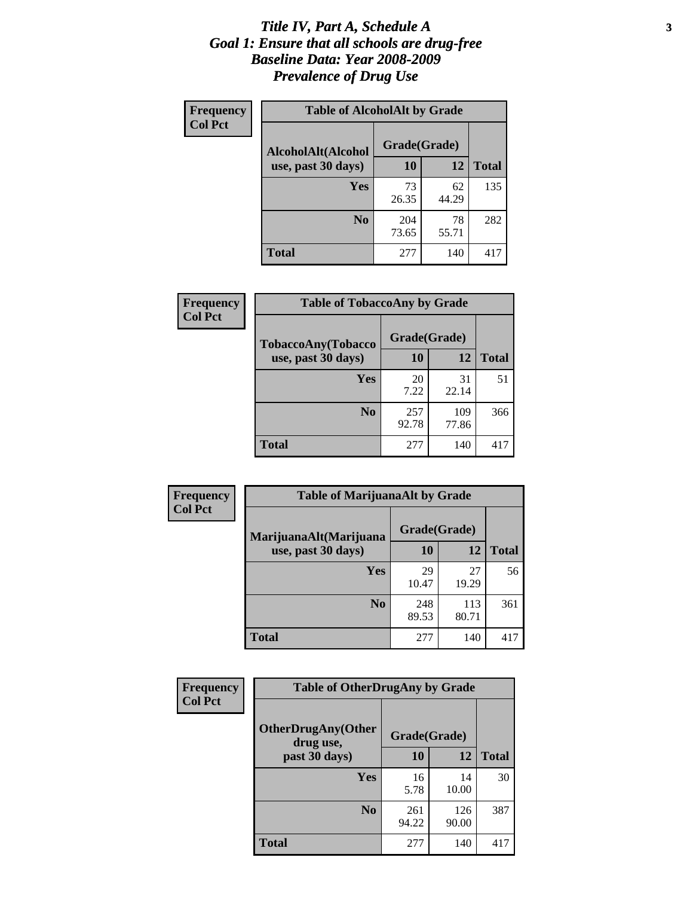# *Title IV, Part A, Schedule A*
## *Goal 1: Ensure that all schools are drug-free*
## *Baseline Data: Year 2008-2009*
## *Prevalence of Drug Use*

**Frequency**
**Col Pct**

**Table of AlcoholAlt by Grade**

| AlcoholAlt(Alcohol use, past 30 days) | Grade(Grade) 10 | 12 | Total |
|---|---|---|---|
| **Yes** | 73<br>26.35 | 62<br>44.29 | 135 |
| **No** | 204<br>73.65 | 78<br>55.71 | 282 |
| **Total** | 277 | 140 | 417 |

**Frequency**
**Col Pct**

**Table of TobaccoAny by Grade**

| TobaccoAny(Tobacco use, past 30 days) | Grade(Grade) 10 | 12 | Total |
|---|---|---|---|
| **Yes** | 20<br>7.22 | 31<br>22.14 | 51 |
| **No** | 257<br>92.78 | 109<br>77.86 | 366 |
| **Total** | 277 | 140 | 417 |

**Frequency**
**Col Pct**

**Table of MarijuanaAlt by Grade**

| MarijuanaAlt(Marijuana use, past 30 days) | Grade(Grade) 10 | 12 | Total |
|---|---|---|---|
| **Yes** | 29<br>10.47 | 27<br>19.29 | 56 |
| **No** | 248<br>89.53 | 113<br>80.71 | 361 |
| **Total** | 277 | 140 | 417 |

**Frequency**
**Col Pct**

**Table of OtherDrugAny by Grade**

| OtherDrugAny(Other drug use, past 30 days) | Grade(Grade) 10 | 12 | Total |
|---|---|---|---|
| **Yes** | 16<br>5.78 | 14<br>10.00 | 30 |
| **No** | 261<br>94.22 | 126<br>90.00 | 387 |
| **Total** | 277 | 140 | 417 |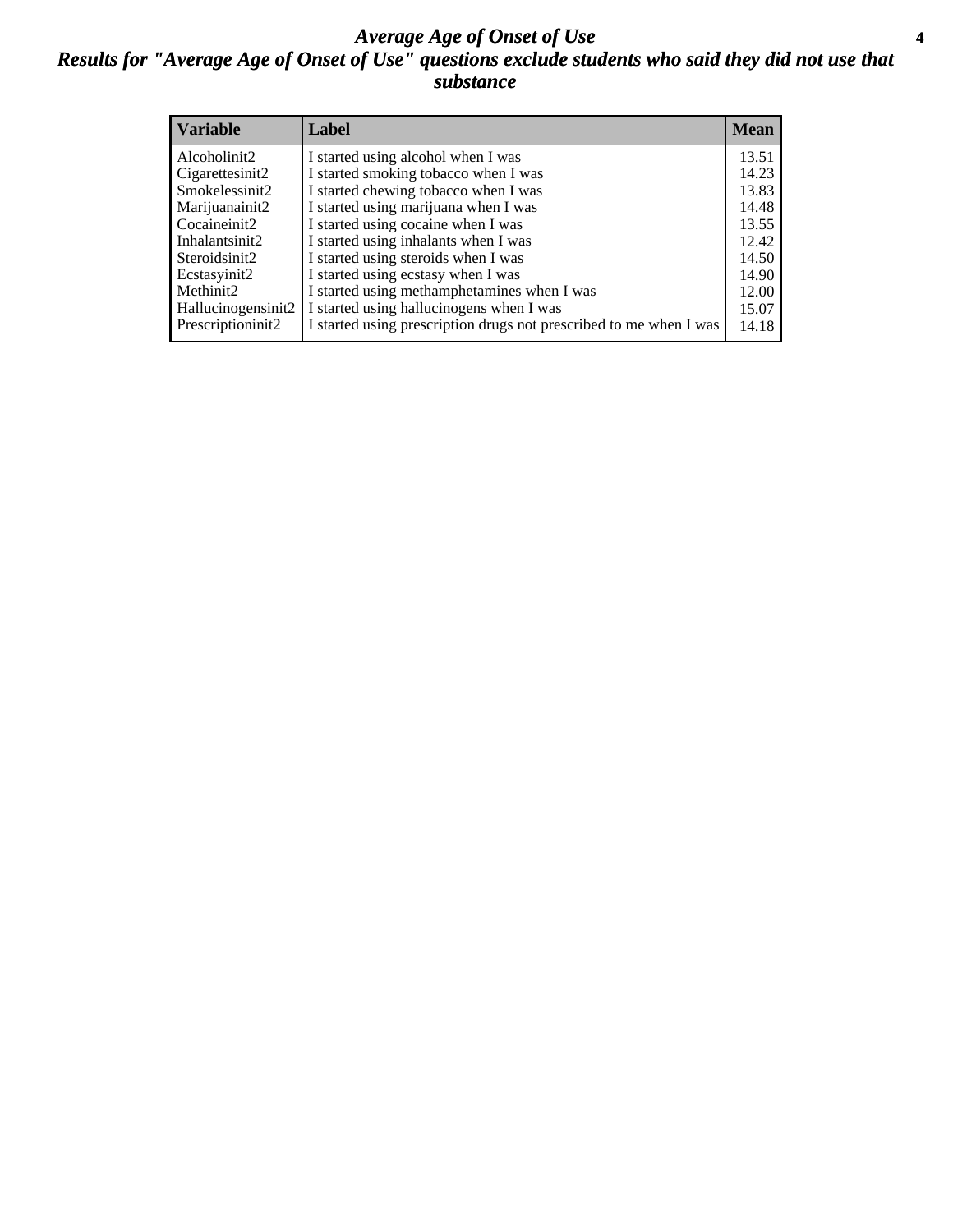# *Average Age of Onset of Use*

## *Results for "Average Age of Onset of Use" questions exclude students who said they did not use that substance*

| Variable | Label | Mean |
|---|---|---|
| Alcoholinit2 | I started using alcohol when I was | 13.51 |
| Cigarettesinit2 | I started smoking tobacco when I was | 14.23 |
| Smokelessinit2 | I started chewing tobacco when I was | 13.83 |
| Marijuanainit2 | I started using marijuana when I was | 14.48 |
| Cocaineinit2 | I started using cocaine when I was | 13.55 |
| Inhalantsinit2 | I started using inhalants when I was | 12.42 |
| Steroidsinit2 | I started using steroids when I was | 14.50 |
| Ecstasyinit2 | I started using ecstasy when I was | 14.90 |
| Methinit2 | I started using methamphetamines when I was | 12.00 |
| Hallucinogensinit2 | I started using hallucinogens when I was | 15.07 |
| Prescriptioninit2 | I started using prescription drugs not prescribed to me when I was | 14.18 |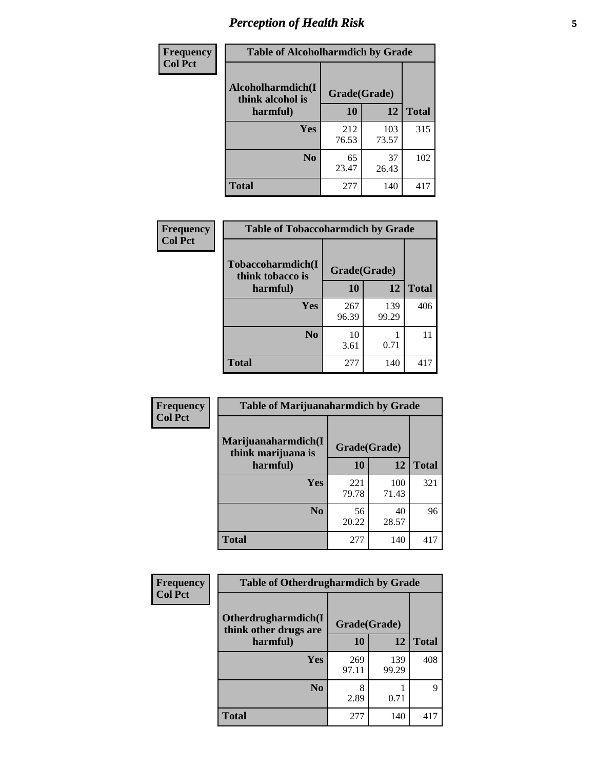| Frequency<br>Col Pct | Table of Alcoholharmdich by Grade | | |
|---|---|---|---|
| Alcoholharmdich(I think alcohol is harmful) | Grade(Grade) | | |
| | 10 | 12 | Total |
| Yes | 212<br>76.53 | 103<br>73.57 | 315 |
| No | 65<br>23.47 | 37<br>26.43 | 102 |
| Total | 277 | 140 | 417 |

| Frequency<br>Col Pct | Table of Tobaccoharmdich by Grade | | |
|---|---|---|---|
| Tobaccoharmdich(I think tobacco is harmful) | Grade(Grade) | | |
| | 10 | 12 | Total |
| Yes | 267<br>96.39 | 139<br>99.29 | 406 |
| No | 10<br>3.61 | 1<br>0.71 | 11 |
| Total | 277 | 140 | 417 |

| Frequency<br>Col Pct | Table of Marijuanaharmdich by Grade | | |
|---|---|---|---|
| Marijuanaharmdich(I think marijuana is harmful) | Grade(Grade) | | |
| | 10 | 12 | Total |
| Yes | 221<br>79.78 | 100<br>71.43 | 321 |
| No | 56<br>20.22 | 40<br>28.57 | 96 |
| Total | 277 | 140 | 417 |

| Frequency<br>Col Pct | Table of Otherdrugharmdich by Grade | | |
|---|---|---|---|
| Otherdrugharmdich(I think other drugs are harmful) | Grade(Grade) | | |
| | 10 | 12 | Total |
| Yes | 269<br>97.11 | 139<br>99.29 | 408 |
| No | 8<br>2.89 | 1<br>0.71 | 9 |
| Total | 277 | 140 | 417 |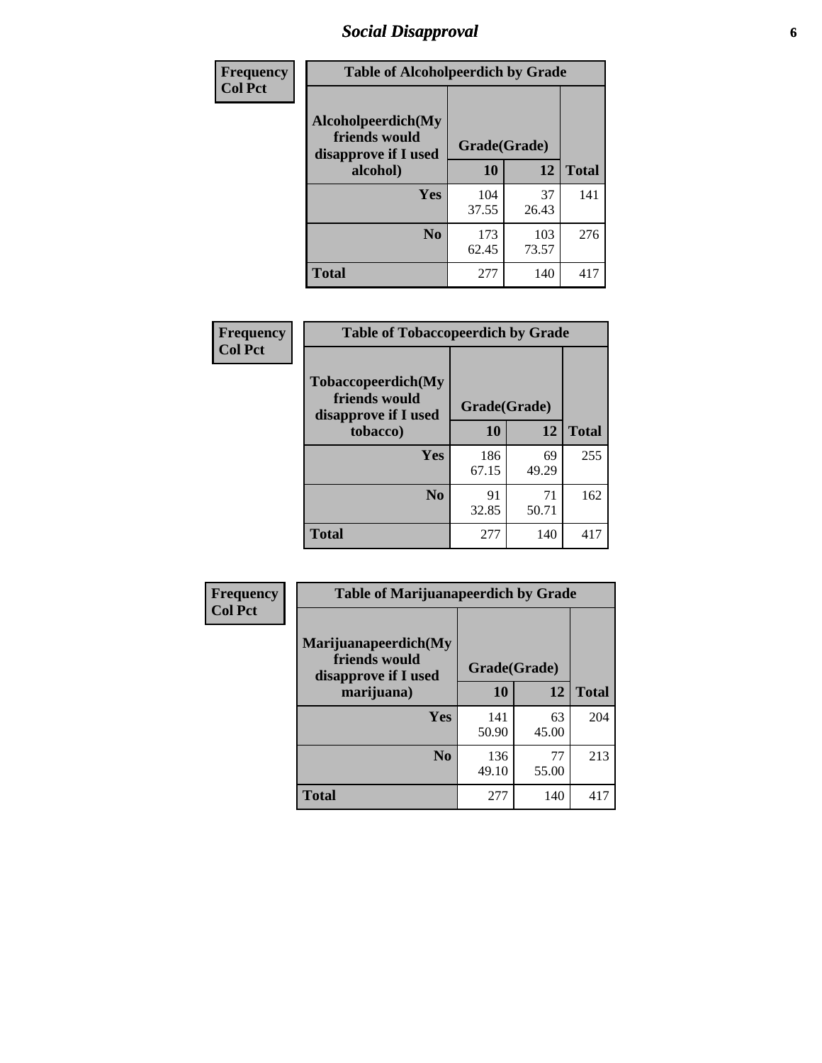# Social Disapproval

| Frequency<br>Col Pct | Table of Alcoholpeerdich by Grade | | |
|---|---|---|---|
| Alcoholpeerdich(My friends would disapprove if I used alcohol) | Grade(Grade) | | |
| | 10 | 12 | Total |
| Yes | 104<br>37.55 | 37<br>26.43 | 141 |
| No | 173<br>62.45 | 103<br>73.57 | 276 |
| Total | 277 | 140 | 417 |

| Frequency<br>Col Pct | Table of Tobaccopeerdich by Grade | | |
|---|---|---|---|
| Tobaccopeerdich(My friends would disapprove if I used tobacco) | Grade(Grade) | | |
| | 10 | 12 | Total |
| Yes | 186<br>67.15 | 69<br>49.29 | 255 |
| No | 91<br>32.85 | 71<br>50.71 | 162 |
| Total | 277 | 140 | 417 |

| Frequency<br>Col Pct | Table of Marijuanapeerdich by Grade | | |
|---|---|---|---|
| Marijuanapeerdich(My friends would disapprove if I used marijuana) | Grade(Grade) | | |
| | 10 | 12 | Total |
| Yes | 141<br>50.90 | 63<br>45.00 | 204 |
| No | 136<br>49.10 | 77<br>55.00 | 213 |
| Total | 277 | 140 | 417 |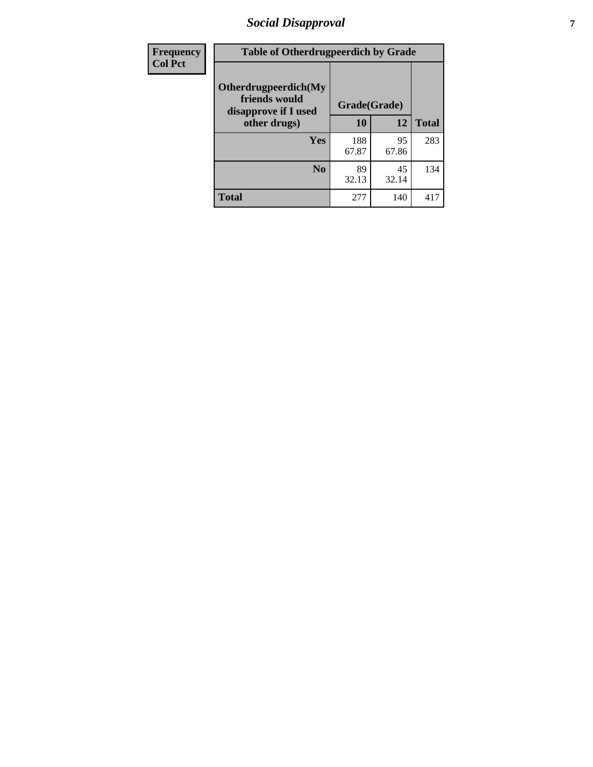# Social Disapproval

| Frequency Col Pct | Table of Otherdrugpeerdich by Grade | | |
|---|---|---|---|
| Otherdrugpeerdich(My friends would disapprove if I used other drugs) | Grade(Grade) | | |
| | 10 | 12 | Total |
| Yes | 188<br>67.87 | 95<br>67.86 | 283 |
| No | 89<br>32.13 | 45<br>32.14 | 134 |
| Total | 277 | 140 | 417 |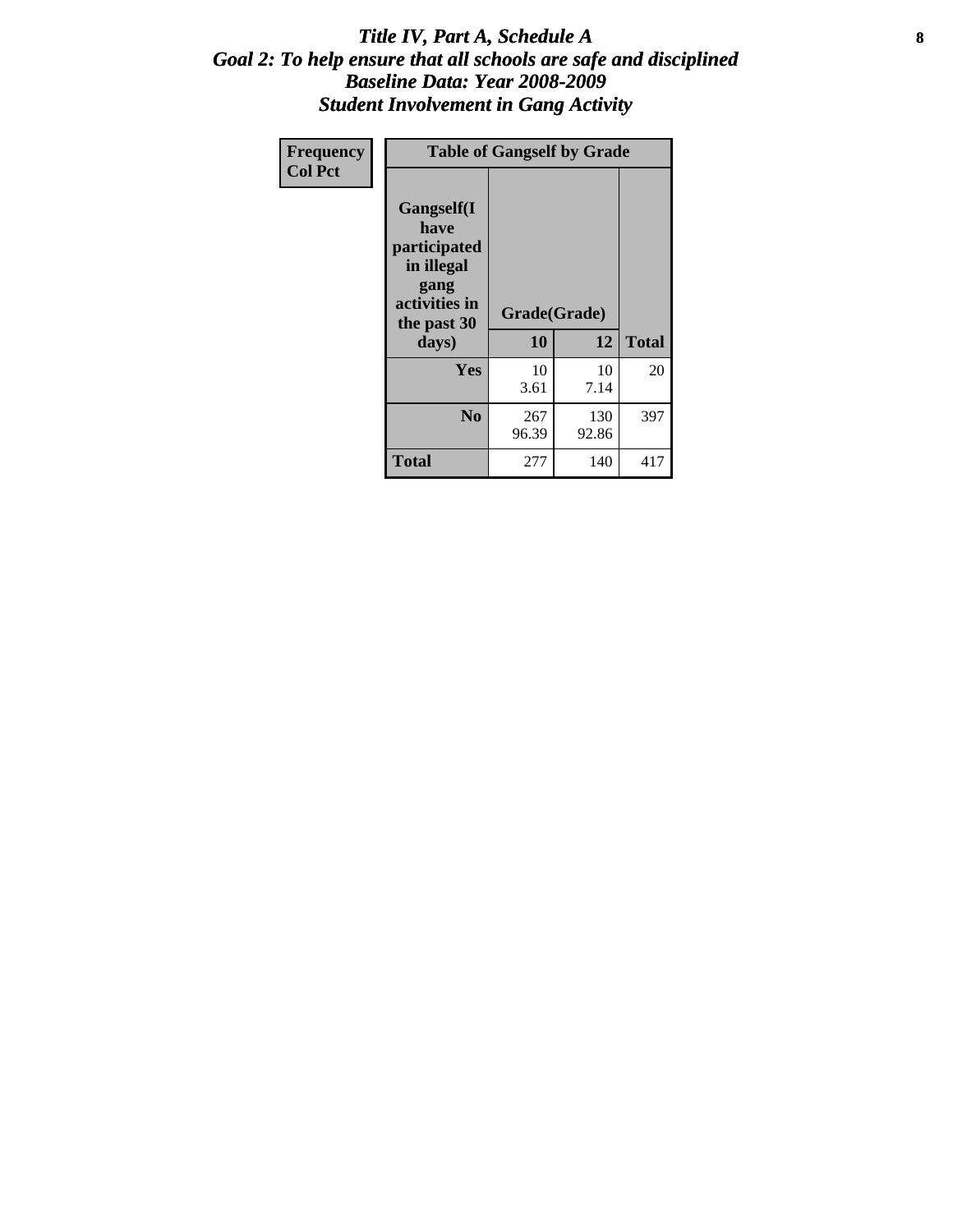# *Title IV, Part A, Schedule A*
## *Goal 2: To help ensure that all schools are safe and disciplined*
## *Baseline Data: Year 2008-2009*
## *Student Involvement in Gang Activity*

| Frequency<br>Col Pct | Table of Gangself by Grade | | |
|---|---|---|---|
| Gangself(I have participated in illegal gang activities in the past 30 days) | Grade(Grade) | | |
| | 10 | 12 | Total |
| Yes | 10<br>3.61 | 10<br>7.14 | 20 |
| No | 267<br>96.39 | 130<br>92.86 | 397 |
| Total | 277 | 140 | 417 |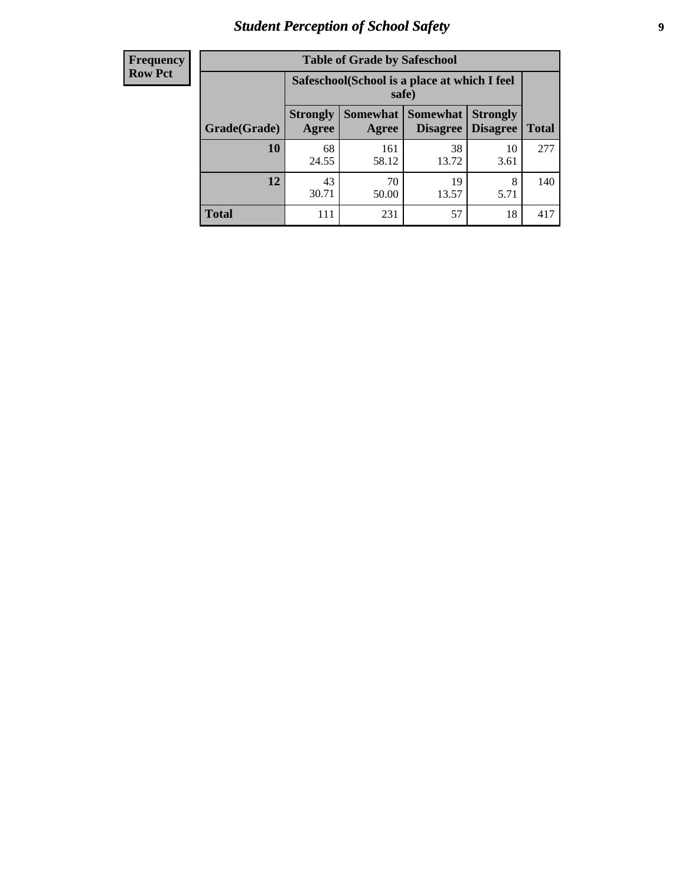| Frequency Row Pct |
| --- |

**Table of Grade by Safeschool**

| | Safeschool(School is a place at which I feel safe) | | | | |
| --- | --- | --- | --- | --- | --- |
| Grade(Grade) | Strongly Agree | Somewhat Agree | Somewhat Disagree | Strongly Disagree | Total |
| 10 | 68<br>24.55 | 161<br>58.12 | 38<br>13.72 | 10<br>3.61 | 277 |
| 12 | 43<br>30.71 | 70<br>50.00 | 19<br>13.57 | 8<br>5.71 | 140 |
| Total | 111 | 231 | 57 | 18 | 417 |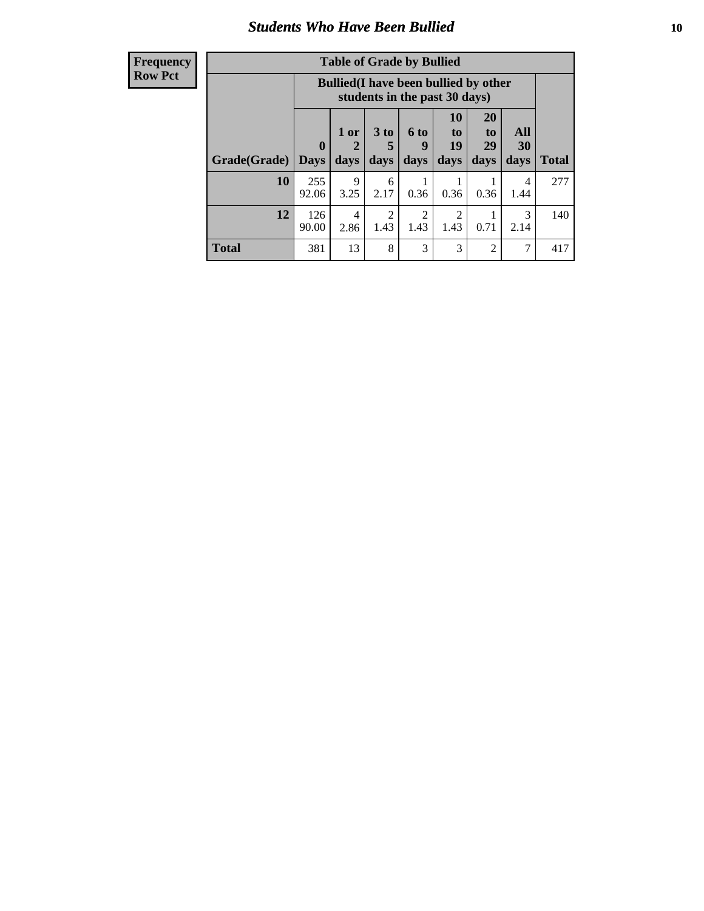## Students Who Have Been Bullied

**Frequency**
**Row Pct**

**Table of Grade by Bullied**

| | Bullied(I have been bullied by other students in the past 30 days) | | | | | | | |
|---|---|---|---|---|---|---|---|---|
| **Grade(Grade)** | **0 Days** | **1 or 2 days** | **3 to 5 days** | **6 to 9 days** | **10 to 19 days** | **20 to 29 days** | **All 30 days** | **Total** |
| **10** | 255<br>92.06 | 9<br>3.25 | 6<br>2.17 | 1<br>0.36 | 1<br>0.36 | 1<br>0.36 | 4<br>1.44 | 277 |
| **12** | 126<br>90.00 | 4<br>2.86 | 2<br>1.43 | 2<br>1.43 | 2<br>1.43 | 1<br>0.71 | 3<br>2.14 | 140 |
| **Total** | 381 | 13 | 8 | 3 | 3 | 2 | 7 | 417 |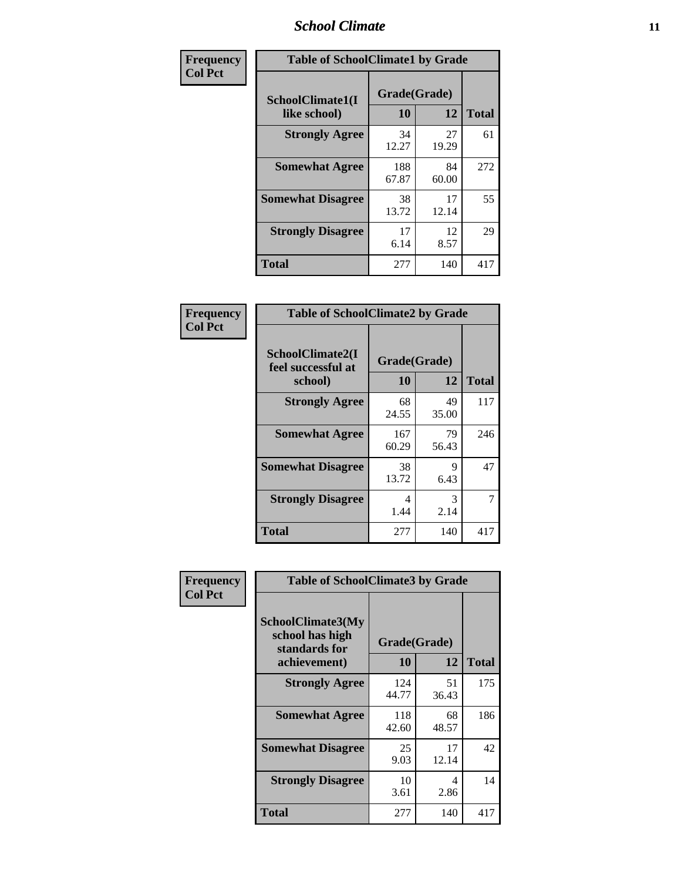| Frequency Col Pct | Table of SchoolClimate1 by Grade | | |
|---|---|---|---|
| SchoolClimate1(I like school) | Grade(Grade) | | |
| | 10 | 12 | Total |
| Strongly Agree | 34<br>12.27 | 27<br>19.29 | 61 |
| Somewhat Agree | 188<br>67.87 | 84<br>60.00 | 272 |
| Somewhat Disagree | 38<br>13.72 | 17<br>12.14 | 55 |
| Strongly Disagree | 17<br>6.14 | 12<br>8.57 | 29 |
| Total | 277 | 140 | 417 |

| Frequency Col Pct | Table of SchoolClimate2 by Grade | | |
|---|---|---|---|
| SchoolClimate2(I feel successful at school) | Grade(Grade) | | |
| | 10 | 12 | Total |
| Strongly Agree | 68<br>24.55 | 49<br>35.00 | 117 |
| Somewhat Agree | 167<br>60.29 | 79<br>56.43 | 246 |
| Somewhat Disagree | 38<br>13.72 | 9<br>6.43 | 47 |
| Strongly Disagree | 4<br>1.44 | 3<br>2.14 | 7 |
| Total | 277 | 140 | 417 |

| Frequency Col Pct | Table of SchoolClimate3 by Grade | | |
|---|---|---|---|
| SchoolClimate3(My school has high standards for achievement) | Grade(Grade) | | |
| | 10 | 12 | Total |
| Strongly Agree | 124<br>44.77 | 51<br>36.43 | 175 |
| Somewhat Agree | 118<br>42.60 | 68<br>48.57 | 186 |
| Somewhat Disagree | 25<br>9.03 | 17<br>12.14 | 42 |
| Strongly Disagree | 10<br>3.61 | 4<br>2.86 | 14 |
| Total | 277 | 140 | 417 |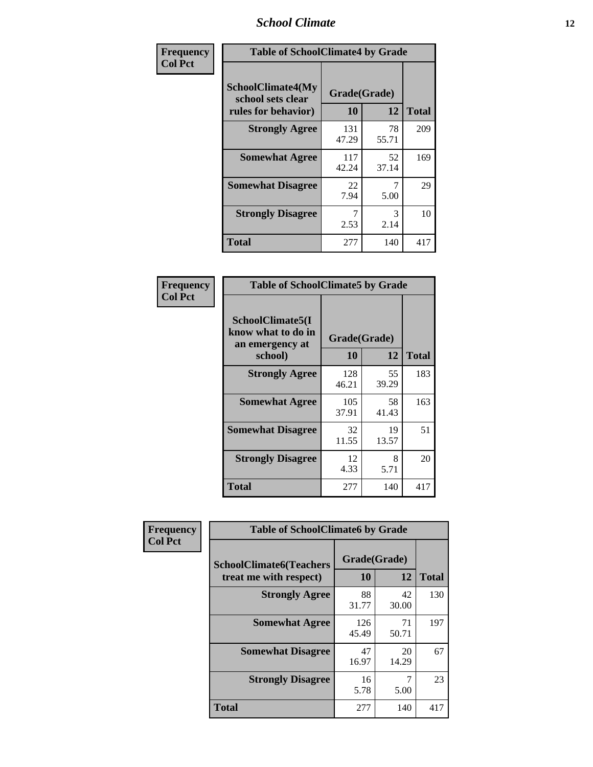| Frequency Col Pct | Table of SchoolClimate4 by Grade | | |
|---|---|---|---|
| SchoolClimate4(My school sets clear rules for behavior) | Grade(Grade) | | |
| | 10 | 12 | Total |
| Strongly Agree | 131<br>47.29 | 78<br>55.71 | 209 |
| Somewhat Agree | 117<br>42.24 | 52<br>37.14 | 169 |
| Somewhat Disagree | 22<br>7.94 | 7<br>5.00 | 29 |
| Strongly Disagree | 7<br>2.53 | 3<br>2.14 | 10 |
| Total | 277 | 140 | 417 |

| Frequency Col Pct | Table of SchoolClimate5 by Grade | | |
|---|---|---|---|
| SchoolClimate5(I know what to do in an emergency at school) | Grade(Grade) | | |
| | 10 | 12 | Total |
| Strongly Agree | 128<br>46.21 | 55<br>39.29 | 183 |
| Somewhat Agree | 105<br>37.91 | 58<br>41.43 | 163 |
| Somewhat Disagree | 32<br>11.55 | 19<br>13.57 | 51 |
| Strongly Disagree | 12<br>4.33 | 8<br>5.71 | 20 |
| Total | 277 | 140 | 417 |

| Frequency Col Pct | Table of SchoolClimate6 by Grade | | |
|---|---|---|---|
| SchoolClimate6(Teachers treat me with respect) | Grade(Grade) | | |
| | 10 | 12 | Total |
| Strongly Agree | 88<br>31.77 | 42<br>30.00 | 130 |
| Somewhat Agree | 126<br>45.49 | 71<br>50.71 | 197 |
| Somewhat Disagree | 47<br>16.97 | 20<br>14.29 | 67 |
| Strongly Disagree | 16<br>5.78 | 7<br>5.00 | 23 |
| Total | 277 | 140 | 417 |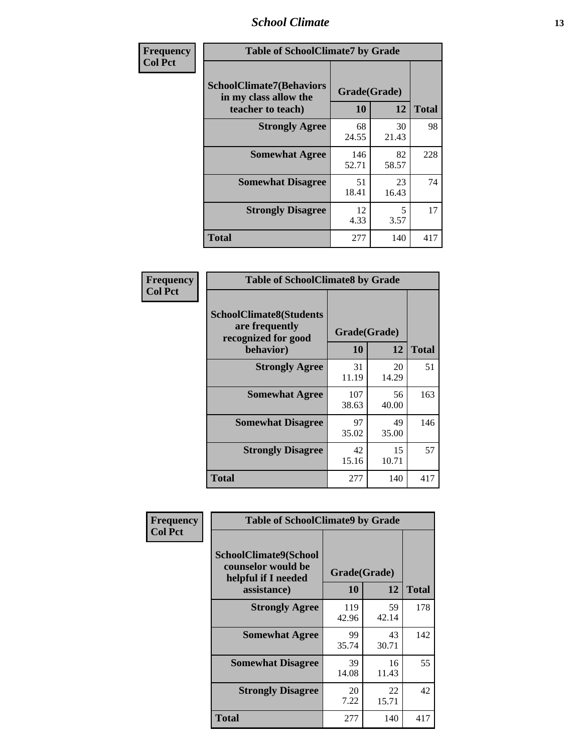| Frequency<br>Col Pct |
|---|

| Table of SchoolClimate7 by Grade | | | |
|---|---|---|---|
| SchoolClimate7(Behaviors in my class allow the teacher to teach) | Grade(Grade) | | Total |
| | 10 | 12 | |
| Strongly Agree | 68<br>24.55 | 30<br>21.43 | 98 |
| Somewhat Agree | 146<br>52.71 | 82<br>58.57 | 228 |
| Somewhat Disagree | 51<br>18.41 | 23<br>16.43 | 74 |
| Strongly Disagree | 12<br>4.33 | 5<br>3.57 | 17 |
| Total | 277 | 140 | 417 |

| Frequency<br>Col Pct |
|---|

| Table of SchoolClimate8 by Grade | | | |
|---|---|---|---|
| SchoolClimate8(Students are frequently recognized for good behavior) | Grade(Grade) | | Total |
| | 10 | 12 | |
| Strongly Agree | 31<br>11.19 | 20<br>14.29 | 51 |
| Somewhat Agree | 107<br>38.63 | 56<br>40.00 | 163 |
| Somewhat Disagree | 97<br>35.02 | 49<br>35.00 | 146 |
| Strongly Disagree | 42<br>15.16 | 15<br>10.71 | 57 |
| Total | 277 | 140 | 417 |

| Frequency<br>Col Pct |
|---|

| Table of SchoolClimate9 by Grade | | | |
|---|---|---|---|
| SchoolClimate9(School counselor would be helpful if I needed assistance) | Grade(Grade) | | Total |
| | 10 | 12 | |
| Strongly Agree | 119<br>42.96 | 59<br>42.14 | 178 |
| Somewhat Agree | 99<br>35.74 | 43<br>30.71 | 142 |
| Somewhat Disagree | 39<br>14.08 | 16<br>11.43 | 55 |
| Strongly Disagree | 20<br>7.22 | 22<br>15.71 | 42 |
| Total | 277 | 140 | 417 |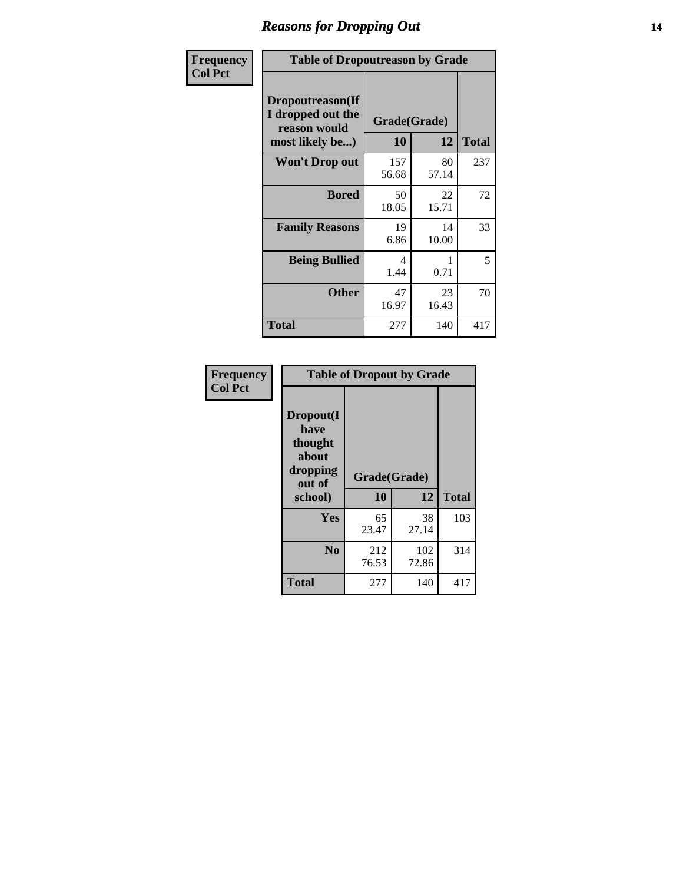## Reasons for Dropping Out

| Frequency<br>Col Pct | Table of Dropoutreason by Grade | | |
|---|---|---|---|
| Dropoutreason(If I dropped out the reason would most likely be...) | Grade(Grade) | | Total |
| | 10 | 12 | |
| Won't Drop out | 157<br>56.68 | 80<br>57.14 | 237 |
| Bored | 50<br>18.05 | 22<br>15.71 | 72 |
| Family Reasons | 19<br>6.86 | 14<br>10.00 | 33 |
| Being Bullied | 4<br>1.44 | 1<br>0.71 | 5 |
| Other | 47<br>16.97 | 23<br>16.43 | 70 |
| Total | 277 | 140 | 417 |

| Frequency<br>Col Pct | Table of Dropout by Grade | | |
|---|---|---|---|
| Dropout(I have thought about dropping out of school) | Grade(Grade) | | Total |
| | 10 | 12 | |
| Yes | 65<br>23.47 | 38<br>27.14 | 103 |
| No | 212<br>76.53 | 102<br>72.86 | 314 |
| Total | 277 | 140 | 417 |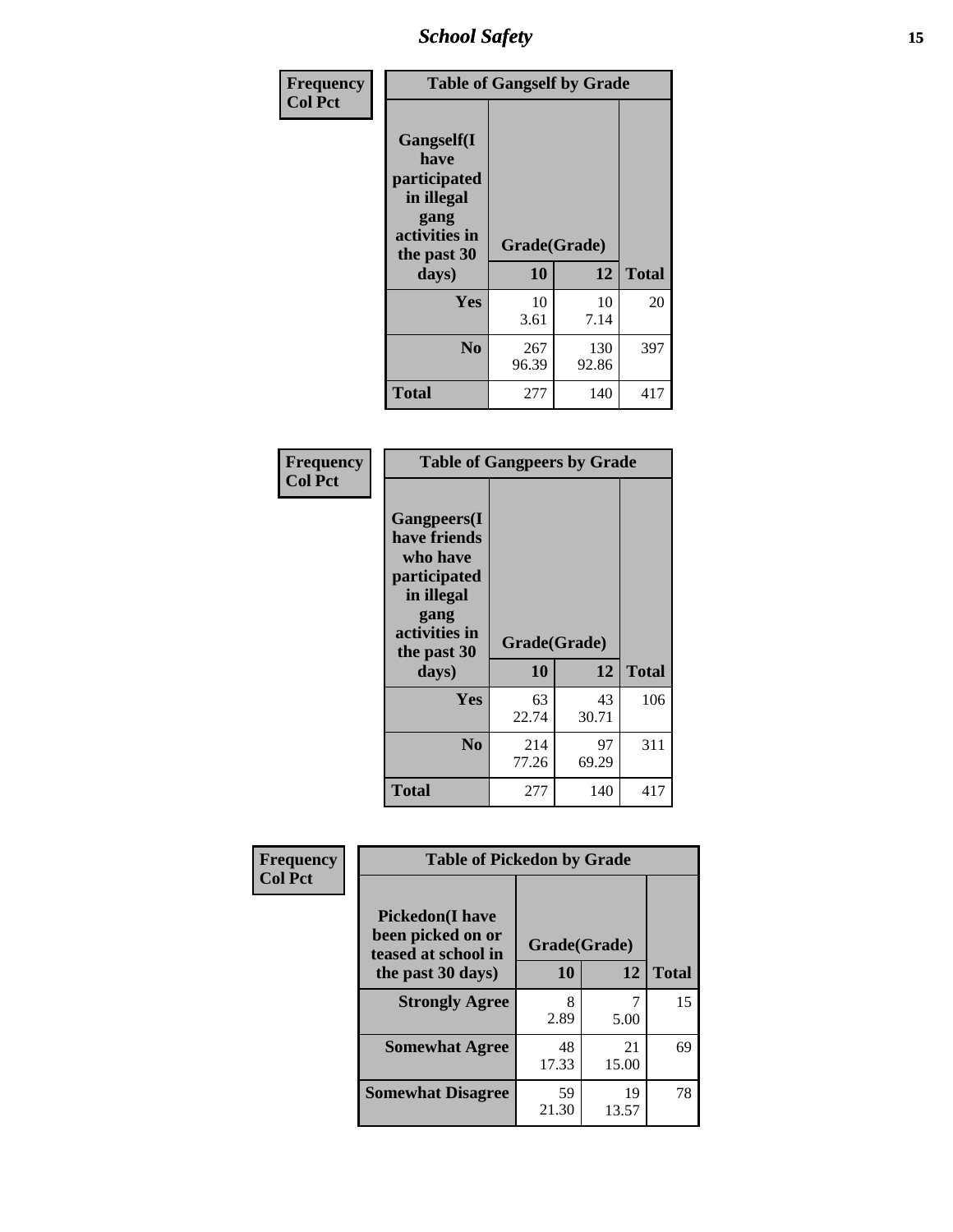| Frequency<br>Col Pct | Table of Gangself by Grade | | |
|---|---|---|---|
| Gangself(I have participated in illegal gang activities in the past 30 days) | Grade(Grade) | | |
| | 10 | 12 | Total |
| Yes | 10<br>3.61 | 10<br>7.14 | 20 |
| No | 267<br>96.39 | 130<br>92.86 | 397 |
| Total | 277 | 140 | 417 |

| Frequency<br>Col Pct | Table of Gangpeers by Grade | | |
|---|---|---|---|
| Gangpeers(I have friends who have participated in illegal gang activities in the past 30 days) | Grade(Grade) | | |
| | 10 | 12 | Total |
| Yes | 63<br>22.74 | 43<br>30.71 | 106 |
| No | 214<br>77.26 | 97<br>69.29 | 311 |
| Total | 277 | 140 | 417 |

| Frequency<br>Col Pct | Table of Pickedon by Grade | | |
|---|---|---|---|
| Pickedon(I have been picked on or teased at school in the past 30 days) | Grade(Grade) | | |
| | 10 | 12 | Total |
| Strongly Agree | 8<br>2.89 | 7<br>5.00 | 15 |
| Somewhat Agree | 48<br>17.33 | 21<br>15.00 | 69 |
| Somewhat Disagree | 59<br>21.30 | 19<br>13.57 | 78 |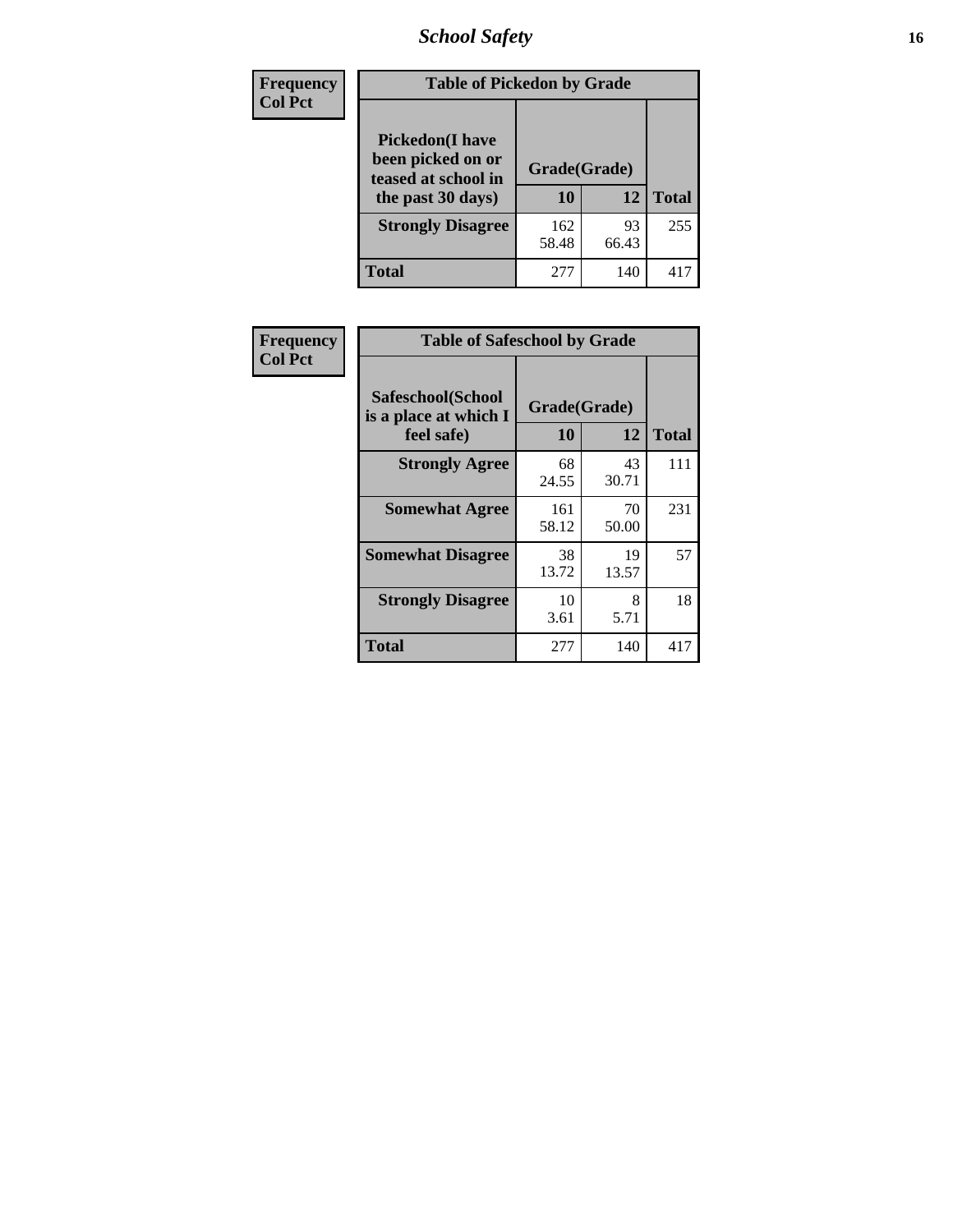| Frequency<br>Col Pct | Table of Pickedon by Grade | | |
|---|---|---|---|
| Pickedon(I have been picked on or teased at school in the past 30 days) | Grade(Grade) | | |
| | 10 | 12 | Total |
| Strongly Disagree | 162<br>58.48 | 93<br>66.43 | 255 |
| Total | 277 | 140 | 417 |

| Frequency<br>Col Pct | Table of Safeschool by Grade | | |
|---|---|---|---|
| Safeschool(School is a place at which I feel safe) | Grade(Grade) | | |
| | 10 | 12 | Total |
| Strongly Agree | 68<br>24.55 | 43<br>30.71 | 111 |
| Somewhat Agree | 161<br>58.12 | 70<br>50.00 | 231 |
| Somewhat Disagree | 38<br>13.72 | 19<br>13.57 | 57 |
| Strongly Disagree | 10<br>3.61 | 8<br>5.71 | 18 |
| Total | 277 | 140 | 417 |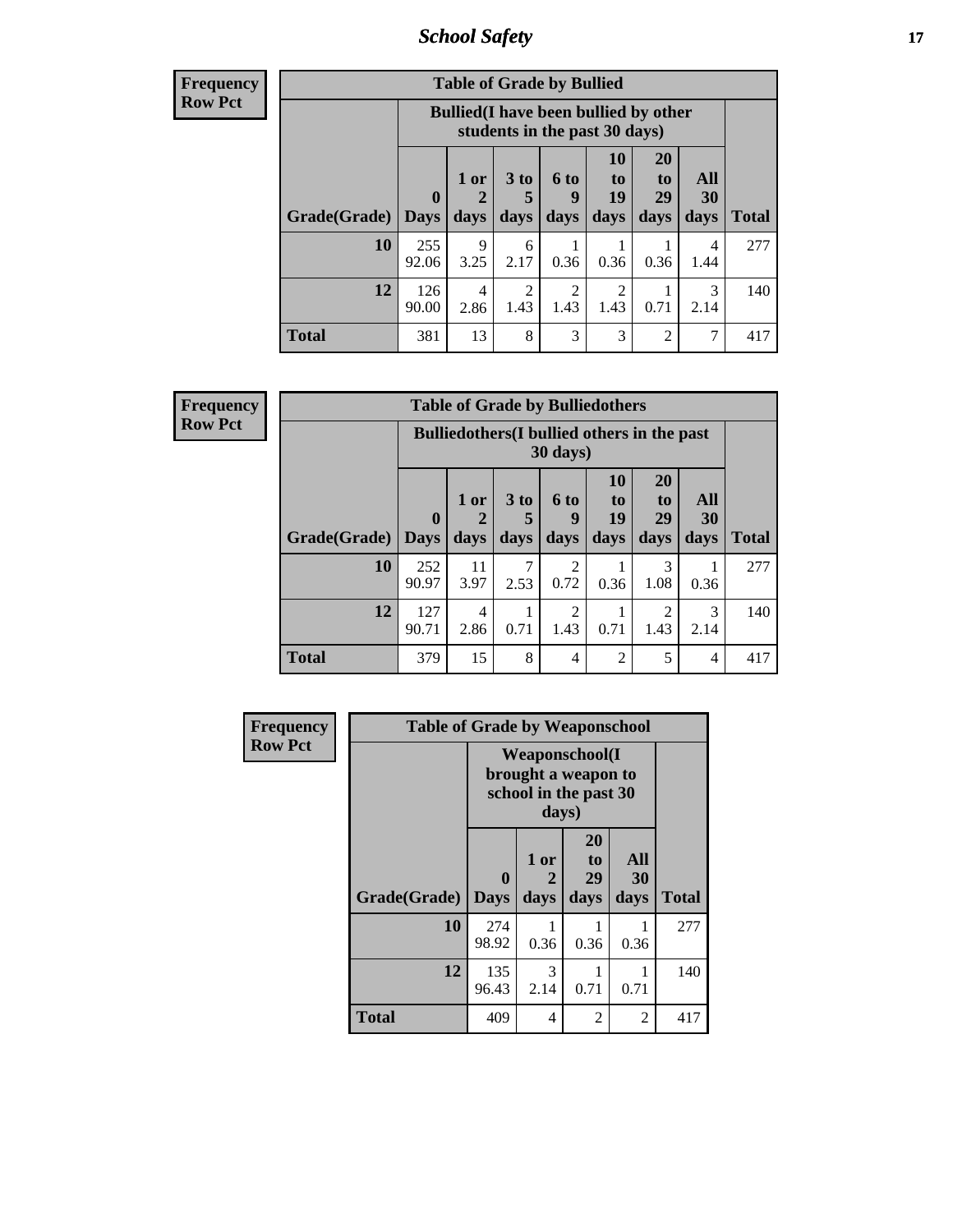| Frequency<br>Row Pct |
|---|

| Table of Grade by Bullied | | | | | | | | |
|---|---|---|---|---|---|---|---|---|
| | Bullied(I have been bullied by other students in the past 30 days) | | | | | | | |
| Grade(Grade) | 0 Days | 1 or 2 days | 3 to 5 days | 6 to 9 days | 10 to 19 days | 20 to 29 days | All 30 days | Total |
| 10 | 255<br>92.06 | 9<br>3.25 | 6<br>2.17 | 1<br>0.36 | 1<br>0.36 | 1<br>0.36 | 4<br>1.44 | 277 |
| 12 | 126<br>90.00 | 4<br>2.86 | 2<br>1.43 | 2<br>1.43 | 2<br>1.43 | 1<br>0.71 | 3<br>2.14 | 140 |
| Total | 381 | 13 | 8 | 3 | 3 | 2 | 7 | 417 |

| Frequency<br>Row Pct |
|---|

| Table of Grade by Bulliedothers | | | | | | | | |
|---|---|---|---|---|---|---|---|---|
| | Bulliedothers(I bullied others in the past 30 days) | | | | | | | |
| Grade(Grade) | 0 Days | 1 or 2 days | 3 to 5 days | 6 to 9 days | 10 to 19 days | 20 to 29 days | All 30 days | Total |
| 10 | 252<br>90.97 | 11<br>3.97 | 7<br>2.53 | 2<br>0.72 | 1<br>0.36 | 3<br>1.08 | 1<br>0.36 | 277 |
| 12 | 127<br>90.71 | 4<br>2.86 | 1<br>0.71 | 2<br>1.43 | 1<br>0.71 | 2<br>1.43 | 3<br>2.14 | 140 |
| Total | 379 | 15 | 8 | 4 | 2 | 5 | 4 | 417 |

| Frequency<br>Row Pct |
|---|

| Table of Grade by Weaponschool | | | | | |
|---|---|---|---|---|---|
| | Weaponschool(I brought a weapon to school in the past 30 days) | | | | |
| Grade(Grade) | 0 Days | 1 or 2 days | 20 to 29 days | All 30 days | Total |
| 10 | 274<br>98.92 | 1<br>0.36 | 1<br>0.36 | 1<br>0.36 | 277 |
| 12 | 135<br>96.43 | 3<br>2.14 | 1<br>0.71 | 1<br>0.71 | 140 |
| Total | 409 | 4 | 2 | 2 | 417 |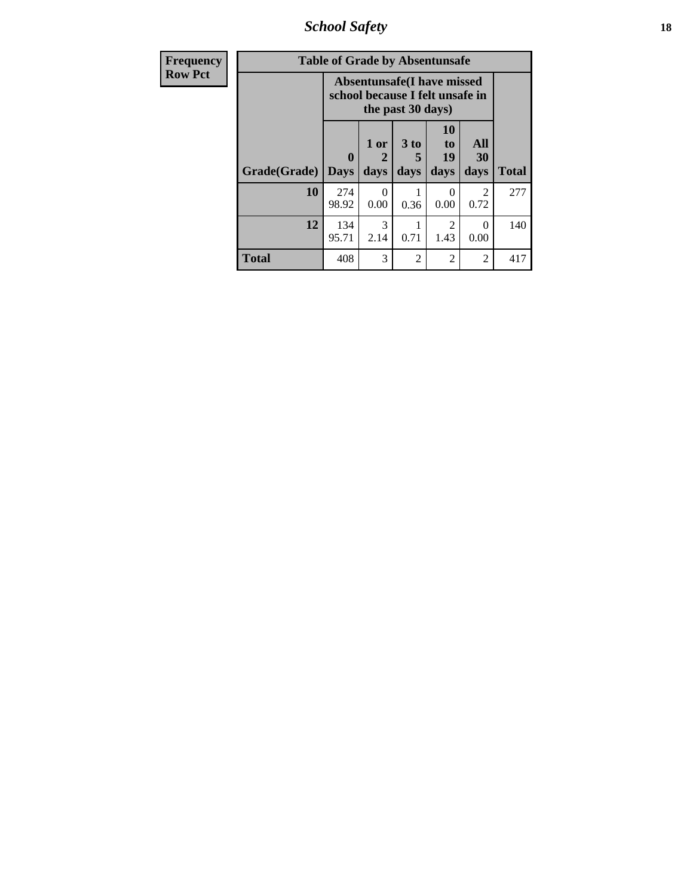| Frequency Row Pct | Table of Grade by Absentunsafe | | | | | |
|---|---|---|---|---|---|---|
| | Absentunsafe(I have missed school because I felt unsafe in the past 30 days) | | | | | |
| Grade(Grade) | 0 Days | 1 or 2 days | 3 to 5 days | 10 to 19 days | All 30 days | Total |
| 10 | 274 98.92 | 0 0.00 | 1 0.36 | 0 0.00 | 2 0.72 | 277 |
| 12 | 134 95.71 | 3 2.14 | 1 0.71 | 2 1.43 | 0 0.00 | 140 |
| Total | 408 | 3 | 2 | 2 | 2 | 417 |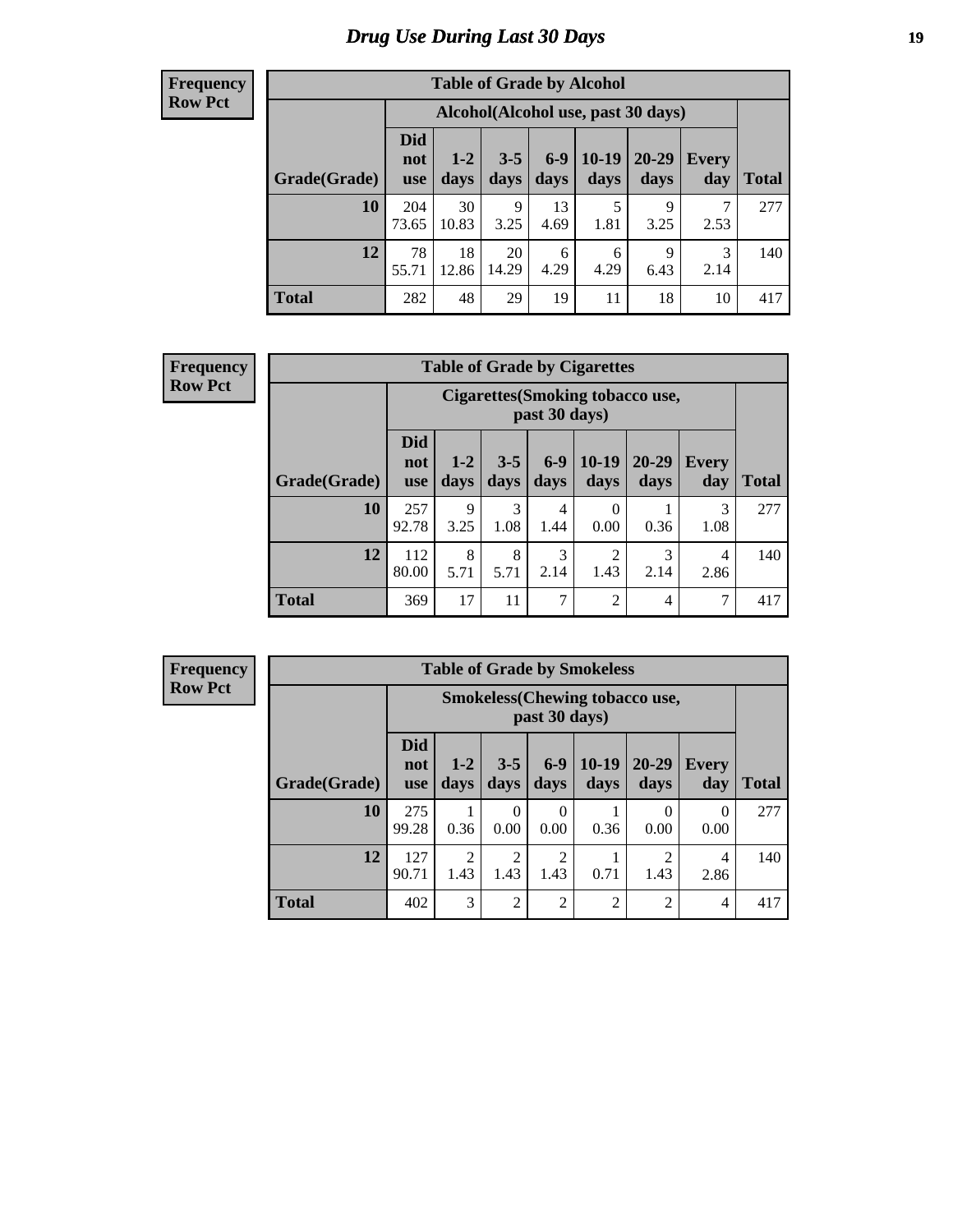# Drug Use During Last 30 Days

**Frequency**
**Row Pct**

| Table of Grade by Alcohol | | | | | | | | |
|---|---|---|---|---|---|---|---|---|
| | Alcohol(Alcohol use, past 30 days) | | | | | | | |
| Grade(Grade) | Did not use | 1-2 days | 3-5 days | 6-9 days | 10-19 days | 20-29 days | Every day | Total |
| 10 | 204 73.65 | 30 10.83 | 9 3.25 | 13 4.69 | 5 1.81 | 9 3.25 | 7 2.53 | 277 |
| 12 | 78 55.71 | 18 12.86 | 20 14.29 | 6 4.29 | 6 4.29 | 9 6.43 | 3 2.14 | 140 |
| Total | 282 | 48 | 29 | 19 | 11 | 18 | 10 | 417 |

**Frequency**
**Row Pct**

| Table of Grade by Cigarettes | | | | | | | | |
|---|---|---|---|---|---|---|---|---|
| | Cigarettes(Smoking tobacco use, past 30 days) | | | | | | | |
| Grade(Grade) | Did not use | 1-2 days | 3-5 days | 6-9 days | 10-19 days | 20-29 days | Every day | Total |
| 10 | 257 92.78 | 9 3.25 | 3 1.08 | 4 1.44 | 0 0.00 | 1 0.36 | 3 1.08 | 277 |
| 12 | 112 80.00 | 8 5.71 | 8 5.71 | 3 2.14 | 2 1.43 | 3 2.14 | 4 2.86 | 140 |
| Total | 369 | 17 | 11 | 7 | 2 | 4 | 7 | 417 |

**Frequency**
**Row Pct**

| Table of Grade by Smokeless | | | | | | | | |
|---|---|---|---|---|---|---|---|---|
| | Smokeless(Chewing tobacco use, past 30 days) | | | | | | | |
| Grade(Grade) | Did not use | 1-2 days | 3-5 days | 6-9 days | 10-19 days | 20-29 days | Every day | Total |
| 10 | 275 99.28 | 1 0.36 | 0 0.00 | 0 0.00 | 1 0.36 | 0 0.00 | 0 0.00 | 277 |
| 12 | 127 90.71 | 2 1.43 | 2 1.43 | 2 1.43 | 1 0.71 | 2 1.43 | 4 2.86 | 140 |
| Total | 402 | 3 | 2 | 2 | 2 | 2 | 4 | 417 |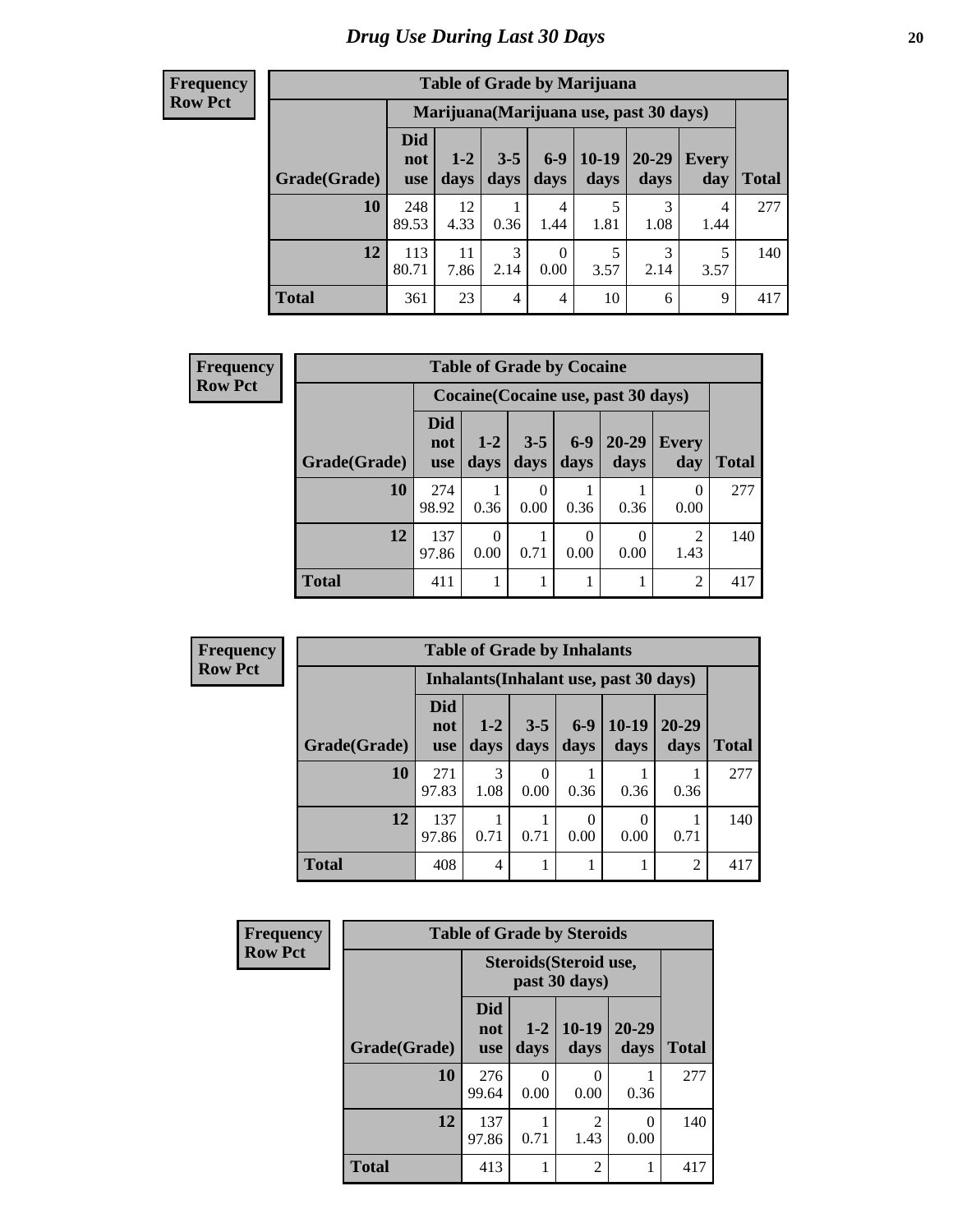# Drug Use During Last 30 Days

**Frequency**
**Row Pct**

| Table of Grade by Marijuana | | | | | | | | |
|---|---|---|---|---|---|---|---|---|
| | Marijuana(Marijuana use, past 30 days) | | | | | | | |
| Grade(Grade) | Did not use | 1-2 days | 3-5 days | 6-9 days | 10-19 days | 20-29 days | Every day | Total |
| 10 | 248<br>89.53 | 12<br>4.33 | 1<br>0.36 | 4<br>1.44 | 5<br>1.81 | 3<br>1.08 | 4<br>1.44 | 277 |
| 12 | 113<br>80.71 | 11<br>7.86 | 3<br>2.14 | 0<br>0.00 | 5<br>3.57 | 3<br>2.14 | 5<br>3.57 | 140 |
| Total | 361 | 23 | 4 | 4 | 10 | 6 | 9 | 417 |

**Frequency**
**Row Pct**

| Table of Grade by Cocaine | | | | | | | |
|---|---|---|---|---|---|---|---|
| | Cocaine(Cocaine use, past 30 days) | | | | | | |
| Grade(Grade) | Did not use | 1-2 days | 3-5 days | 6-9 days | 20-29 days | Every day | Total |
| 10 | 274<br>98.92 | 1<br>0.36 | 0<br>0.00 | 1<br>0.36 | 1<br>0.36 | 0<br>0.00 | 277 |
| 12 | 137<br>97.86 | 0<br>0.00 | 1<br>0.71 | 0<br>0.00 | 0<br>0.00 | 2<br>1.43 | 140 |
| Total | 411 | 1 | 1 | 1 | 1 | 2 | 417 |

**Frequency**
**Row Pct**

| Table of Grade by Inhalants | | | | | | | |
|---|---|---|---|---|---|---|---|
| | Inhalants(Inhalant use, past 30 days) | | | | | | |
| Grade(Grade) | Did not use | 1-2 days | 3-5 days | 6-9 days | 10-19 days | 20-29 days | Total |
| 10 | 271<br>97.83 | 3<br>1.08 | 0<br>0.00 | 1<br>0.36 | 1<br>0.36 | 1<br>0.36 | 277 |
| 12 | 137<br>97.86 | 1<br>0.71 | 1<br>0.71 | 0<br>0.00 | 0<br>0.00 | 1<br>0.71 | 140 |
| Total | 408 | 4 | 1 | 1 | 1 | 2 | 417 |

**Frequency**
**Row Pct**

| Table of Grade by Steroids | | | | | |
|---|---|---|---|---|---|
| | Steroids(Steroid use, past 30 days) | | | | |
| Grade(Grade) | Did not use | 1-2 days | 10-19 days | 20-29 days | Total |
| 10 | 276<br>99.64 | 0<br>0.00 | 0<br>0.00 | 1<br>0.36 | 277 |
| 12 | 137<br>97.86 | 1<br>0.71 | 2<br>1.43 | 0<br>0.00 | 140 |
| Total | 413 | 1 | 2 | 1 | 417 |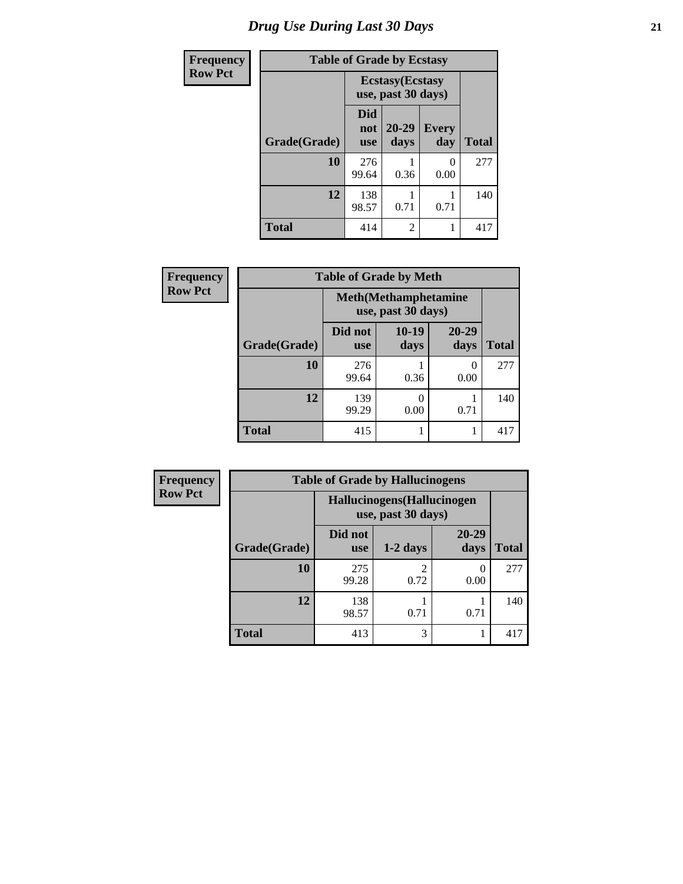# Drug Use During Last 30 Days

| Frequency Row Pct | Table of Grade by Ecstasy | | | |
|---|---|---|---|---|
| | Ecstasy(Ecstasy use, past 30 days) | | | |
| Grade(Grade) | Did not use | 20-29 days | Every day | Total |
| 10 | 276<br>99.64 | 1<br>0.36 | 0<br>0.00 | 277 |
| 12 | 138<br>98.57 | 1<br>0.71 | 1<br>0.71 | 140 |
| Total | 414 | 2 | 1 | 417 |

| Frequency Row Pct | Table of Grade by Meth | | | |
|---|---|---|---|---|
| | Meth(Methamphetamine use, past 30 days) | | | |
| Grade(Grade) | Did not use | 10-19 days | 20-29 days | Total |
| 10 | 276<br>99.64 | 1<br>0.36 | 0<br>0.00 | 277 |
| 12 | 139<br>99.29 | 0<br>0.00 | 1<br>0.71 | 140 |
| Total | 415 | 1 | 1 | 417 |

| Frequency Row Pct | Table of Grade by Hallucinogens | | | |
|---|---|---|---|---|
| | Hallucinogens(Hallucinogen use, past 30 days) | | | |
| Grade(Grade) | Did not use | 1-2 days | 20-29 days | Total |
| 10 | 275<br>99.28 | 2<br>0.72 | 0<br>0.00 | 277 |
| 12 | 138<br>98.57 | 1<br>0.71 | 1<br>0.71 | 140 |
| Total | 413 | 3 | 1 | 417 |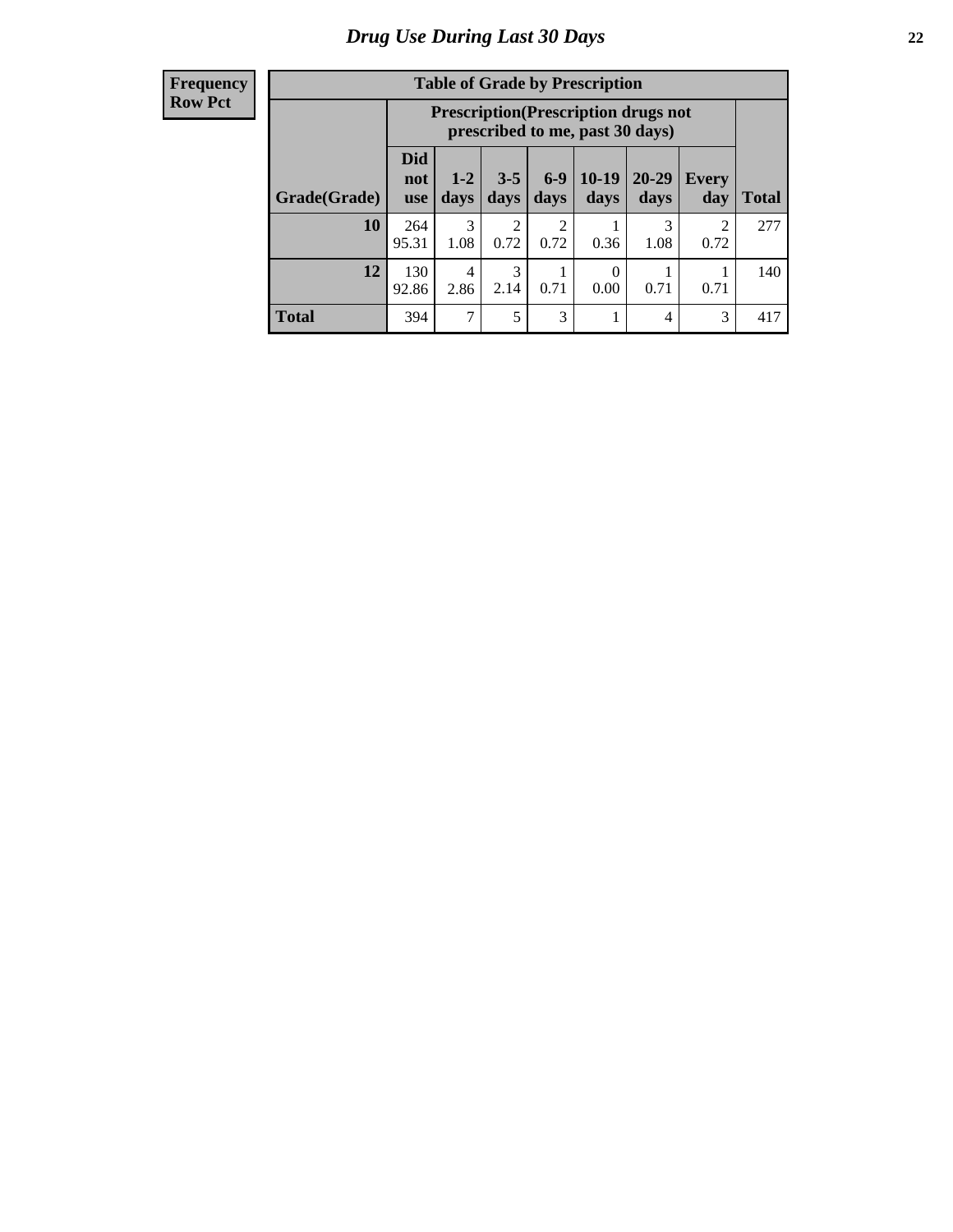# Drug Use During Last 30 Days

| Frequency Row Pct |
|---|

**Table of Grade by Prescription**

| Grade(Grade) | Prescription(Prescription drugs not prescribed to me, past 30 days) | | | | | | | Total |
|---|---|---|---|---|---|---|---|---|
| | Did not use | 1-2 days | 3-5 days | 6-9 days | 10-19 days | 20-29 days | Every day | |
| 10 | 264<br>95.31 | 3<br>1.08 | 2<br>0.72 | 2<br>0.72 | 1<br>0.36 | 3<br>1.08 | 2<br>0.72 | 277 |
| 12 | 130<br>92.86 | 4<br>2.86 | 3<br>2.14 | 1<br>0.71 | 0<br>0.00 | 1<br>0.71 | 1<br>0.71 | 140 |
| Total | 394 | 7 | 5 | 3 | 1 | 4 | 3 | 417 |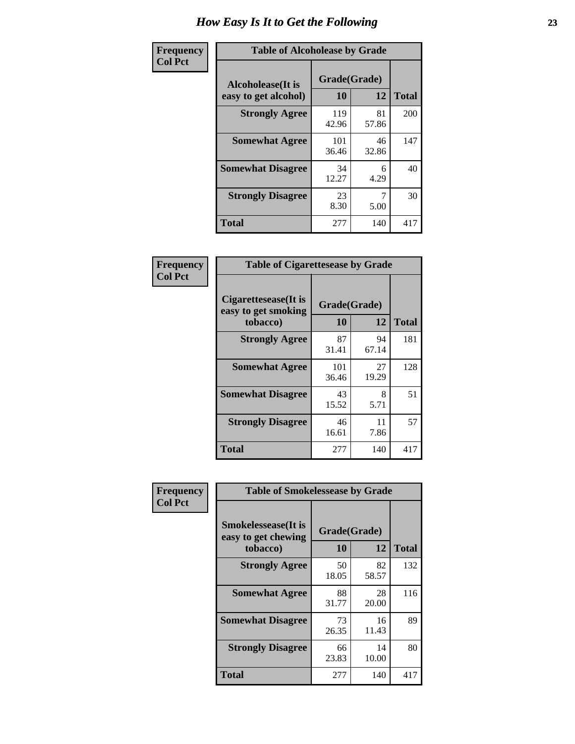# How Easy Is It to Get the Following

**Frequency**
**Col Pct**

| Table of Alcoholease by Grade | | | |
|---|---|---|---|
| Alcoholease(It is easy to get alcohol) | Grade(Grade) | | |
| | 10 | 12 | Total |
| Strongly Agree | 119<br>42.96 | 81<br>57.86 | 200 |
| Somewhat Agree | 101<br>36.46 | 46<br>32.86 | 147 |
| Somewhat Disagree | 34<br>12.27 | 6<br>4.29 | 40 |
| Strongly Disagree | 23<br>8.30 | 7<br>5.00 | 30 |
| Total | 277 | 140 | 417 |

**Frequency**
**Col Pct**

| Table of Cigarettesease by Grade | | | |
|---|---|---|---|
| Cigarettesease(It is easy to get smoking tobacco) | Grade(Grade) | | |
| | 10 | 12 | Total |
| Strongly Agree | 87<br>31.41 | 94<br>67.14 | 181 |
| Somewhat Agree | 101<br>36.46 | 27<br>19.29 | 128 |
| Somewhat Disagree | 43<br>15.52 | 8<br>5.71 | 51 |
| Strongly Disagree | 46<br>16.61 | 11<br>7.86 | 57 |
| Total | 277 | 140 | 417 |

**Frequency**
**Col Pct**

| Table of Smokelessease by Grade | | | |
|---|---|---|---|
| Smokelessease(It is easy to get chewing tobacco) | Grade(Grade) | | |
| | 10 | 12 | Total |
| Strongly Agree | 50<br>18.05 | 82<br>58.57 | 132 |
| Somewhat Agree | 88<br>31.77 | 28<br>20.00 | 116 |
| Somewhat Disagree | 73<br>26.35 | 16<br>11.43 | 89 |
| Strongly Disagree | 66<br>23.83 | 14<br>10.00 | 80 |
| Total | 277 | 140 | 417 |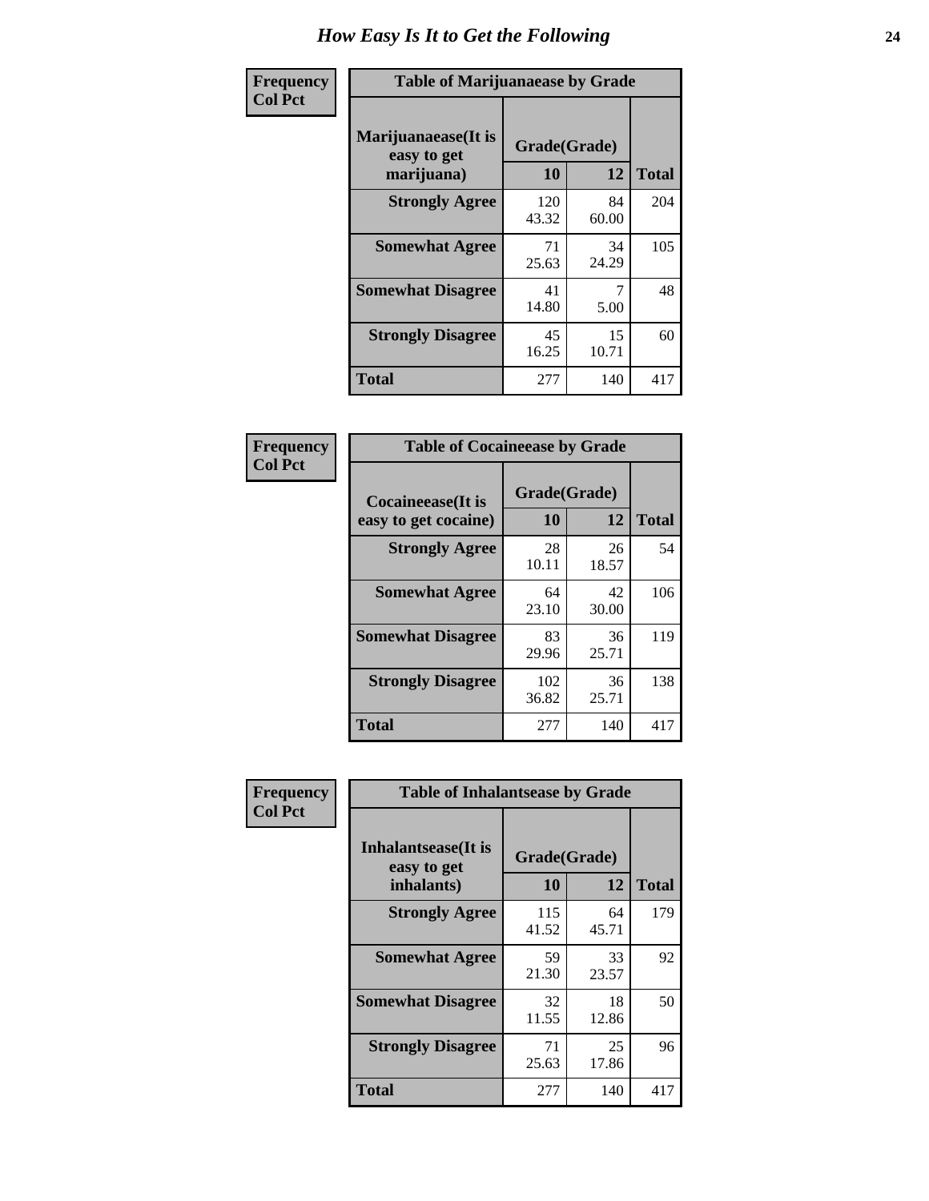# How Easy Is It to Get the Following

**Frequency**
**Col Pct**

**Table of Marijuanaease by Grade**

| Marijuanaease(It is easy to get marijuana) | Grade(Grade) | | Total |
|---|---|---|---|
| | 10 | 12 | |
| Strongly Agree | 120<br>43.32 | 84<br>60.00 | 204 |
| Somewhat Agree | 71<br>25.63 | 34<br>24.29 | 105 |
| Somewhat Disagree | 41<br>14.80 | 7<br>5.00 | 48 |
| Strongly Disagree | 45<br>16.25 | 15<br>10.71 | 60 |
| Total | 277 | 140 | 417 |

**Frequency**
**Col Pct**

**Table of Cocaineease by Grade**

| Cocaineease(It is easy to get cocaine) | Grade(Grade) | | Total |
|---|---|---|---|
| | 10 | 12 | |
| Strongly Agree | 28<br>10.11 | 26<br>18.57 | 54 |
| Somewhat Agree | 64<br>23.10 | 42<br>30.00 | 106 |
| Somewhat Disagree | 83<br>29.96 | 36<br>25.71 | 119 |
| Strongly Disagree | 102<br>36.82 | 36<br>25.71 | 138 |
| Total | 277 | 140 | 417 |

**Frequency**
**Col Pct**

**Table of Inhalantsease by Grade**

| Inhalantsease(It is easy to get inhalants) | Grade(Grade) | | Total |
|---|---|---|---|
| | 10 | 12 | |
| Strongly Agree | 115<br>41.52 | 64<br>45.71 | 179 |
| Somewhat Agree | 59<br>21.30 | 33<br>23.57 | 92 |
| Somewhat Disagree | 32<br>11.55 | 18<br>12.86 | 50 |
| Strongly Disagree | 71<br>25.63 | 25<br>17.86 | 96 |
| Total | 277 | 140 | 417 |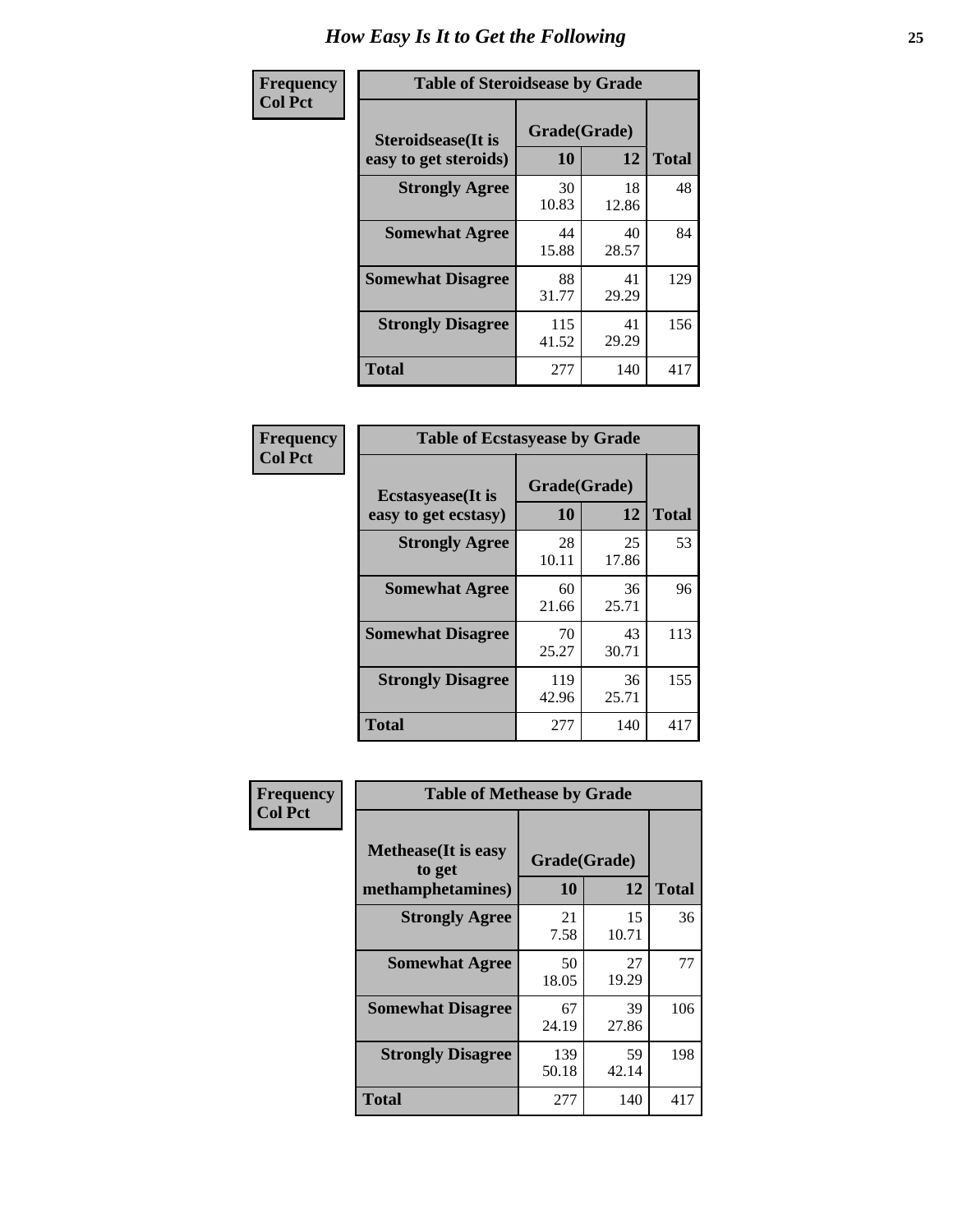# How Easy Is It to Get the Following

**Frequency / Col Pct**

**Table of Steroidsease by Grade**

| Steroidsease(It is easy to get steroids) | Grade(Grade) 10 | 12 | Total |
|---|---|---|---|
| **Strongly Agree** | 30<br>10.83 | 18<br>12.86 | 48 |
| **Somewhat Agree** | 44<br>15.88 | 40<br>28.57 | 84 |
| **Somewhat Disagree** | 88<br>31.77 | 41<br>29.29 | 129 |
| **Strongly Disagree** | 115<br>41.52 | 41<br>29.29 | 156 |
| **Total** | 277 | 140 | 417 |

**Frequency / Col Pct**

**Table of Ecstasyease by Grade**

| Ecstasyease(It is easy to get ecstasy) | Grade(Grade) 10 | 12 | Total |
|---|---|---|---|
| **Strongly Agree** | 28<br>10.11 | 25<br>17.86 | 53 |
| **Somewhat Agree** | 60<br>21.66 | 36<br>25.71 | 96 |
| **Somewhat Disagree** | 70<br>25.27 | 43<br>30.71 | 113 |
| **Strongly Disagree** | 119<br>42.96 | 36<br>25.71 | 155 |
| **Total** | 277 | 140 | 417 |

**Frequency / Col Pct**

**Table of Methease by Grade**

| Methease(It is easy to get methamphetamines) | Grade(Grade) 10 | 12 | Total |
|---|---|---|---|
| **Strongly Agree** | 21<br>7.58 | 15<br>10.71 | 36 |
| **Somewhat Agree** | 50<br>18.05 | 27<br>19.29 | 77 |
| **Somewhat Disagree** | 67<br>24.19 | 39<br>27.86 | 106 |
| **Strongly Disagree** | 139<br>50.18 | 59<br>42.14 | 198 |
| **Total** | 277 | 140 | 417 |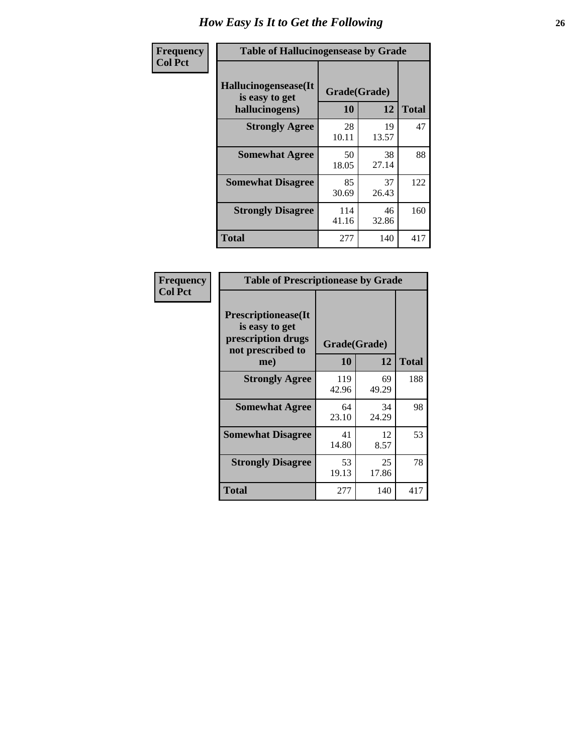# How Easy Is It to Get the Following

| Frequency Col Pct | Table of Hallucinogensease by Grade | | |
|---|---|---|---|
| Hallucinogensease(It is easy to get hallucinogens) | Grade(Grade) | | |
| | 10 | 12 | Total |
| Strongly Agree | 28<br>10.11 | 19<br>13.57 | 47 |
| Somewhat Agree | 50<br>18.05 | 38<br>27.14 | 88 |
| Somewhat Disagree | 85<br>30.69 | 37<br>26.43 | 122 |
| Strongly Disagree | 114<br>41.16 | 46<br>32.86 | 160 |
| Total | 277 | 140 | 417 |

| Frequency Col Pct | Table of Prescriptionease by Grade | | |
|---|---|---|---|
| Prescriptionease(It is easy to get prescription drugs not prescribed to me) | Grade(Grade) | | |
| | 10 | 12 | Total |
| Strongly Agree | 119<br>42.96 | 69<br>49.29 | 188 |
| Somewhat Agree | 64<br>23.10 | 34<br>24.29 | 98 |
| Somewhat Disagree | 41<br>14.80 | 12<br>8.57 | 53 |
| Strongly Disagree | 53<br>19.13 | 25<br>17.86 | 78 |
| Total | 277 | 140 | 417 |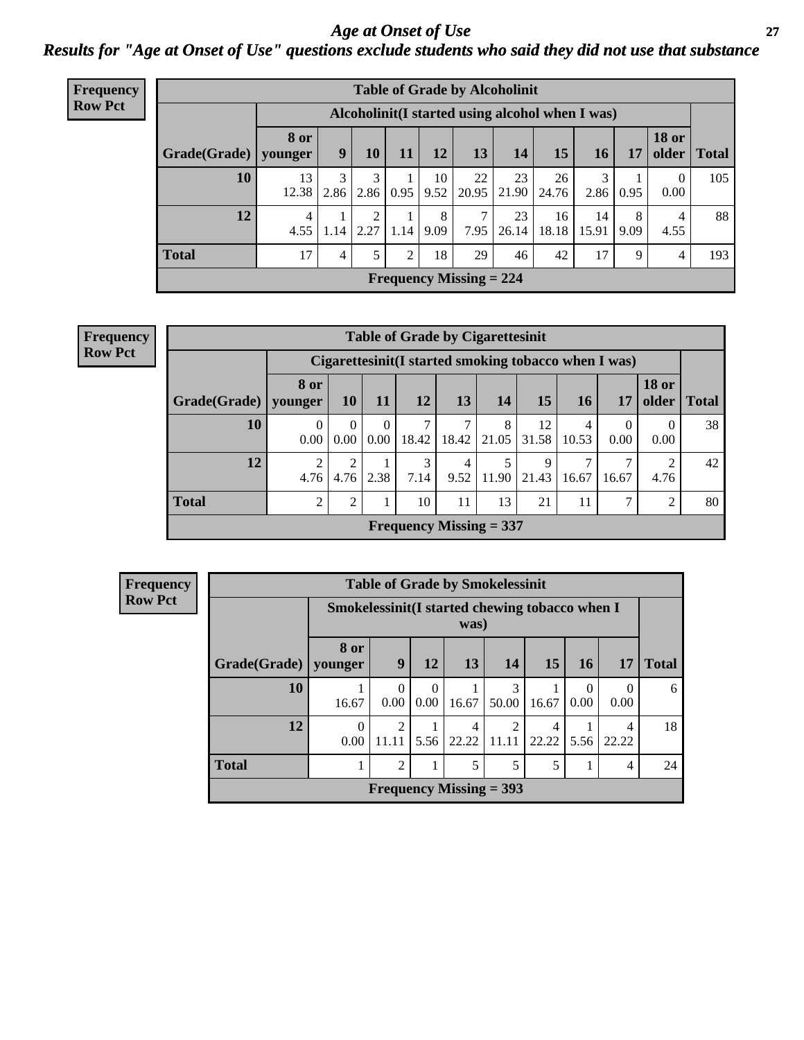# *Age at Onset of Use*

***Results for "Age at Onset of Use" questions exclude students who said they did not use that substance***

**Frequency Row Pct**

| Table of Grade by Alcoholinit | | | | | | | | | | | | |
|---|---|---|---|---|---|---|---|---|---|---|---|---|
| | Alcoholinit(I started using alcohol when I was) | | | | | | | | | | | |
| Grade(Grade) | 8 or younger | 9 | 10 | 11 | 12 | 13 | 14 | 15 | 16 | 17 | 18 or older | Total |
| 10 | 13<br>12.38 | 3<br>2.86 | 3<br>2.86 | 1<br>0.95 | 10<br>9.52 | 22<br>20.95 | 23<br>21.90 | 26<br>24.76 | 3<br>2.86 | 1<br>0.95 | 0<br>0.00 | 105 |
| 12 | 4<br>4.55 | 1<br>1.14 | 2<br>2.27 | 1<br>1.14 | 8<br>9.09 | 7<br>7.95 | 23<br>26.14 | 16<br>18.18 | 14<br>15.91 | 8<br>9.09 | 4<br>4.55 | 88 |
| Total | 17 | 4 | 5 | 2 | 18 | 29 | 46 | 42 | 17 | 9 | 4 | 193 |
| Frequency Missing = 224 | | | | | | | | | | | | |

**Frequency Row Pct**

| Table of Grade by Cigarettesinit | | | | | | | | | | | |
|---|---|---|---|---|---|---|---|---|---|---|---|
| | Cigarettesinit(I started smoking tobacco when I was) | | | | | | | | | | |
| Grade(Grade) | 8 or younger | 10 | 11 | 12 | 13 | 14 | 15 | 16 | 17 | 18 or older | Total |
| 10 | 0<br>0.00 | 0<br>0.00 | 0<br>0.00 | 7<br>18.42 | 7<br>18.42 | 8<br>21.05 | 12<br>31.58 | 4<br>10.53 | 0<br>0.00 | 0<br>0.00 | 38 |
| 12 | 2<br>4.76 | 2<br>4.76 | 1<br>2.38 | 3<br>7.14 | 4<br>9.52 | 5<br>11.90 | 9<br>21.43 | 7<br>16.67 | 7<br>16.67 | 2<br>4.76 | 42 |
| Total | 2 | 2 | 1 | 10 | 11 | 13 | 21 | 11 | 7 | 2 | 80 |
| Frequency Missing = 337 | | | | | | | | | | | |

**Frequency Row Pct**

| Table of Grade by Smokelessinit | | | | | | | | | |
|---|---|---|---|---|---|---|---|---|---|
| | Smokelessinit(I started chewing tobacco when I was) | | | | | | | | |
| Grade(Grade) | 8 or younger | 9 | 12 | 13 | 14 | 15 | 16 | 17 | Total |
| 10 | 1<br>16.67 | 0<br>0.00 | 0<br>0.00 | 1<br>16.67 | 3<br>50.00 | 1<br>16.67 | 0<br>0.00 | 0<br>0.00 | 6 |
| 12 | 0<br>0.00 | 2<br>11.11 | 1<br>5.56 | 4<br>22.22 | 2<br>11.11 | 4<br>22.22 | 1<br>5.56 | 4<br>22.22 | 18 |
| Total | 1 | 2 | 1 | 5 | 5 | 5 | 1 | 4 | 24 |
| Frequency Missing = 393 | | | | | | | | | |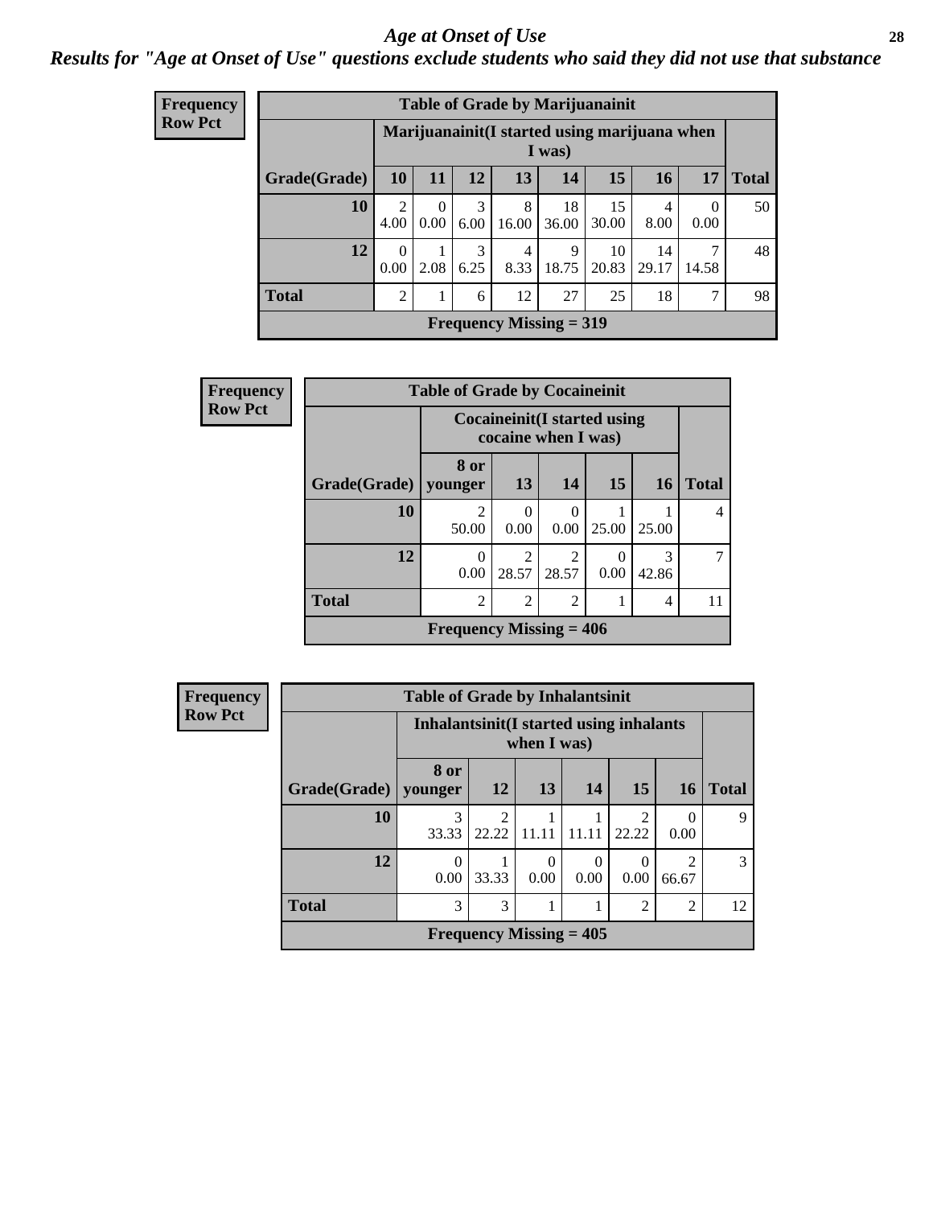# Age at Onset of Use

***Results for "Age at Onset of Use" questions exclude students who said they did not use that substance***

**Frequency**
**Row Pct**

**Table of Grade by Marijuanainit**

| Grade(Grade) | Marijuanainit(I started using marijuana when I was) | | | | | | | | Total |
|---|---|---|---|---|---|---|---|---|---|
| | 10 | 11 | 12 | 13 | 14 | 15 | 16 | 17 | |
| 10 | 2<br>4.00 | 0<br>0.00 | 3<br>6.00 | 8<br>16.00 | 18<br>36.00 | 15<br>30.00 | 4<br>8.00 | 0<br>0.00 | 50 |
| 12 | 0<br>0.00 | 1<br>2.08 | 3<br>6.25 | 4<br>8.33 | 9<br>18.75 | 10<br>20.83 | 14<br>29.17 | 7<br>14.58 | 48 |
| Total | 2 | 1 | 6 | 12 | 27 | 25 | 18 | 7 | 98 |

**Frequency Missing = 319**

**Frequency**
**Row Pct**

**Table of Grade by Cocaineinit**

| Grade(Grade) | Cocaineinit(I started using cocaine when I was) | | | | | Total |
|---|---|---|---|---|---|---|
| | 8 or younger | 13 | 14 | 15 | 16 | |
| 10 | 2<br>50.00 | 0<br>0.00 | 0<br>0.00 | 1<br>25.00 | 1<br>25.00 | 4 |
| 12 | 0<br>0.00 | 2<br>28.57 | 2<br>28.57 | 0<br>0.00 | 3<br>42.86 | 7 |
| Total | 2 | 2 | 2 | 1 | 4 | 11 |

**Frequency Missing = 406**

**Frequency**
**Row Pct**

**Table of Grade by Inhalantsinit**

| Grade(Grade) | Inhalantsinit(I started using inhalants when I was) | | | | | | Total |
|---|---|---|---|---|---|---|---|
| | 8 or younger | 12 | 13 | 14 | 15 | 16 | |
| 10 | 3<br>33.33 | 2<br>22.22 | 1<br>11.11 | 1<br>11.11 | 2<br>22.22 | 0<br>0.00 | 9 |
| 12 | 0<br>0.00 | 1<br>33.33 | 0<br>0.00 | 0<br>0.00 | 0<br>0.00 | 2<br>66.67 | 3 |
| Total | 3 | 3 | 1 | 1 | 2 | 2 | 12 |

**Frequency Missing = 405**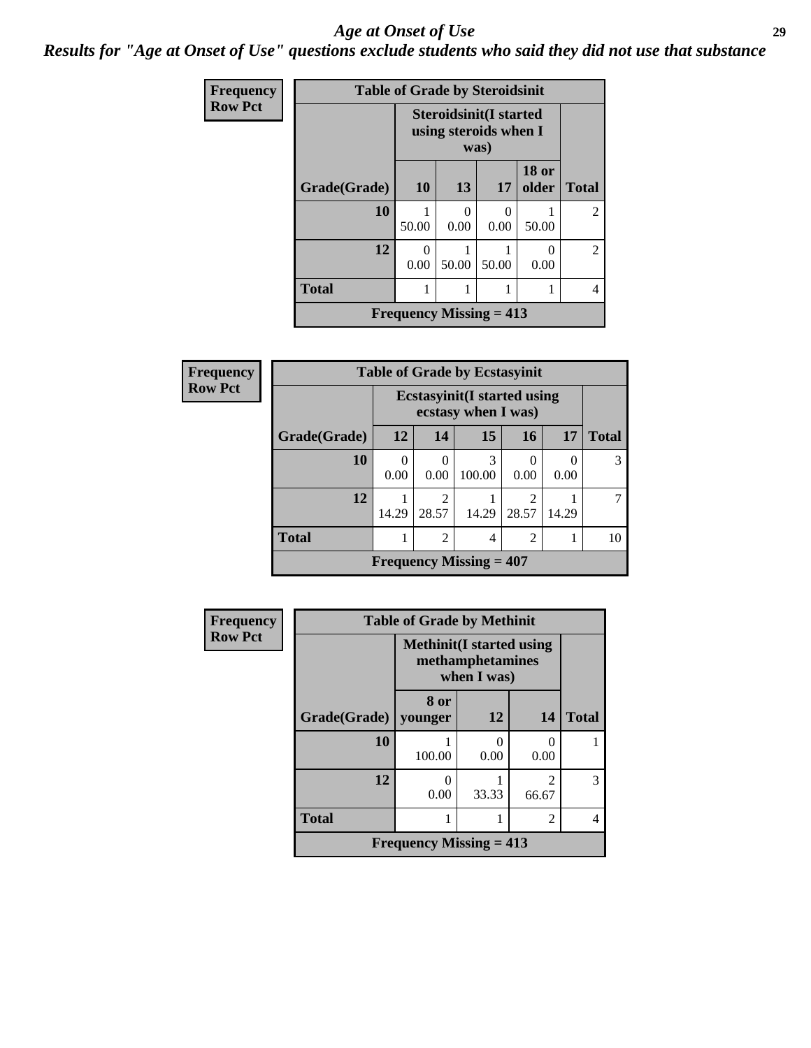# *Age at Onset of Use*

***Results for "Age at Onset of Use" questions exclude students who said they did not use that substance***

**Frequency**
**Row Pct**

| Table of Grade by Steroidsinit | | | | | |
|---|---|---|---|---|---|
| | Steroidsinit(I started using steroids when I was) | | | | |
| Grade(Grade) | 10 | 13 | 17 | 18 or older | Total |
| **10** | 1<br>50.00 | 0<br>0.00 | 0<br>0.00 | 1<br>50.00 | 2 |
| **12** | 0<br>0.00 | 1<br>50.00 | 1<br>50.00 | 0<br>0.00 | 2 |
| **Total** | 1 | 1 | 1 | 1 | 4 |
| Frequency Missing = 413 | | | | | |

**Frequency**
**Row Pct**

| Table of Grade by Ecstasyinit | | | | | | |
|---|---|---|---|---|---|---|
| | Ecstasyinit(I started using ecstasy when I was) | | | | | |
| Grade(Grade) | 12 | 14 | 15 | 16 | 17 | Total |
| **10** | 0<br>0.00 | 0<br>0.00 | 3<br>100.00 | 0<br>0.00 | 0<br>0.00 | 3 |
| **12** | 1<br>14.29 | 2<br>28.57 | 1<br>14.29 | 2<br>28.57 | 1<br>14.29 | 7 |
| **Total** | 1 | 2 | 4 | 2 | 1 | 10 |
| Frequency Missing = 407 | | | | | | |

**Frequency**
**Row Pct**

| Table of Grade by Methinit | | | | |
|---|---|---|---|---|
| | Methinit(I started using methamphetamines when I was) | | | |
| Grade(Grade) | 8 or younger | 12 | 14 | Total |
| **10** | 1<br>100.00 | 0<br>0.00 | 0<br>0.00 | 1 |
| **12** | 0<br>0.00 | 1<br>33.33 | 2<br>66.67 | 3 |
| **Total** | 1 | 1 | 2 | 4 |
| Frequency Missing = 413 | | | | |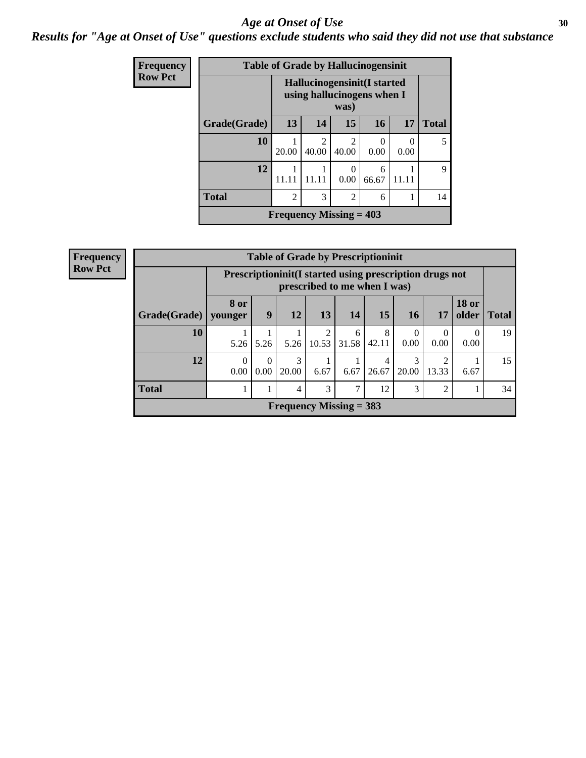## Age at Onset of Use

***Results for "Age at Onset of Use" questions exclude students who said they did not use that substance***

**Frequency**
**Row Pct**

| Table of Grade by Hallucinogensinit | | | | | | |
|---|---|---|---|---|---|---|
| | Hallucinogensinit(I started using hallucinogens when I was) | | | | | |
| Grade(Grade) | 13 | 14 | 15 | 16 | 17 | Total |
| **10** | 1<br>20.00 | 2<br>40.00 | 2<br>40.00 | 0<br>0.00 | 0<br>0.00 | 5 |
| **12** | 1<br>11.11 | 1<br>11.11 | 0<br>0.00 | 6<br>66.67 | 1<br>11.11 | 9 |
| **Total** | 2 | 3 | 2 | 6 | 1 | 14 |
| Frequency Missing = 403 | | | | | | |

**Frequency**
**Row Pct**

| Table of Grade by Prescriptioninit | | | | | | | | | | |
|---|---|---|---|---|---|---|---|---|---|---|
| | Prescriptioninit(I started using prescription drugs not prescribed to me when I was) | | | | | | | | | |
| Grade(Grade) | 8 or younger | 9 | 12 | 13 | 14 | 15 | 16 | 17 | 18 or older | Total |
| **10** | 1<br>5.26 | 1<br>5.26 | 1<br>5.26 | 2<br>10.53 | 6<br>31.58 | 8<br>42.11 | 0<br>0.00 | 0<br>0.00 | 0<br>0.00 | 19 |
| **12** | 0<br>0.00 | 0<br>0.00 | 3<br>20.00 | 1<br>6.67 | 1<br>6.67 | 4<br>26.67 | 3<br>20.00 | 2<br>13.33 | 1<br>6.67 | 15 |
| **Total** | 1 | 1 | 4 | 3 | 7 | 12 | 3 | 2 | 1 | 34 |
| Frequency Missing = 383 | | | | | | | | | | |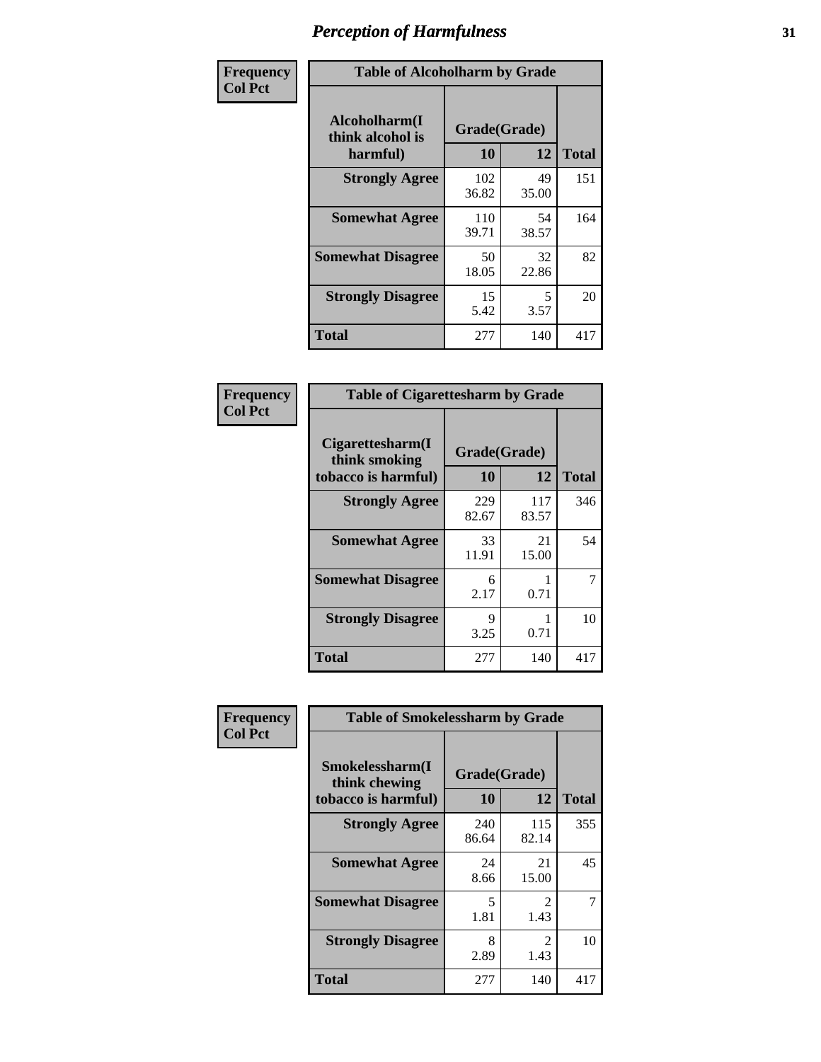# Perception of Harmfulness

| Frequency<br>Col Pct | Table of Alcoholharm by Grade | | |
|---|---|---|---|
| Alcoholharm(I think alcohol is harmful) | Grade(Grade) | | |
| | 10 | 12 | Total |
| Strongly Agree | 102<br>36.82 | 49<br>35.00 | 151 |
| Somewhat Agree | 110<br>39.71 | 54<br>38.57 | 164 |
| Somewhat Disagree | 50<br>18.05 | 32<br>22.86 | 82 |
| Strongly Disagree | 15<br>5.42 | 5<br>3.57 | 20 |
| Total | 277 | 140 | 417 |

| Frequency<br>Col Pct | Table of Cigarettesharm by Grade | | |
|---|---|---|---|
| Cigarettesharm(I think smoking tobacco is harmful) | Grade(Grade) | | |
| | 10 | 12 | Total |
| Strongly Agree | 229<br>82.67 | 117<br>83.57 | 346 |
| Somewhat Agree | 33<br>11.91 | 21<br>15.00 | 54 |
| Somewhat Disagree | 6<br>2.17 | 1<br>0.71 | 7 |
| Strongly Disagree | 9<br>3.25 | 1<br>0.71 | 10 |
| Total | 277 | 140 | 417 |

| Frequency<br>Col Pct | Table of Smokelessharm by Grade | | |
|---|---|---|---|
| Smokelessharm(I think chewing tobacco is harmful) | Grade(Grade) | | |
| | 10 | 12 | Total |
| Strongly Agree | 240<br>86.64 | 115<br>82.14 | 355 |
| Somewhat Agree | 24<br>8.66 | 21<br>15.00 | 45 |
| Somewhat Disagree | 5<br>1.81 | 2<br>1.43 | 7 |
| Strongly Disagree | 8<br>2.89 | 2<br>1.43 | 10 |
| Total | 277 | 140 | 417 |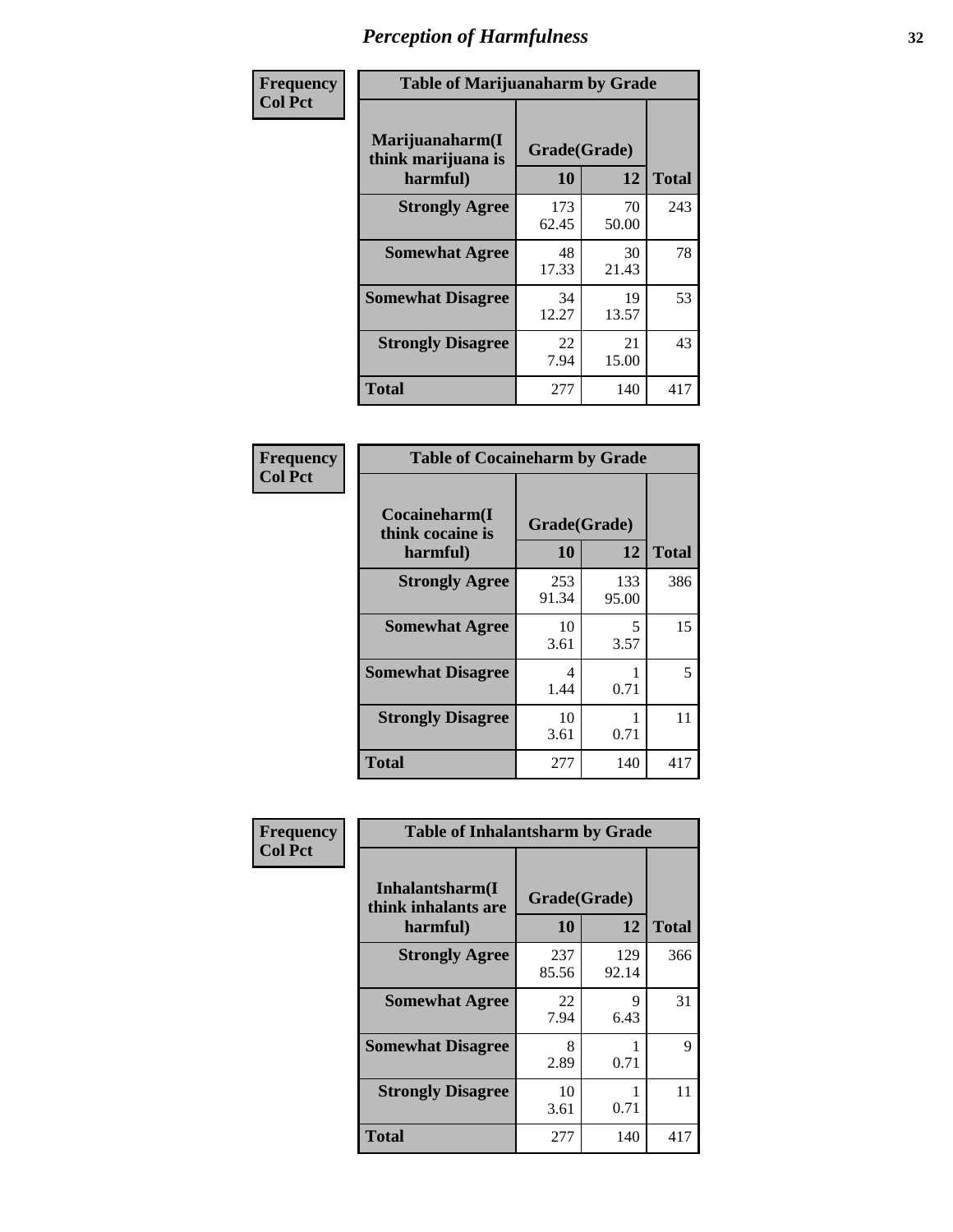# Perception of Harmfulness

**Frequency / Col Pct**

**Table of Marijuanaharm by Grade**

| Marijuanaharm(I think marijuana is harmful) | Grade(Grade) 10 | 12 | Total |
|---|---|---|---|
| **Strongly Agree** | 173<br>62.45 | 70<br>50.00 | 243 |
| **Somewhat Agree** | 48<br>17.33 | 30<br>21.43 | 78 |
| **Somewhat Disagree** | 34<br>12.27 | 19<br>13.57 | 53 |
| **Strongly Disagree** | 22<br>7.94 | 21<br>15.00 | 43 |
| **Total** | 277 | 140 | 417 |

**Frequency / Col Pct**

**Table of Cocaineharm by Grade**

| Cocaineharm(I think cocaine is harmful) | Grade(Grade) 10 | 12 | Total |
|---|---|---|---|
| **Strongly Agree** | 253<br>91.34 | 133<br>95.00 | 386 |
| **Somewhat Agree** | 10<br>3.61 | 5<br>3.57 | 15 |
| **Somewhat Disagree** | 4<br>1.44 | 1<br>0.71 | 5 |
| **Strongly Disagree** | 10<br>3.61 | 1<br>0.71 | 11 |
| **Total** | 277 | 140 | 417 |

**Frequency / Col Pct**

**Table of Inhalantsharm by Grade**

| Inhalantsharm(I think inhalants are harmful) | Grade(Grade) 10 | 12 | Total |
|---|---|---|---|
| **Strongly Agree** | 237<br>85.56 | 129<br>92.14 | 366 |
| **Somewhat Agree** | 22<br>7.94 | 9<br>6.43 | 31 |
| **Somewhat Disagree** | 8<br>2.89 | 1<br>0.71 | 9 |
| **Strongly Disagree** | 10<br>3.61 | 1<br>0.71 | 11 |
| **Total** | 277 | 140 | 417 |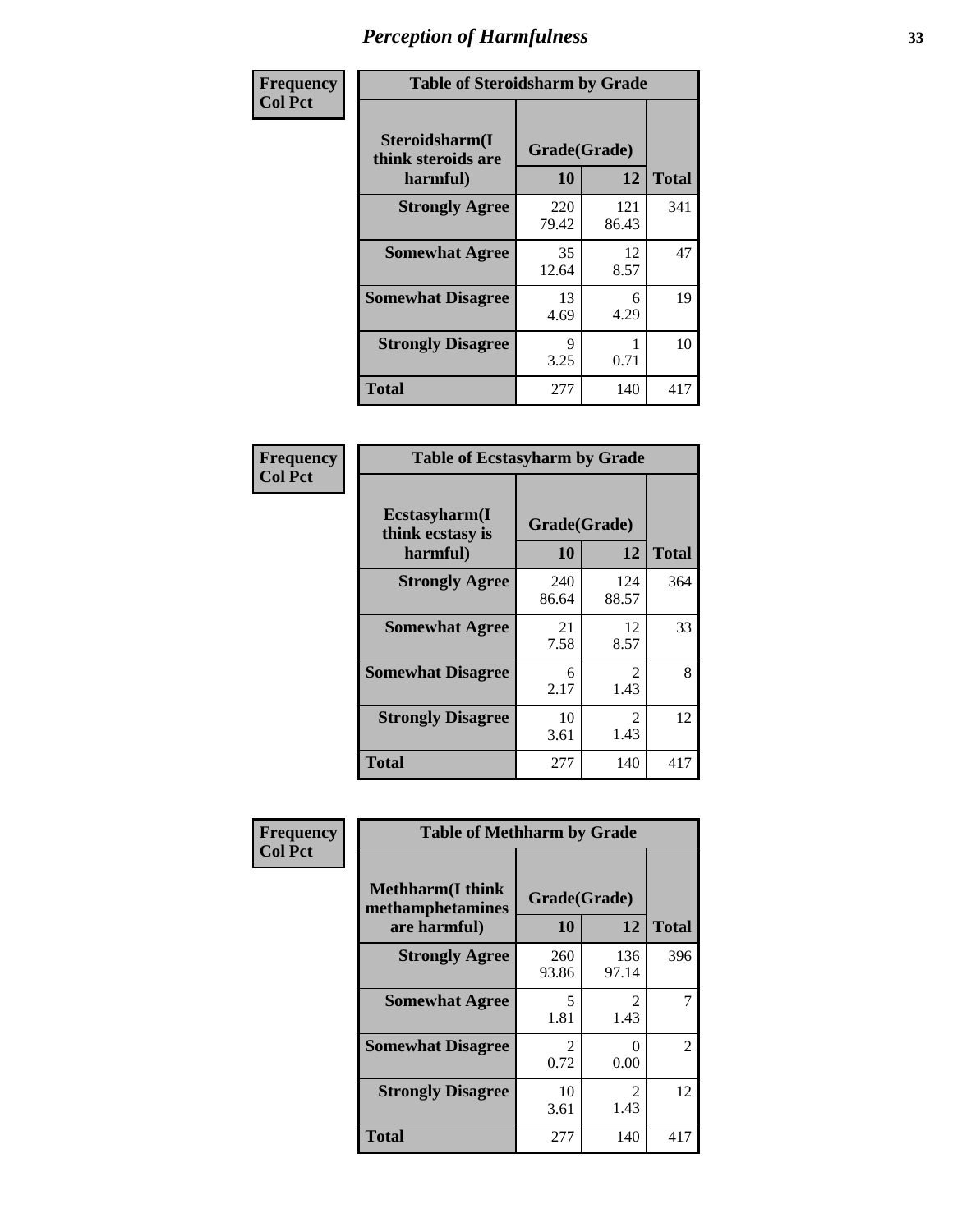# Perception of Harmfulness

**Frequency**
**Col Pct**

| Table of Steroidsharm by Grade | | | |
|---|---|---|---|
| Steroidsharm(I think steroids are harmful) | Grade(Grade) | | |
| | 10 | 12 | Total |
| Strongly Agree | 220<br>79.42 | 121<br>86.43 | 341 |
| Somewhat Agree | 35<br>12.64 | 12<br>8.57 | 47 |
| Somewhat Disagree | 13<br>4.69 | 6<br>4.29 | 19 |
| Strongly Disagree | 9<br>3.25 | 1<br>0.71 | 10 |
| Total | 277 | 140 | 417 |

**Frequency**
**Col Pct**

| Table of Ecstasyharm by Grade | | | |
|---|---|---|---|
| Ecstasyharm(I think ecstasy is harmful) | Grade(Grade) | | |
| | 10 | 12 | Total |
| Strongly Agree | 240<br>86.64 | 124<br>88.57 | 364 |
| Somewhat Agree | 21<br>7.58 | 12<br>8.57 | 33 |
| Somewhat Disagree | 6<br>2.17 | 2<br>1.43 | 8 |
| Strongly Disagree | 10<br>3.61 | 2<br>1.43 | 12 |
| Total | 277 | 140 | 417 |

**Frequency**
**Col Pct**

| Table of Methharm by Grade | | | |
|---|---|---|---|
| Methharm(I think methamphetamines are harmful) | Grade(Grade) | | |
| | 10 | 12 | Total |
| Strongly Agree | 260<br>93.86 | 136<br>97.14 | 396 |
| Somewhat Agree | 5<br>1.81 | 2<br>1.43 | 7 |
| Somewhat Disagree | 2<br>0.72 | 0<br>0.00 | 2 |
| Strongly Disagree | 10<br>3.61 | 2<br>1.43 | 12 |
| Total | 277 | 140 | 417 |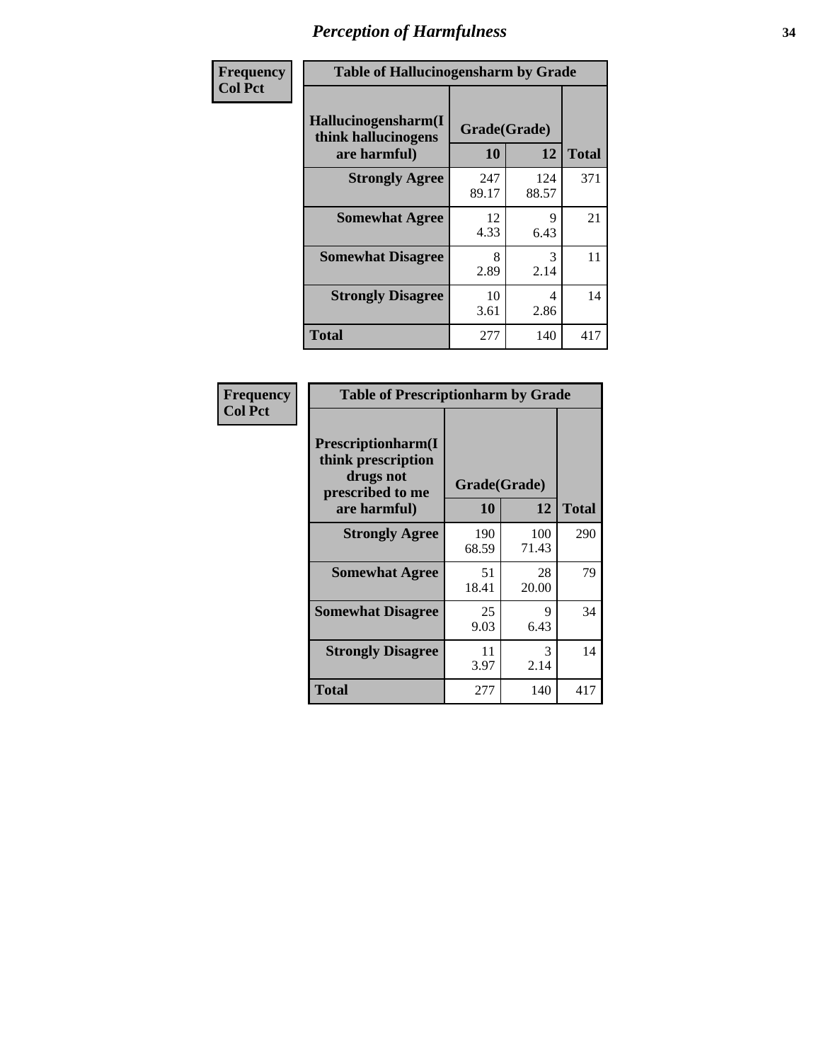# Perception of Harmfulness

| Frequency Col Pct | Table of Hallucinogensharm by Grade | | |
|---|---|---|---|
| Hallucinogensharm(I think hallucinogens are harmful) | Grade(Grade) | | |
| | 10 | 12 | Total |
| Strongly Agree | 247<br>89.17 | 124<br>88.57 | 371 |
| Somewhat Agree | 12<br>4.33 | 9<br>6.43 | 21 |
| Somewhat Disagree | 8<br>2.89 | 3<br>2.14 | 11 |
| Strongly Disagree | 10<br>3.61 | 4<br>2.86 | 14 |
| Total | 277 | 140 | 417 |

| Frequency Col Pct | Table of Prescriptionharm by Grade | | |
|---|---|---|---|
| Prescriptionharm(I think prescription drugs not prescribed to me are harmful) | Grade(Grade) | | |
| | 10 | 12 | Total |
| Strongly Agree | 190<br>68.59 | 100<br>71.43 | 290 |
| Somewhat Agree | 51<br>18.41 | 28<br>20.00 | 79 |
| Somewhat Disagree | 25<br>9.03 | 9<br>6.43 | 34 |
| Strongly Disagree | 11<br>3.97 | 3<br>2.14 | 14 |
| Total | 277 | 140 | 417 |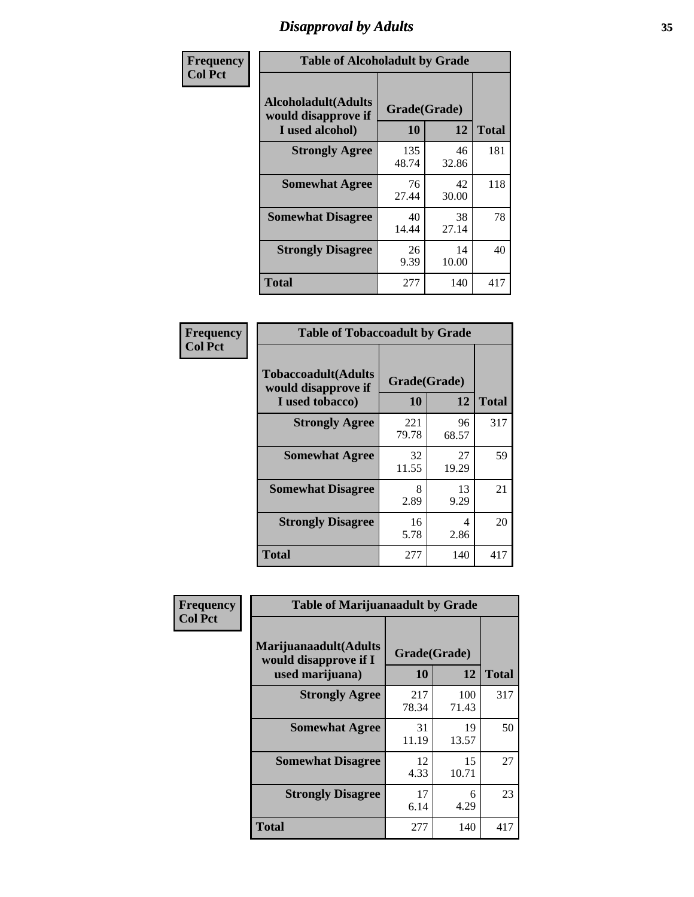## Disapproval by Adults

| Frequency<br>Col Pct |
|---|

**Table of Alcoholadult by Grade**

| Alcoholadult(Adults would disapprove if I used alcohol) | Grade(Grade) | | Total |
|---|---|---|---|
| | 10 | 12 | |
| Strongly Agree | 135<br>48.74 | 46<br>32.86 | 181 |
| Somewhat Agree | 76<br>27.44 | 42<br>30.00 | 118 |
| Somewhat Disagree | 40<br>14.44 | 38<br>27.14 | 78 |
| Strongly Disagree | 26<br>9.39 | 14<br>10.00 | 40 |
| Total | 277 | 140 | 417 |

| Frequency<br>Col Pct |
|---|

**Table of Tobaccoadult by Grade**

| Tobaccoadult(Adults would disapprove if I used tobacco) | Grade(Grade) | | Total |
|---|---|---|---|
| | 10 | 12 | |
| Strongly Agree | 221<br>79.78 | 96<br>68.57 | 317 |
| Somewhat Agree | 32<br>11.55 | 27<br>19.29 | 59 |
| Somewhat Disagree | 8<br>2.89 | 13<br>9.29 | 21 |
| Strongly Disagree | 16<br>5.78 | 4<br>2.86 | 20 |
| Total | 277 | 140 | 417 |

| Frequency<br>Col Pct |
|---|

**Table of Marijuanaadult by Grade**

| Marijuanaadult(Adults would disapprove if I used marijuana) | Grade(Grade) | | Total |
|---|---|---|---|
| | 10 | 12 | |
| Strongly Agree | 217<br>78.34 | 100<br>71.43 | 317 |
| Somewhat Agree | 31<br>11.19 | 19<br>13.57 | 50 |
| Somewhat Disagree | 12<br>4.33 | 15<br>10.71 | 27 |
| Strongly Disagree | 17<br>6.14 | 6<br>4.29 | 23 |
| Total | 277 | 140 | 417 |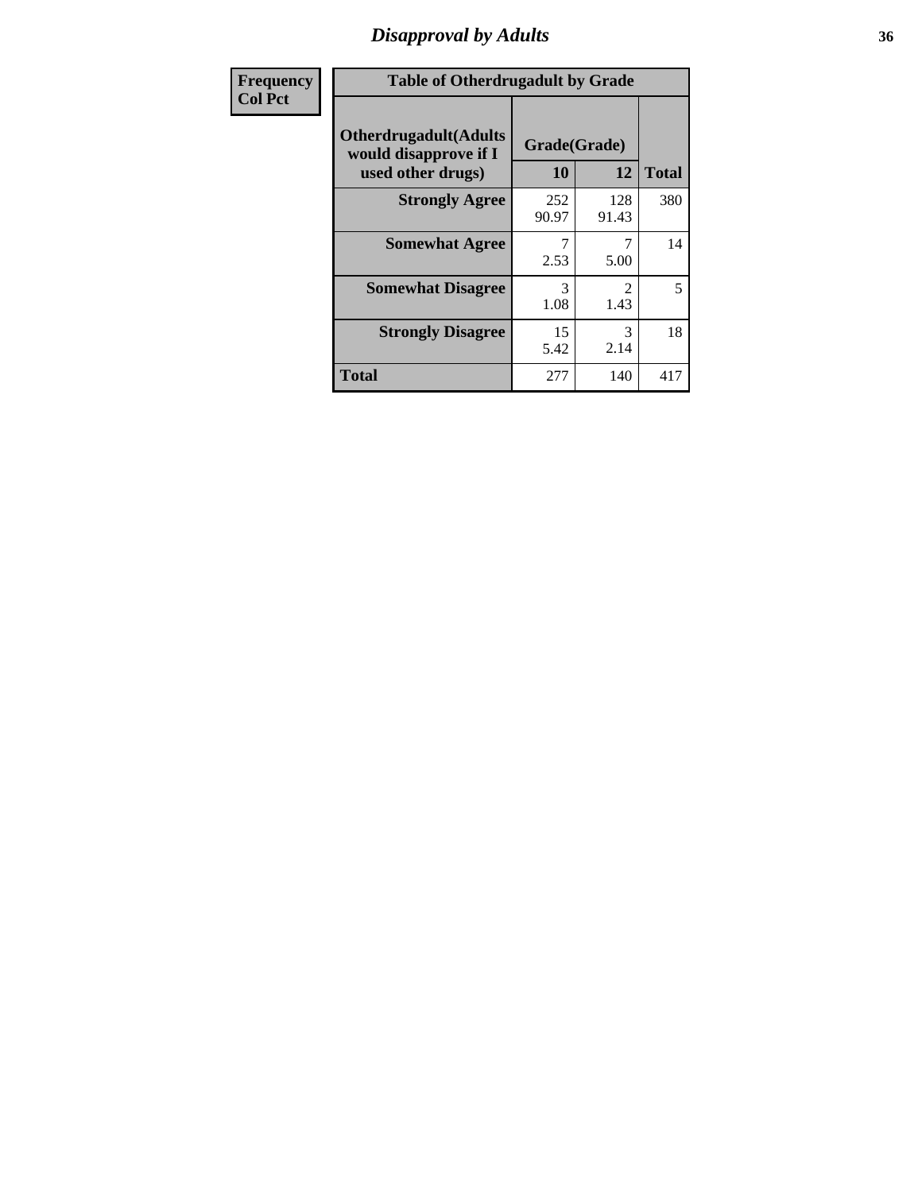# Disapproval by Adults

| Frequency<br>Col Pct |
|---|

**Table of Otherdrugadult by Grade**

| Otherdrugadult(Adults would disapprove if I used other drugs) | Grade(Grade) 10 | 12 | Total |
|---|---|---|---|
| **Strongly Agree** | 252<br>90.97 | 128<br>91.43 | 380 |
| **Somewhat Agree** | 7<br>2.53 | 7<br>5.00 | 14 |
| **Somewhat Disagree** | 3<br>1.08 | 2<br>1.43 | 5 |
| **Strongly Disagree** | 15<br>5.42 | 3<br>2.14 | 18 |
| **Total** | 277 | 140 | 417 |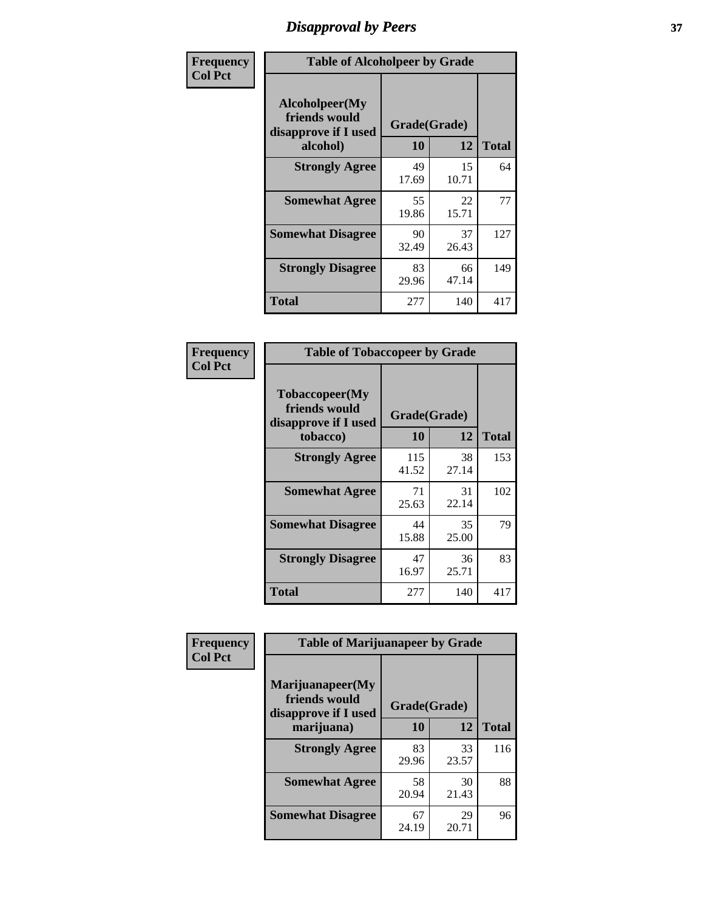# Disapproval by Peers

**Frequency**
**Col Pct**

| Table of Alcoholpeer by Grade | | | |
|---|---|---|---|
| Alcoholpeer(My friends would disapprove if I used alcohol) | Grade(Grade) | | |
| | 10 | 12 | Total |
| Strongly Agree | 49<br>17.69 | 15<br>10.71 | 64 |
| Somewhat Agree | 55<br>19.86 | 22<br>15.71 | 77 |
| Somewhat Disagree | 90<br>32.49 | 37<br>26.43 | 127 |
| Strongly Disagree | 83<br>29.96 | 66<br>47.14 | 149 |
| Total | 277 | 140 | 417 |

**Frequency**
**Col Pct**

| Table of Tobaccopeer by Grade | | | |
|---|---|---|---|
| Tobaccopeer(My friends would disapprove if I used tobacco) | Grade(Grade) | | |
| | 10 | 12 | Total |
| Strongly Agree | 115<br>41.52 | 38<br>27.14 | 153 |
| Somewhat Agree | 71<br>25.63 | 31<br>22.14 | 102 |
| Somewhat Disagree | 44<br>15.88 | 35<br>25.00 | 79 |
| Strongly Disagree | 47<br>16.97 | 36<br>25.71 | 83 |
| Total | 277 | 140 | 417 |

**Frequency**
**Col Pct**

| Table of Marijuanapeer by Grade | | | |
|---|---|---|---|
| Marijuanapeer(My friends would disapprove if I used marijuana) | Grade(Grade) | | |
| | 10 | 12 | Total |
| Strongly Agree | 83<br>29.96 | 33<br>23.57 | 116 |
| Somewhat Agree | 58<br>20.94 | 30<br>21.43 | 88 |
| Somewhat Disagree | 67<br>24.19 | 29<br>20.71 | 96 |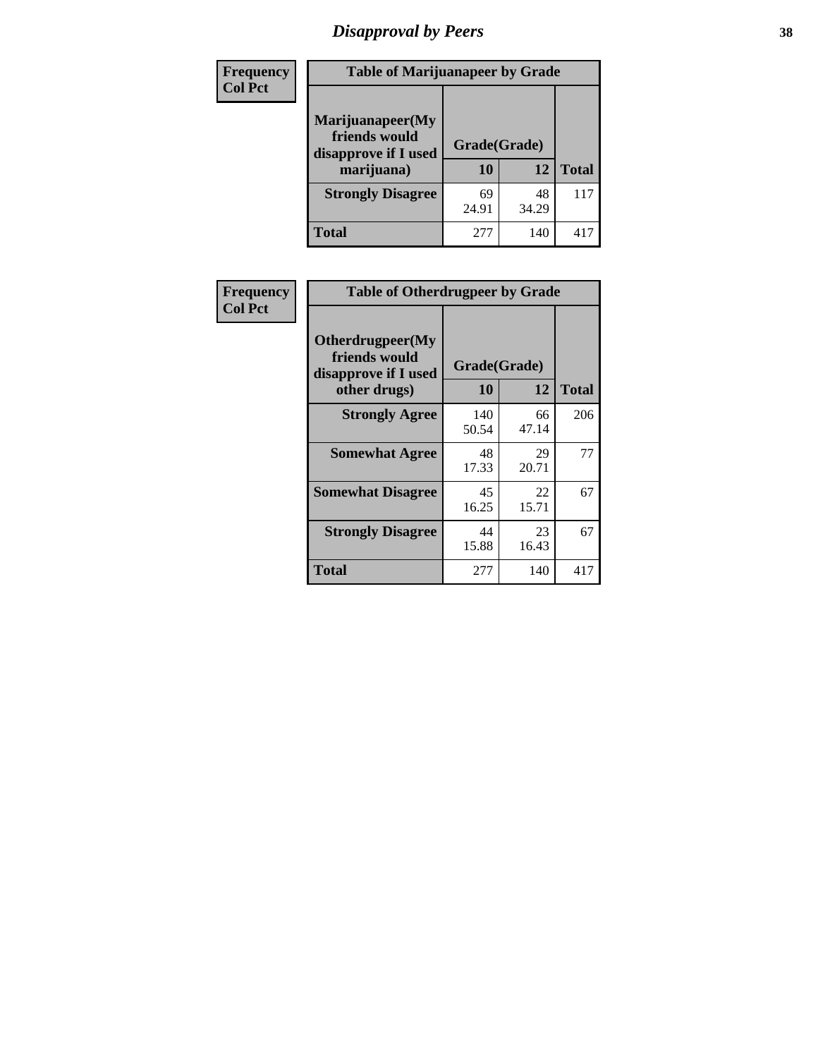# Disapproval by Peers

| Frequency Col Pct | Table of Marijuanapeer by Grade | | |
|---|---|---|---|
| Marijuanapeer(My friends would disapprove if I used marijuana) | Grade(Grade) | | |
| | 10 | 12 | Total |
| Strongly Disagree | 69<br>24.91 | 48<br>34.29 | 117 |
| Total | 277 | 140 | 417 |

| Frequency Col Pct | Table of Otherdrugpeer by Grade | | |
|---|---|---|---|
| Otherdrugpeer(My friends would disapprove if I used other drugs) | Grade(Grade) | | |
| | 10 | 12 | Total |
| Strongly Agree | 140<br>50.54 | 66<br>47.14 | 206 |
| Somewhat Agree | 48<br>17.33 | 29<br>20.71 | 77 |
| Somewhat Disagree | 45<br>16.25 | 22<br>15.71 | 67 |
| Strongly Disagree | 44<br>15.88 | 23<br>16.43 | 67 |
| Total | 277 | 140 | 417 |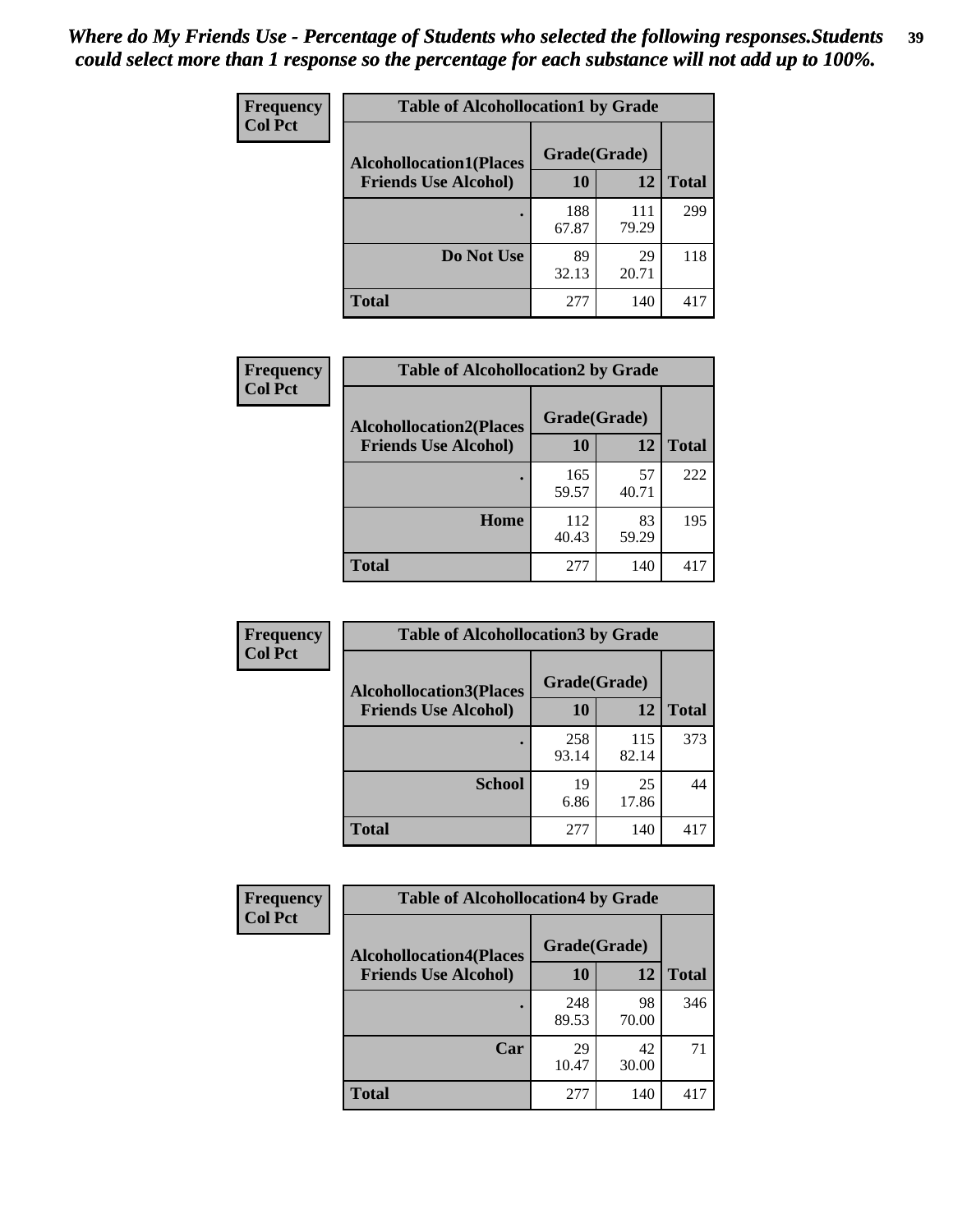*Where do My Friends Use - Percentage of Students who selected the following responses.Students could select more than 1 response so the percentage for each substance will not add up to 100%.*

**Frequency**
**Col Pct**

| Table of Alcohollocation1 by Grade | | | |
|---|---|---|---|
| Alcohollocation1(Places Friends Use Alcohol) | Grade(Grade) | | Total |
| | 10 | 12 | |
| . | 188<br>67.87 | 111<br>79.29 | 299 |
| Do Not Use | 89<br>32.13 | 29<br>20.71 | 118 |
| Total | 277 | 140 | 417 |

**Frequency**
**Col Pct**

| Table of Alcohollocation2 by Grade | | | |
|---|---|---|---|
| Alcohollocation2(Places Friends Use Alcohol) | Grade(Grade) | | Total |
| | 10 | 12 | |
| . | 165<br>59.57 | 57<br>40.71 | 222 |
| Home | 112<br>40.43 | 83<br>59.29 | 195 |
| Total | 277 | 140 | 417 |

**Frequency**
**Col Pct**

| Table of Alcohollocation3 by Grade | | | |
|---|---|---|---|
| Alcohollocation3(Places Friends Use Alcohol) | Grade(Grade) | | Total |
| | 10 | 12 | |
| . | 258<br>93.14 | 115<br>82.14 | 373 |
| School | 19<br>6.86 | 25<br>17.86 | 44 |
| Total | 277 | 140 | 417 |

**Frequency**
**Col Pct**

| Table of Alcohollocation4 by Grade | | | |
|---|---|---|---|
| Alcohollocation4(Places Friends Use Alcohol) | Grade(Grade) | | Total |
| | 10 | 12 | |
| . | 248<br>89.53 | 98<br>70.00 | 346 |
| Car | 29<br>10.47 | 42<br>30.00 | 71 |
| Total | 277 | 140 | 417 |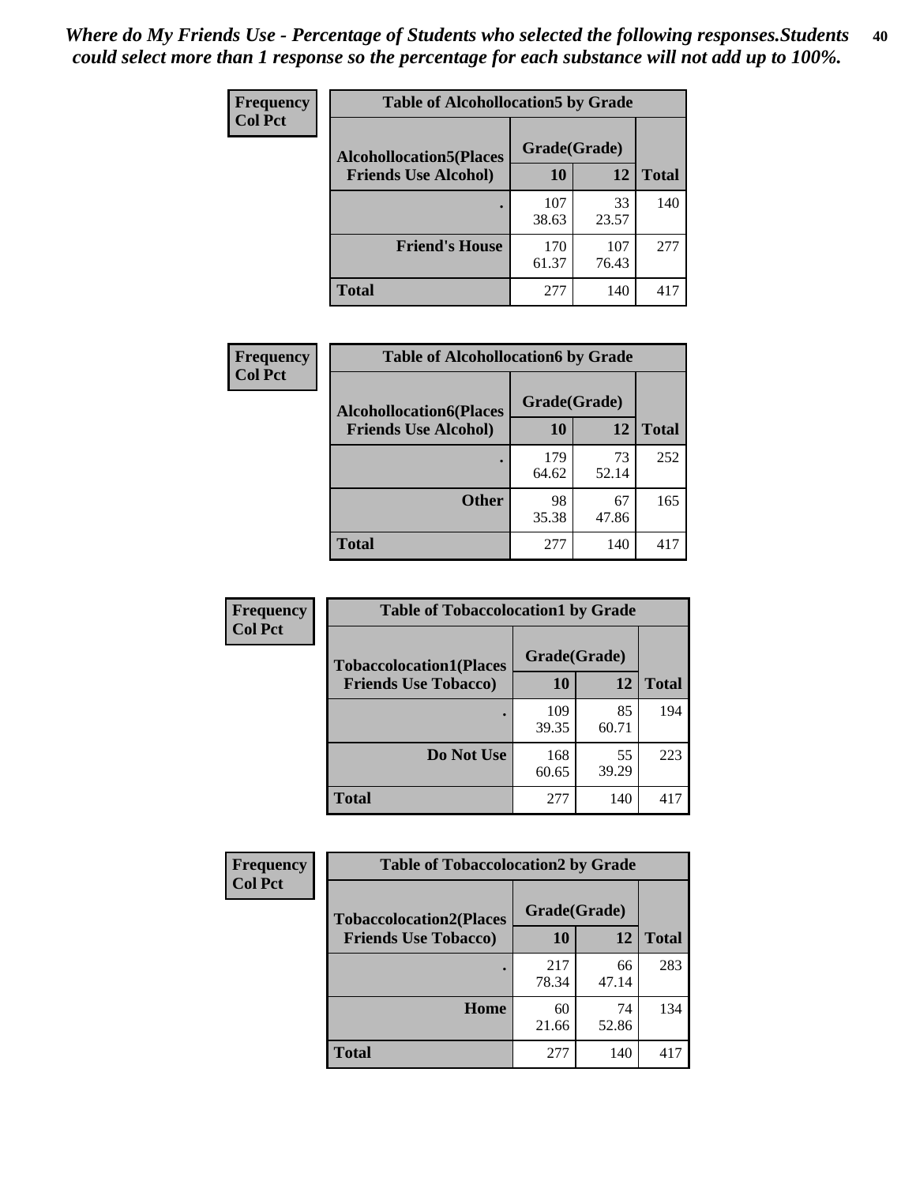*Where do My Friends Use - Percentage of Students who selected the following responses.Students could select more than 1 response so the percentage for each substance will not add up to 100%.*

**Frequency**
**Col Pct**

| Table of Alcohollocation5 by Grade | | | |
|---|---|---|---|
| **Alcohollocation5(Places Friends Use Alcohol)** | **Grade(Grade)** | | **Total** |
| | **10** | **12** | |
| **.** | 107<br>38.63 | 33<br>23.57 | 140 |
| **Friend's House** | 170<br>61.37 | 107<br>76.43 | 277 |
| **Total** | 277 | 140 | 417 |

**Frequency**
**Col Pct**

| Table of Alcohollocation6 by Grade | | | |
|---|---|---|---|
| **Alcohollocation6(Places Friends Use Alcohol)** | **Grade(Grade)** | | **Total** |
| | **10** | **12** | |
| **.** | 179<br>64.62 | 73<br>52.14 | 252 |
| **Other** | 98<br>35.38 | 67<br>47.86 | 165 |
| **Total** | 277 | 140 | 417 |

**Frequency**
**Col Pct**

| Table of Tobaccolocation1 by Grade | | | |
|---|---|---|---|
| **Tobaccolocation1(Places Friends Use Tobacco)** | **Grade(Grade)** | | **Total** |
| | **10** | **12** | |
| **.** | 109<br>39.35 | 85<br>60.71 | 194 |
| **Do Not Use** | 168<br>60.65 | 55<br>39.29 | 223 |
| **Total** | 277 | 140 | 417 |

**Frequency**
**Col Pct**

| Table of Tobaccolocation2 by Grade | | | |
|---|---|---|---|
| **Tobaccolocation2(Places Friends Use Tobacco)** | **Grade(Grade)** | | **Total** |
| | **10** | **12** | |
| **.** | 217<br>78.34 | 66<br>47.14 | 283 |
| **Home** | 60<br>21.66 | 74<br>52.86 | 134 |
| **Total** | 277 | 140 | 417 |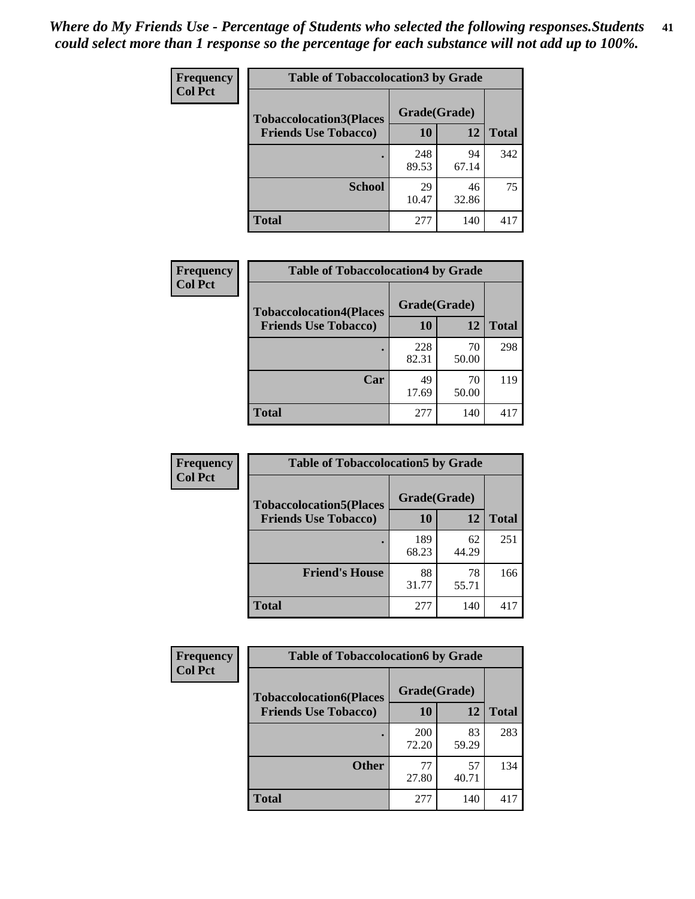*Where do My Friends Use - Percentage of Students who selected the following responses.Students could select more than 1 response so the percentage for each substance will not add up to 100%.*

**Frequency**
**Col Pct**

| Table of Tobaccolocation3 by Grade | | | |
|---|---|---|---|
| **Tobaccolocation3(Places Friends Use Tobacco)** | **Grade(Grade)** | | |
| | **10** | **12** | **Total** |
| **.** | 248<br>89.53 | 94<br>67.14 | 342 |
| **School** | 29<br>10.47 | 46<br>32.86 | 75 |
| **Total** | 277 | 140 | 417 |

**Frequency**
**Col Pct**

| Table of Tobaccolocation4 by Grade | | | |
|---|---|---|---|
| **Tobaccolocation4(Places Friends Use Tobacco)** | **Grade(Grade)** | | |
| | **10** | **12** | **Total** |
| **.** | 228<br>82.31 | 70<br>50.00 | 298 |
| **Car** | 49<br>17.69 | 70<br>50.00 | 119 |
| **Total** | 277 | 140 | 417 |

**Frequency**
**Col Pct**

| Table of Tobaccolocation5 by Grade | | | |
|---|---|---|---|
| **Tobaccolocation5(Places Friends Use Tobacco)** | **Grade(Grade)** | | |
| | **10** | **12** | **Total** |
| **.** | 189<br>68.23 | 62<br>44.29 | 251 |
| **Friend's House** | 88<br>31.77 | 78<br>55.71 | 166 |
| **Total** | 277 | 140 | 417 |

**Frequency**
**Col Pct**

| Table of Tobaccolocation6 by Grade | | | |
|---|---|---|---|
| **Tobaccolocation6(Places Friends Use Tobacco)** | **Grade(Grade)** | | |
| | **10** | **12** | **Total** |
| **.** | 200<br>72.20 | 83<br>59.29 | 283 |
| **Other** | 77<br>27.80 | 57<br>40.71 | 134 |
| **Total** | 277 | 140 | 417 |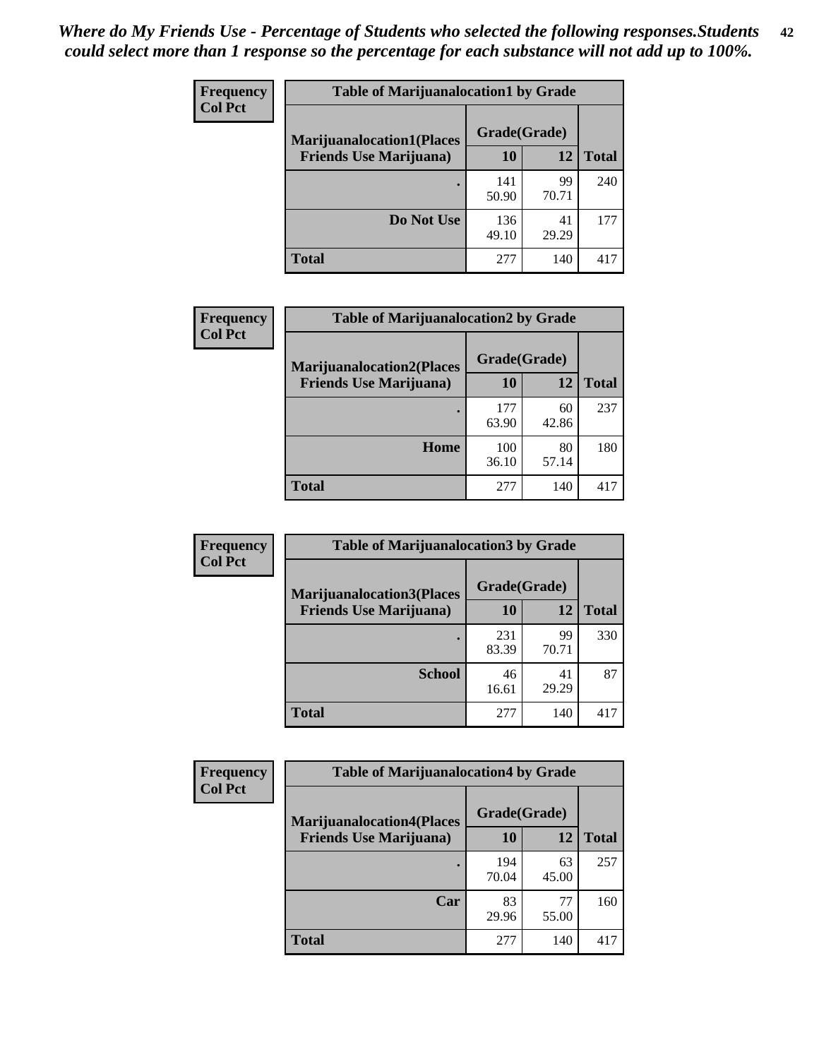*Where do My Friends Use - Percentage of Students who selected the following responses.Students could select more than 1 response so the percentage for each substance will not add up to 100%.*

**Frequency / Col Pct**

| Table of Marijuanalocation1 by Grade | | | |
|---|---|---|---|
| **Marijuanalocation1(Places Friends Use Marijuana)** | **Grade(Grade)** | | |
| | **10** | **12** | **Total** |
| **.** | 141<br>50.90 | 99<br>70.71 | 240 |
| **Do Not Use** | 136<br>49.10 | 41<br>29.29 | 177 |
| **Total** | 277 | 140 | 417 |

**Frequency / Col Pct**

| Table of Marijuanalocation2 by Grade | | | |
|---|---|---|---|
| **Marijuanalocation2(Places Friends Use Marijuana)** | **Grade(Grade)** | | |
| | **10** | **12** | **Total** |
| **.** | 177<br>63.90 | 60<br>42.86 | 237 |
| **Home** | 100<br>36.10 | 80<br>57.14 | 180 |
| **Total** | 277 | 140 | 417 |

**Frequency / Col Pct**

| Table of Marijuanalocation3 by Grade | | | |
|---|---|---|---|
| **Marijuanalocation3(Places Friends Use Marijuana)** | **Grade(Grade)** | | |
| | **10** | **12** | **Total** |
| **.** | 231<br>83.39 | 99<br>70.71 | 330 |
| **School** | 46<br>16.61 | 41<br>29.29 | 87 |
| **Total** | 277 | 140 | 417 |

**Frequency / Col Pct**

| Table of Marijuanalocation4 by Grade | | | |
|---|---|---|---|
| **Marijuanalocation4(Places Friends Use Marijuana)** | **Grade(Grade)** | | |
| | **10** | **12** | **Total** |
| **.** | 194<br>70.04 | 63<br>45.00 | 257 |
| **Car** | 83<br>29.96 | 77<br>55.00 | 160 |
| **Total** | 277 | 140 | 417 |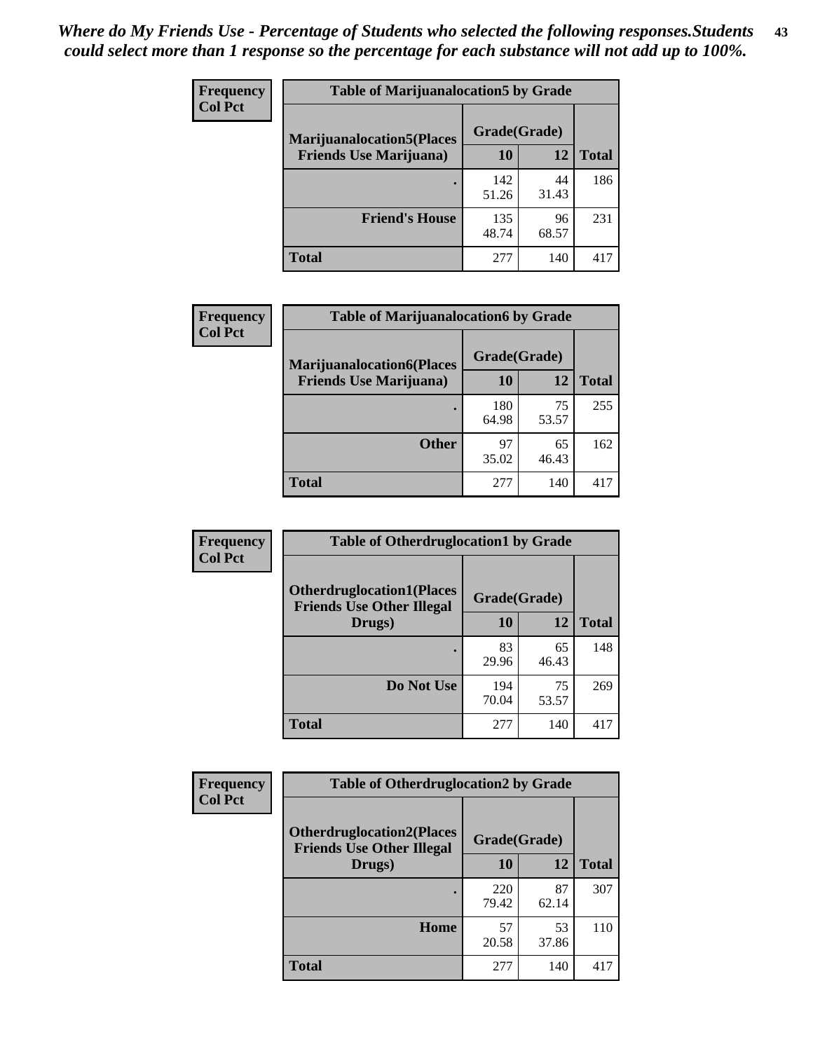*Where do My Friends Use - Percentage of Students who selected the following responses.Students could select more than 1 response so the percentage for each substance will not add up to 100%.*

**Frequency / Col Pct**

| Table of Marijuanalocation5 by Grade | | | |
|---|---|---|---|
| **Marijuanalocation5(Places Friends Use Marijuana)** | **Grade(Grade)** | | |
| | **10** | **12** | **Total** |
| . | 142<br>51.26 | 44<br>31.43 | 186 |
| **Friend's House** | 135<br>48.74 | 96<br>68.57 | 231 |
| **Total** | 277 | 140 | 417 |

**Frequency / Col Pct**

| Table of Marijuanalocation6 by Grade | | | |
|---|---|---|---|
| **Marijuanalocation6(Places Friends Use Marijuana)** | **Grade(Grade)** | | |
| | **10** | **12** | **Total** |
| . | 180<br>64.98 | 75<br>53.57 | 255 |
| **Other** | 97<br>35.02 | 65<br>46.43 | 162 |
| **Total** | 277 | 140 | 417 |

**Frequency / Col Pct**

| Table of Otherdruglocation1 by Grade | | | |
|---|---|---|---|
| **Otherdruglocation1(Places Friends Use Other Illegal Drugs)** | **Grade(Grade)** | | |
| | **10** | **12** | **Total** |
| . | 83<br>29.96 | 65<br>46.43 | 148 |
| **Do Not Use** | 194<br>70.04 | 75<br>53.57 | 269 |
| **Total** | 277 | 140 | 417 |

**Frequency / Col Pct**

| Table of Otherdruglocation2 by Grade | | | |
|---|---|---|---|
| **Otherdruglocation2(Places Friends Use Other Illegal Drugs)** | **Grade(Grade)** | | |
| | **10** | **12** | **Total** |
| . | 220<br>79.42 | 87<br>62.14 | 307 |
| **Home** | 57<br>20.58 | 53<br>37.86 | 110 |
| **Total** | 277 | 140 | 417 |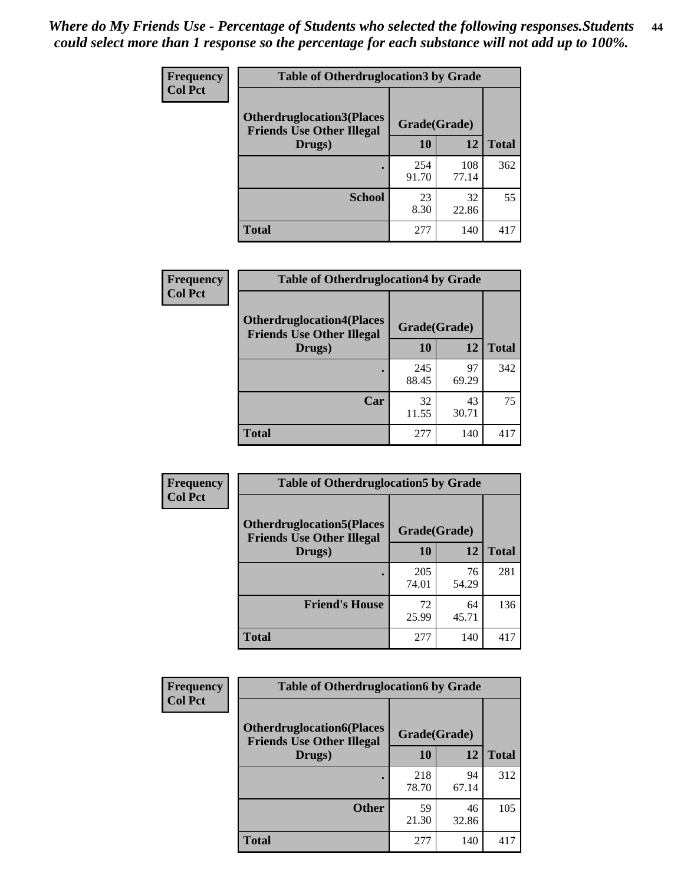*Where do My Friends Use - Percentage of Students who selected the following responses.Students could select more than 1 response so the percentage for each substance will not add up to 100%.*

| Frequency<br>Col Pct | Table of Otherdruglocation3 by Grade | | |
|---|---|---|---|
| Otherdruglocation3(Places Friends Use Other Illegal Drugs) | Grade(Grade) | | |
| | 10 | 12 | Total |
| . | 254<br>91.70 | 108<br>77.14 | 362 |
| School | 23<br>8.30 | 32<br>22.86 | 55 |
| Total | 277 | 140 | 417 |

| Frequency<br>Col Pct | Table of Otherdruglocation4 by Grade | | |
|---|---|---|---|
| Otherdruglocation4(Places Friends Use Other Illegal Drugs) | Grade(Grade) | | |
| | 10 | 12 | Total |
| . | 245<br>88.45 | 97<br>69.29 | 342 |
| Car | 32<br>11.55 | 43<br>30.71 | 75 |
| Total | 277 | 140 | 417 |

| Frequency<br>Col Pct | Table of Otherdruglocation5 by Grade | | |
|---|---|---|---|
| Otherdruglocation5(Places Friends Use Other Illegal Drugs) | Grade(Grade) | | |
| | 10 | 12 | Total |
| . | 205<br>74.01 | 76<br>54.29 | 281 |
| Friend's House | 72<br>25.99 | 64<br>45.71 | 136 |
| Total | 277 | 140 | 417 |

| Frequency<br>Col Pct | Table of Otherdruglocation6 by Grade | | |
|---|---|---|---|
| Otherdruglocation6(Places Friends Use Other Illegal Drugs) | Grade(Grade) | | |
| | 10 | 12 | Total |
| . | 218<br>78.70 | 94<br>67.14 | 312 |
| Other | 59<br>21.30 | 46<br>32.86 | 105 |
| Total | 277 | 140 | 417 |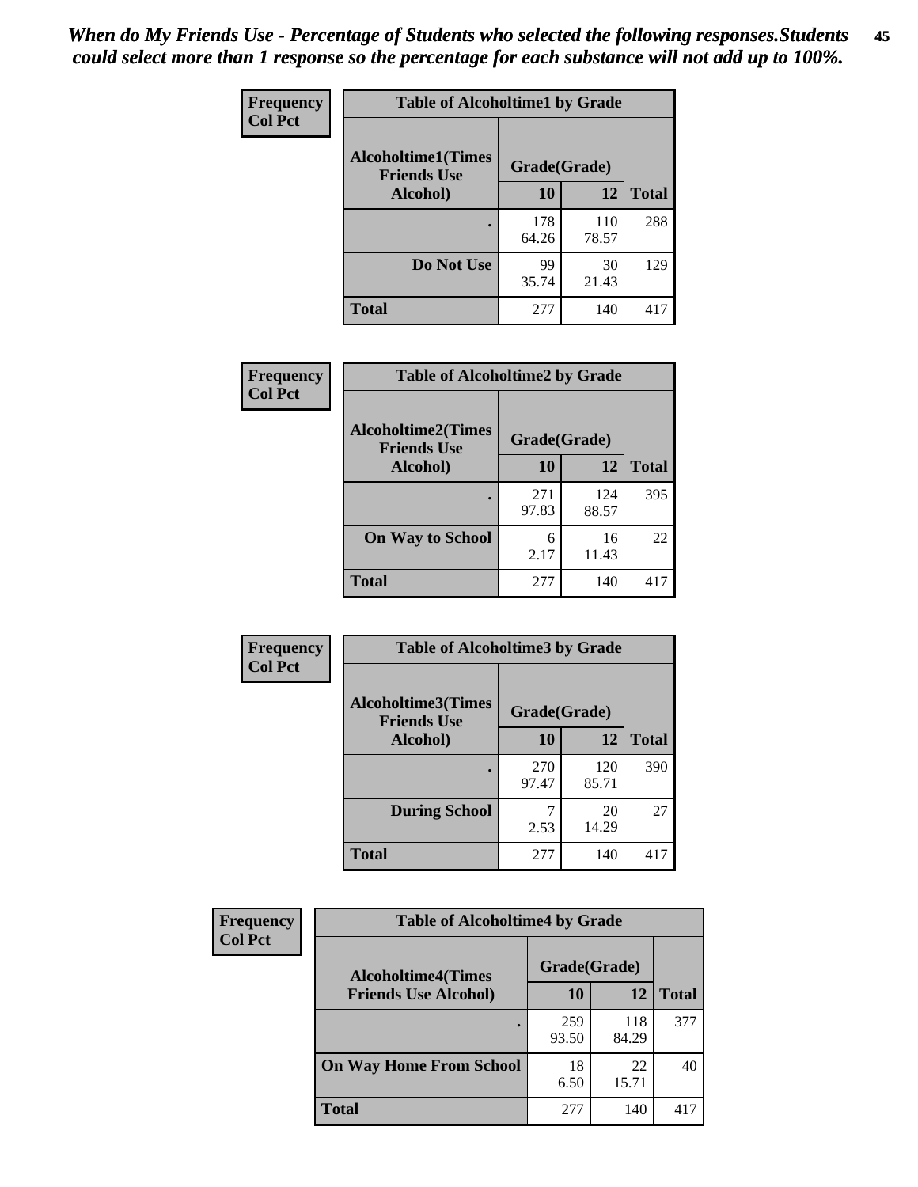*When do My Friends Use - Percentage of Students who selected the following responses.Students could select more than 1 response so the percentage for each substance will not add up to 100%.*

**Frequency**
**Col Pct**

| Table of Alcoholtime1 by Grade | | | |
|---|---|---|---|
| **Alcoholtime1(Times Friends Use Alcohol)** | **Grade(Grade)** | | **Total** |
| | **10** | **12** | |
| **.** | 178<br>64.26 | 110<br>78.57 | 288 |
| **Do Not Use** | 99<br>35.74 | 30<br>21.43 | 129 |
| **Total** | 277 | 140 | 417 |

**Frequency**
**Col Pct**

| Table of Alcoholtime2 by Grade | | | |
|---|---|---|---|
| **Alcoholtime2(Times Friends Use Alcohol)** | **Grade(Grade)** | | **Total** |
| | **10** | **12** | |
| **.** | 271<br>97.83 | 124<br>88.57 | 395 |
| **On Way to School** | 6<br>2.17 | 16<br>11.43 | 22 |
| **Total** | 277 | 140 | 417 |

**Frequency**
**Col Pct**

| Table of Alcoholtime3 by Grade | | | |
|---|---|---|---|
| **Alcoholtime3(Times Friends Use Alcohol)** | **Grade(Grade)** | | **Total** |
| | **10** | **12** | |
| **.** | 270<br>97.47 | 120<br>85.71 | 390 |
| **During School** | 7<br>2.53 | 20<br>14.29 | 27 |
| **Total** | 277 | 140 | 417 |

**Frequency**
**Col Pct**

| Table of Alcoholtime4 by Grade | | | |
|---|---|---|---|
| **Alcoholtime4(Times Friends Use Alcohol)** | **Grade(Grade)** | | **Total** |
| | **10** | **12** | |
| **.** | 259<br>93.50 | 118<br>84.29 | 377 |
| **On Way Home From School** | 18<br>6.50 | 22<br>15.71 | 40 |
| **Total** | 277 | 140 | 417 |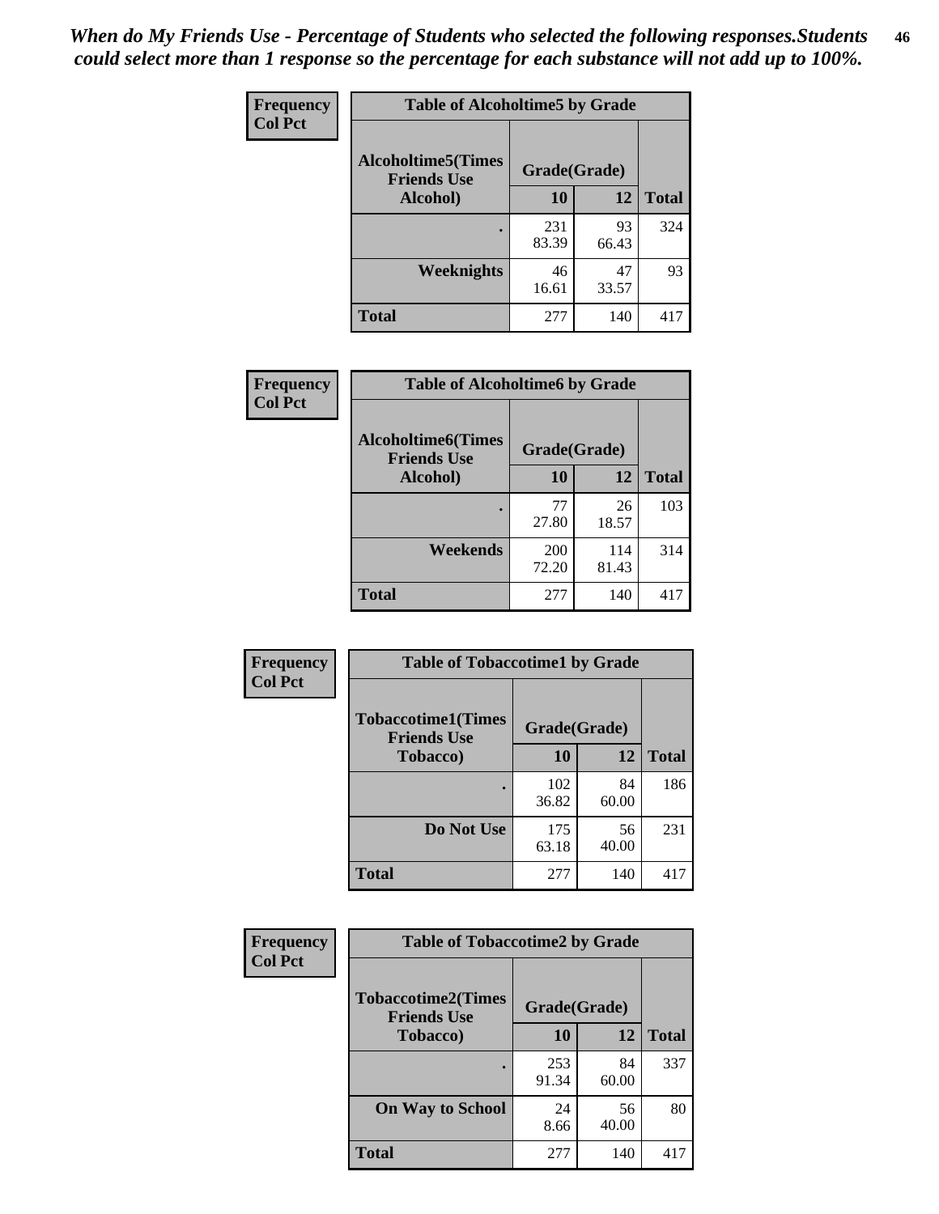*When do My Friends Use - Percentage of Students who selected the following responses.Students could select more than 1 response so the percentage for each substance will not add up to 100%.*

**Frequency**
**Col Pct**

| Table of Alcoholtime5 by Grade | | | |
|---|---|---|---|
| **Alcoholtime5(Times Friends Use Alcohol)** | **Grade(Grade)** | | **Total** |
| | **10** | **12** | |
| **.** | 231<br>83.39 | 93<br>66.43 | 324 |
| **Weeknights** | 46<br>16.61 | 47<br>33.57 | 93 |
| **Total** | 277 | 140 | 417 |

**Frequency**
**Col Pct**

| Table of Alcoholtime6 by Grade | | | |
|---|---|---|---|
| **Alcoholtime6(Times Friends Use Alcohol)** | **Grade(Grade)** | | **Total** |
| | **10** | **12** | |
| **.** | 77<br>27.80 | 26<br>18.57 | 103 |
| **Weekends** | 200<br>72.20 | 114<br>81.43 | 314 |
| **Total** | 277 | 140 | 417 |

**Frequency**
**Col Pct**

| Table of Tobaccotime1 by Grade | | | |
|---|---|---|---|
| **Tobaccotime1(Times Friends Use Tobacco)** | **Grade(Grade)** | | **Total** |
| | **10** | **12** | |
| **.** | 102<br>36.82 | 84<br>60.00 | 186 |
| **Do Not Use** | 175<br>63.18 | 56<br>40.00 | 231 |
| **Total** | 277 | 140 | 417 |

**Frequency**
**Col Pct**

| Table of Tobaccotime2 by Grade | | | |
|---|---|---|---|
| **Tobaccotime2(Times Friends Use Tobacco)** | **Grade(Grade)** | | **Total** |
| | **10** | **12** | |
| **.** | 253<br>91.34 | 84<br>60.00 | 337 |
| **On Way to School** | 24<br>8.66 | 56<br>40.00 | 80 |
| **Total** | 277 | 140 | 417 |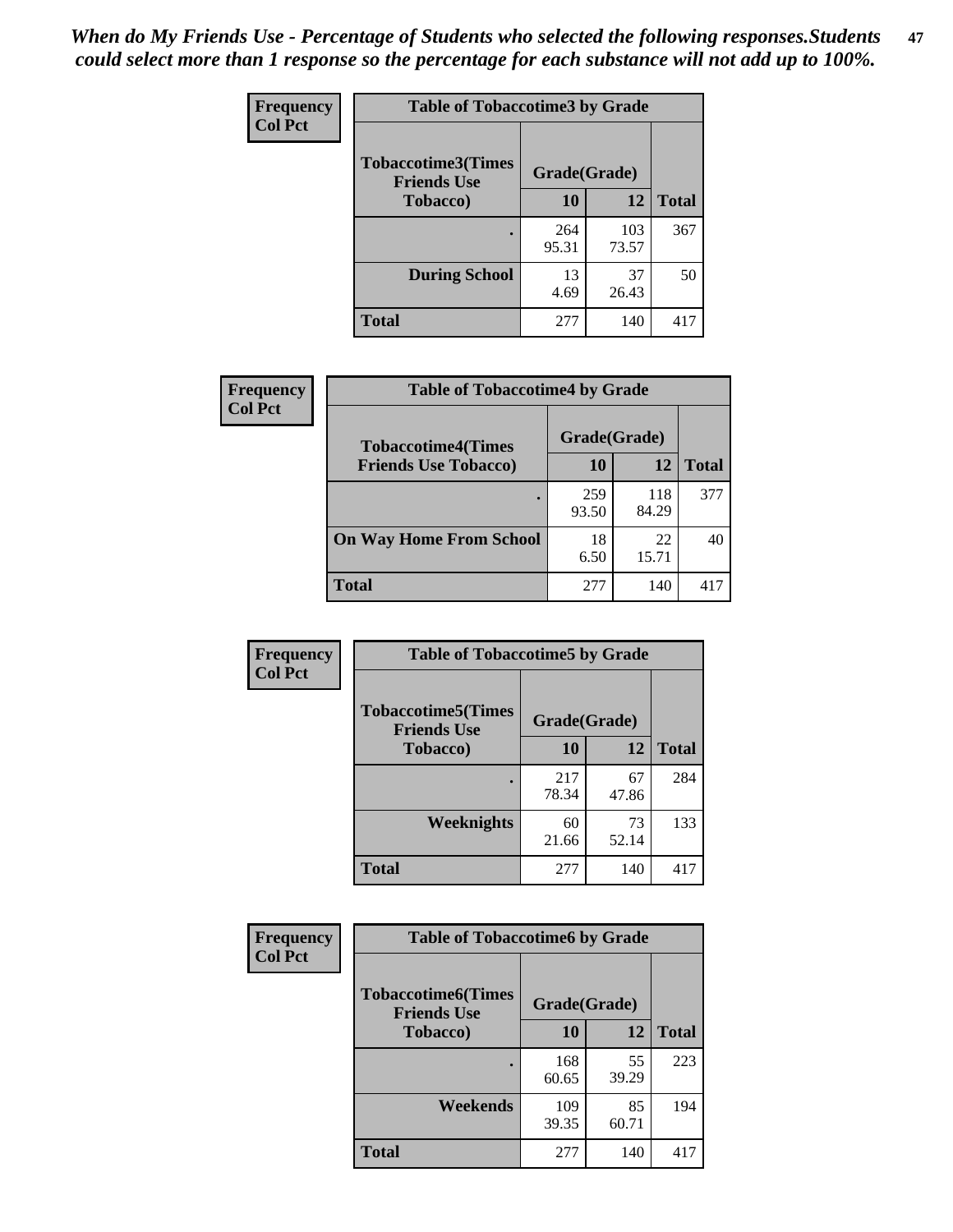*When do My Friends Use - Percentage of Students who selected the following responses.Students could select more than 1 response so the percentage for each substance will not add up to 100%.*

**Frequency**
**Col Pct**

| Table of Tobaccotime3 by Grade | | | |
|---|---|---|---|
| **Tobaccotime3(Times Friends Use Tobacco)** | **Grade(Grade)** | | |
| | **10** | **12** | **Total** |
| **.** | 264<br>95.31 | 103<br>73.57 | 367 |
| **During School** | 13<br>4.69 | 37<br>26.43 | 50 |
| **Total** | 277 | 140 | 417 |

**Frequency**
**Col Pct**

| Table of Tobaccotime4 by Grade | | | |
|---|---|---|---|
| **Tobaccotime4(Times Friends Use Tobacco)** | **Grade(Grade)** | | |
| | **10** | **12** | **Total** |
| **.** | 259<br>93.50 | 118<br>84.29 | 377 |
| **On Way Home From School** | 18<br>6.50 | 22<br>15.71 | 40 |
| **Total** | 277 | 140 | 417 |

**Frequency**
**Col Pct**

| Table of Tobaccotime5 by Grade | | | |
|---|---|---|---|
| **Tobaccotime5(Times Friends Use Tobacco)** | **Grade(Grade)** | | |
| | **10** | **12** | **Total** |
| **.** | 217<br>78.34 | 67<br>47.86 | 284 |
| **Weeknights** | 60<br>21.66 | 73<br>52.14 | 133 |
| **Total** | 277 | 140 | 417 |

**Frequency**
**Col Pct**

| Table of Tobaccotime6 by Grade | | | |
|---|---|---|---|
| **Tobaccotime6(Times Friends Use Tobacco)** | **Grade(Grade)** | | |
| | **10** | **12** | **Total** |
| **.** | 168<br>60.65 | 55<br>39.29 | 223 |
| **Weekends** | 109<br>39.35 | 85<br>60.71 | 194 |
| **Total** | 277 | 140 | 417 |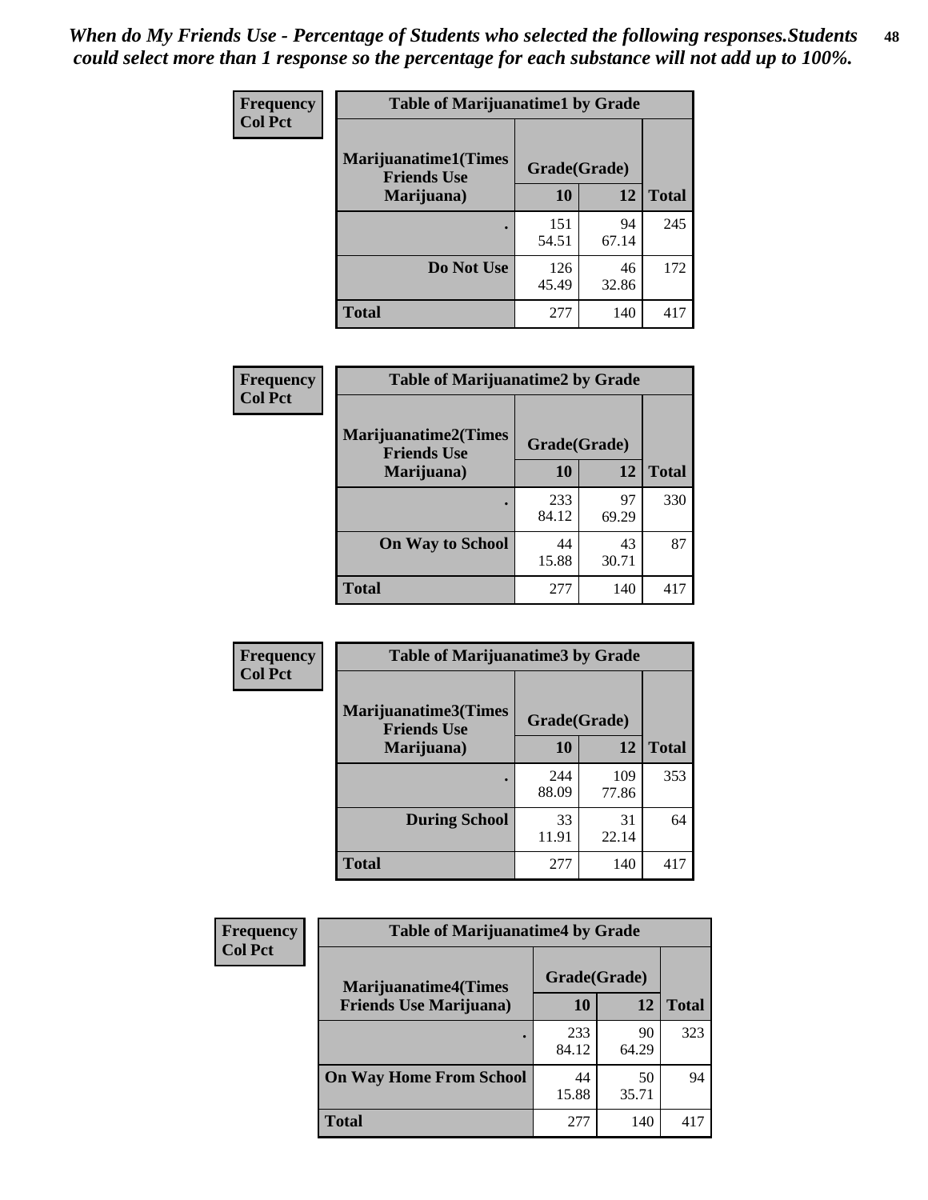*When do My Friends Use - Percentage of Students who selected the following responses.Students could select more than 1 response so the percentage for each substance will not add up to 100%.*

**Frequency**
**Col Pct**

| Table of Marijuanatime1 by Grade | | | |
|---|---|---|---|
| **Marijuanatime1(Times Friends Use Marijuana)** | **Grade(Grade)** | | **Total** |
| | **10** | **12** | |
| **.** | 151<br>54.51 | 94<br>67.14 | 245 |
| **Do Not Use** | 126<br>45.49 | 46<br>32.86 | 172 |
| **Total** | 277 | 140 | 417 |

**Frequency**
**Col Pct**

| Table of Marijuanatime2 by Grade | | | |
|---|---|---|---|
| **Marijuanatime2(Times Friends Use Marijuana)** | **Grade(Grade)** | | **Total** |
| | **10** | **12** | |
| **.** | 233<br>84.12 | 97<br>69.29 | 330 |
| **On Way to School** | 44<br>15.88 | 43<br>30.71 | 87 |
| **Total** | 277 | 140 | 417 |

**Frequency**
**Col Pct**

| Table of Marijuanatime3 by Grade | | | |
|---|---|---|---|
| **Marijuanatime3(Times Friends Use Marijuana)** | **Grade(Grade)** | | **Total** |
| | **10** | **12** | |
| **.** | 244<br>88.09 | 109<br>77.86 | 353 |
| **During School** | 33<br>11.91 | 31<br>22.14 | 64 |
| **Total** | 277 | 140 | 417 |

**Frequency**
**Col Pct**

| Table of Marijuanatime4 by Grade | | | |
|---|---|---|---|
| **Marijuanatime4(Times Friends Use Marijuana)** | **Grade(Grade)** | | **Total** |
| | **10** | **12** | |
| **.** | 233<br>84.12 | 90<br>64.29 | 323 |
| **On Way Home From School** | 44<br>15.88 | 50<br>35.71 | 94 |
| **Total** | 277 | 140 | 417 |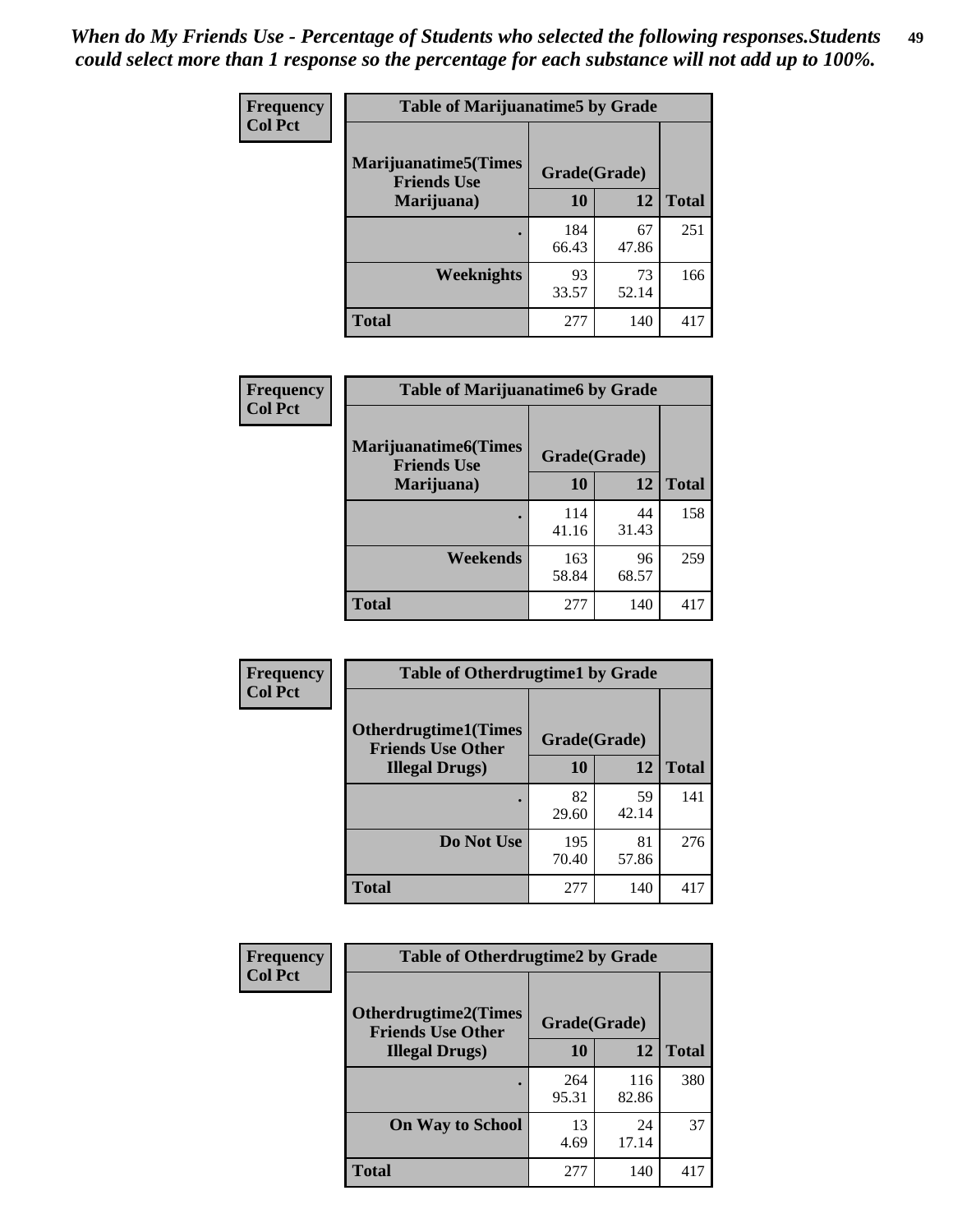*When do My Friends Use - Percentage of Students who selected the following responses.Students could select more than 1 response so the percentage for each substance will not add up to 100%.*

**Frequency Col Pct**

| Table of Marijuanatime5 by Grade | | | |
|---|---|---|---|
| **Marijuanatime5(Times Friends Use Marijuana)** | **Grade(Grade)** | | |
| | **10** | **12** | **Total** |
| . | 184<br>66.43 | 67<br>47.86 | 251 |
| **Weeknights** | 93<br>33.57 | 73<br>52.14 | 166 |
| **Total** | 277 | 140 | 417 |

**Frequency Col Pct**

| Table of Marijuanatime6 by Grade | | | |
|---|---|---|---|
| **Marijuanatime6(Times Friends Use Marijuana)** | **Grade(Grade)** | | |
| | **10** | **12** | **Total** |
| . | 114<br>41.16 | 44<br>31.43 | 158 |
| **Weekends** | 163<br>58.84 | 96<br>68.57 | 259 |
| **Total** | 277 | 140 | 417 |

**Frequency Col Pct**

| Table of Otherdrugtime1 by Grade | | | |
|---|---|---|---|
| **Otherdrugtime1(Times Friends Use Other Illegal Drugs)** | **Grade(Grade)** | | |
| | **10** | **12** | **Total** |
| . | 82<br>29.60 | 59<br>42.14 | 141 |
| **Do Not Use** | 195<br>70.40 | 81<br>57.86 | 276 |
| **Total** | 277 | 140 | 417 |

**Frequency Col Pct**

| Table of Otherdrugtime2 by Grade | | | |
|---|---|---|---|
| **Otherdrugtime2(Times Friends Use Other Illegal Drugs)** | **Grade(Grade)** | | |
| | **10** | **12** | **Total** |
| . | 264<br>95.31 | 116<br>82.86 | 380 |
| **On Way to School** | 13<br>4.69 | 24<br>17.14 | 37 |
| **Total** | 277 | 140 | 417 |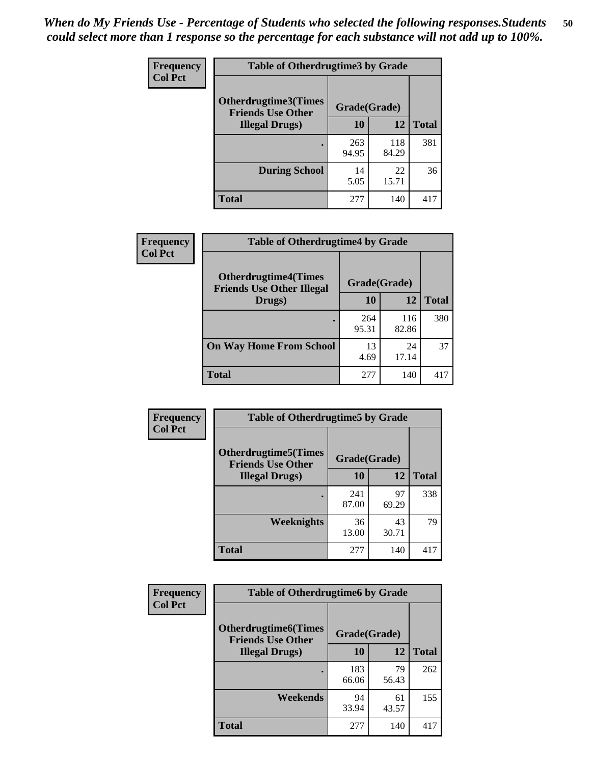*When do My Friends Use - Percentage of Students who selected the following responses.Students could select more than 1 response so the percentage for each substance will not add up to 100%.*

**Frequency**
**Col Pct**

| Table of Otherdrugtime3 by Grade | | | |
|---|---|---|---|
| **Otherdrugtime3(Times Friends Use Other Illegal Drugs)** | **Grade(Grade)** | | **Total** |
| | **10** | **12** | |
| **.** | 263<br>94.95 | 118<br>84.29 | 381 |
| **During School** | 14<br>5.05 | 22<br>15.71 | 36 |
| **Total** | 277 | 140 | 417 |

**Frequency**
**Col Pct**

| Table of Otherdrugtime4 by Grade | | | |
|---|---|---|---|
| **Otherdrugtime4(Times Friends Use Other Illegal Drugs)** | **Grade(Grade)** | | **Total** |
| | **10** | **12** | |
| **.** | 264<br>95.31 | 116<br>82.86 | 380 |
| **On Way Home From School** | 13<br>4.69 | 24<br>17.14 | 37 |
| **Total** | 277 | 140 | 417 |

**Frequency**
**Col Pct**

| Table of Otherdrugtime5 by Grade | | | |
|---|---|---|---|
| **Otherdrugtime5(Times Friends Use Other Illegal Drugs)** | **Grade(Grade)** | | **Total** |
| | **10** | **12** | |
| **.** | 241<br>87.00 | 97<br>69.29 | 338 |
| **Weeknights** | 36<br>13.00 | 43<br>30.71 | 79 |
| **Total** | 277 | 140 | 417 |

**Frequency**
**Col Pct**

| Table of Otherdrugtime6 by Grade | | | |
|---|---|---|---|
| **Otherdrugtime6(Times Friends Use Other Illegal Drugs)** | **Grade(Grade)** | | **Total** |
| | **10** | **12** | |
| **.** | 183<br>66.06 | 79<br>56.43 | 262 |
| **Weekends** | 94<br>33.94 | 61<br>43.57 | 155 |
| **Total** | 277 | 140 | 417 |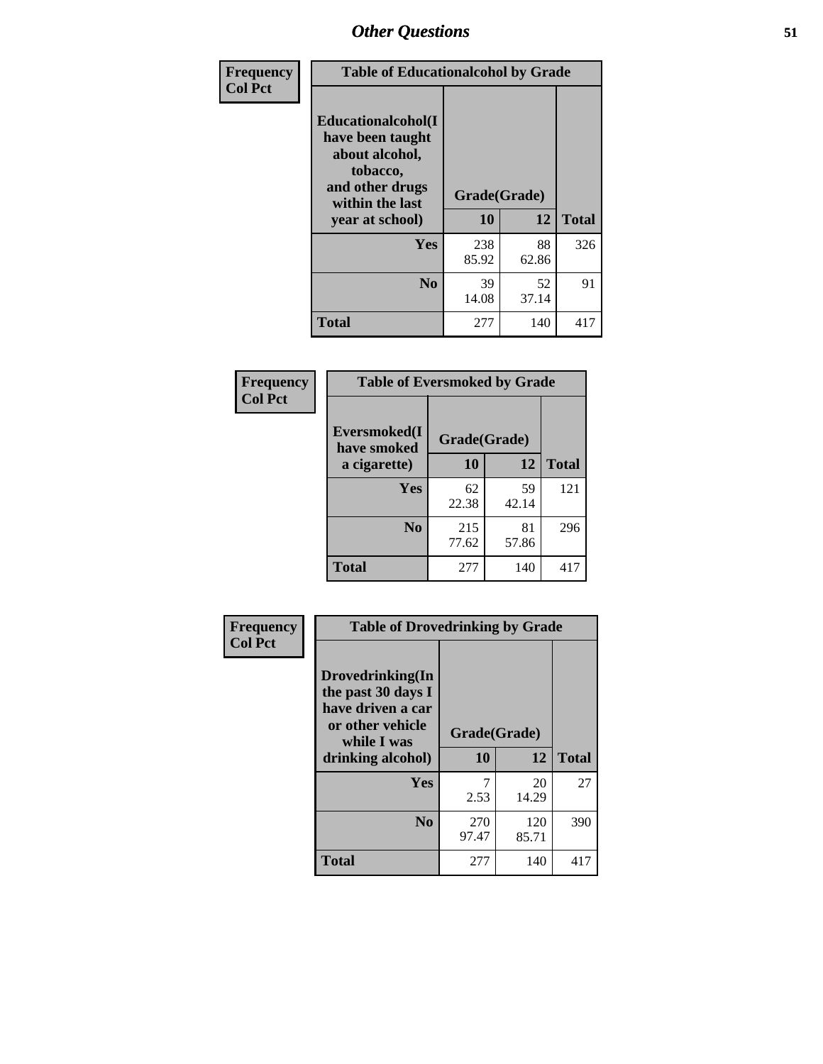## Other Questions

**Frequency / Col Pct**

| Table of Educationalalcohol by Grade | | | |
|---|---|---|---|
| Educationalalcohol(I have been taught about alcohol, tobacco, and other drugs within the last year at school) | Grade(Grade) | | |
| | 10 | 12 | Total |
| Yes | 238<br>85.92 | 88<br>62.86 | 326 |
| No | 39<br>14.08 | 52<br>37.14 | 91 |
| Total | 277 | 140 | 417 |

**Frequency / Col Pct**

| Table of Eversmoked by Grade | | | |
|---|---|---|---|
| Eversmoked(I have smoked a cigarette) | Grade(Grade) | | |
| | 10 | 12 | Total |
| Yes | 62<br>22.38 | 59<br>42.14 | 121 |
| No | 215<br>77.62 | 81<br>57.86 | 296 |
| Total | 277 | 140 | 417 |

**Frequency / Col Pct**

| Table of Drovedrinking by Grade | | | |
|---|---|---|---|
| Drovedrinking(In the past 30 days I have driven a car or other vehicle while I was drinking alcohol) | Grade(Grade) | | |
| | 10 | 12 | Total |
| Yes | 7<br>2.53 | 20<br>14.29 | 27 |
| No | 270<br>97.47 | 120<br>85.71 | 390 |
| Total | 277 | 140 | 417 |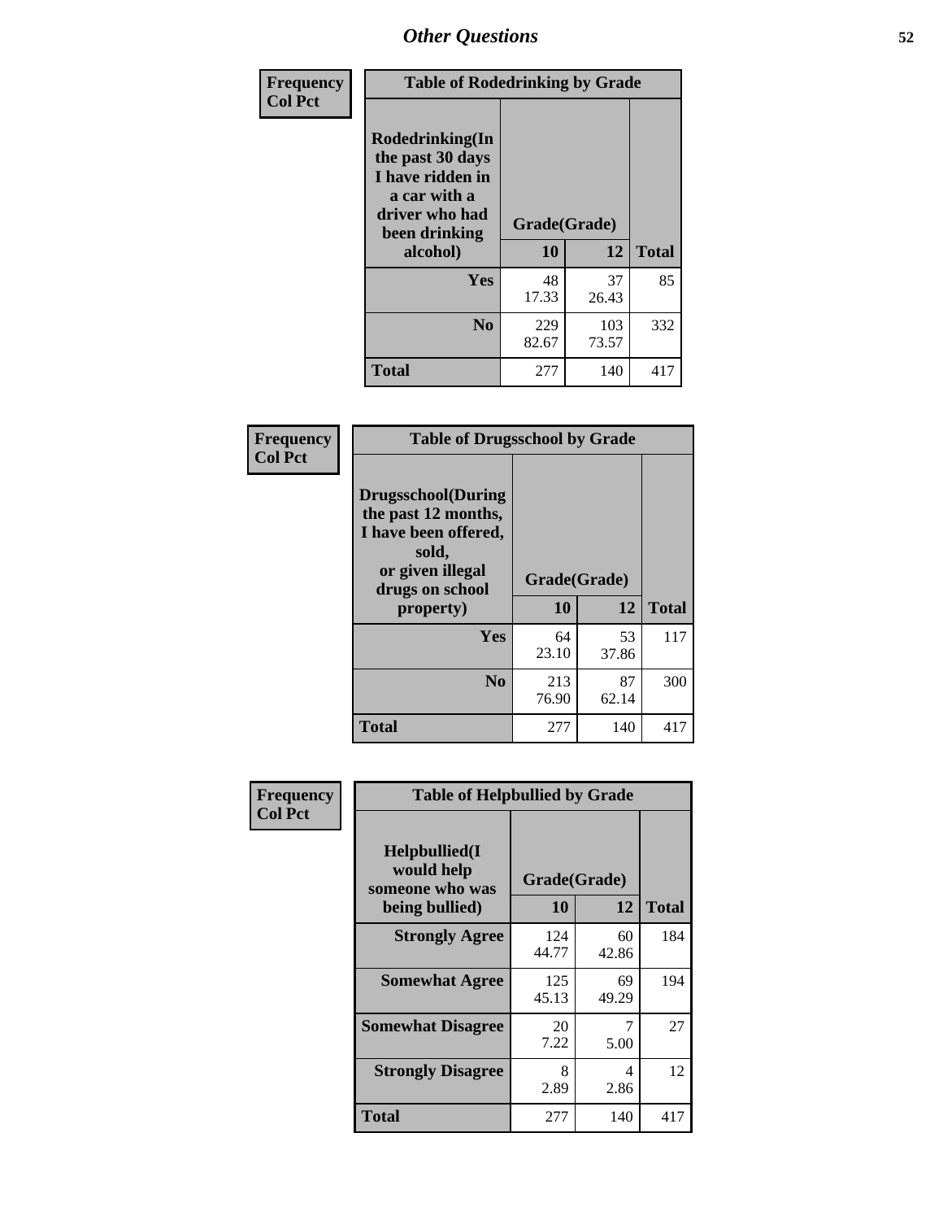# Other Questions

**Frequency**
**Col Pct**

| Table of Rodedrinking by Grade | | | |
|---|---|---|---|
| Rodedrinking(In the past 30 days I have ridden in a car with a driver who had been drinking alcohol) | Grade(Grade) | | |
| | 10 | 12 | Total |
| **Yes** | 48<br>17.33 | 37<br>26.43 | 85 |
| **No** | 229<br>82.67 | 103<br>73.57 | 332 |
| **Total** | 277 | 140 | 417 |

**Frequency**
**Col Pct**

| Table of Drugsschool by Grade | | | |
|---|---|---|---|
| Drugsschool(During the past 12 months, I have been offered, sold, or given illegal drugs on school property) | Grade(Grade) | | |
| | 10 | 12 | Total |
| **Yes** | 64<br>23.10 | 53<br>37.86 | 117 |
| **No** | 213<br>76.90 | 87<br>62.14 | 300 |
| **Total** | 277 | 140 | 417 |

**Frequency**
**Col Pct**

| Table of Helpbullied by Grade | | | |
|---|---|---|---|
| Helpbullied(I would help someone who was being bullied) | Grade(Grade) | | |
| | 10 | 12 | Total |
| **Strongly Agree** | 124<br>44.77 | 60<br>42.86 | 184 |
| **Somewhat Agree** | 125<br>45.13 | 69<br>49.29 | 194 |
| **Somewhat Disagree** | 20<br>7.22 | 7<br>5.00 | 27 |
| **Strongly Disagree** | 8<br>2.89 | 4<br>2.86 | 12 |
| **Total** | 277 | 140 | 417 |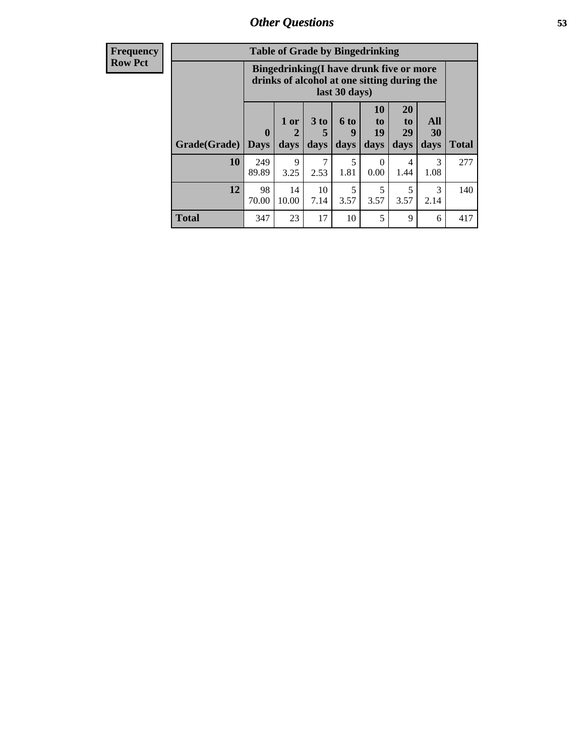| Frequency Row Pct | Table of Grade by Bingedrinking | | | | | | | |
|---|---|---|---|---|---|---|---|---|
| | Bingedrinking(I have drunk five or more drinks of alcohol at one sitting during the last 30 days) | | | | | | | |
| Grade(Grade) | 0 Days | 1 or 2 days | 3 to 5 days | 6 to 9 days | 10 to 19 days | 20 to 29 days | All 30 days | Total |
| 10 | 249<br>89.89 | 9<br>3.25 | 7<br>2.53 | 5<br>1.81 | 0<br>0.00 | 4<br>1.44 | 3<br>1.08 | 277 |
| 12 | 98<br>70.00 | 14<br>10.00 | 10<br>7.14 | 5<br>3.57 | 5<br>3.57 | 5<br>3.57 | 3<br>2.14 | 140 |
| Total | 347 | 23 | 17 | 10 | 5 | 9 | 6 | 417 |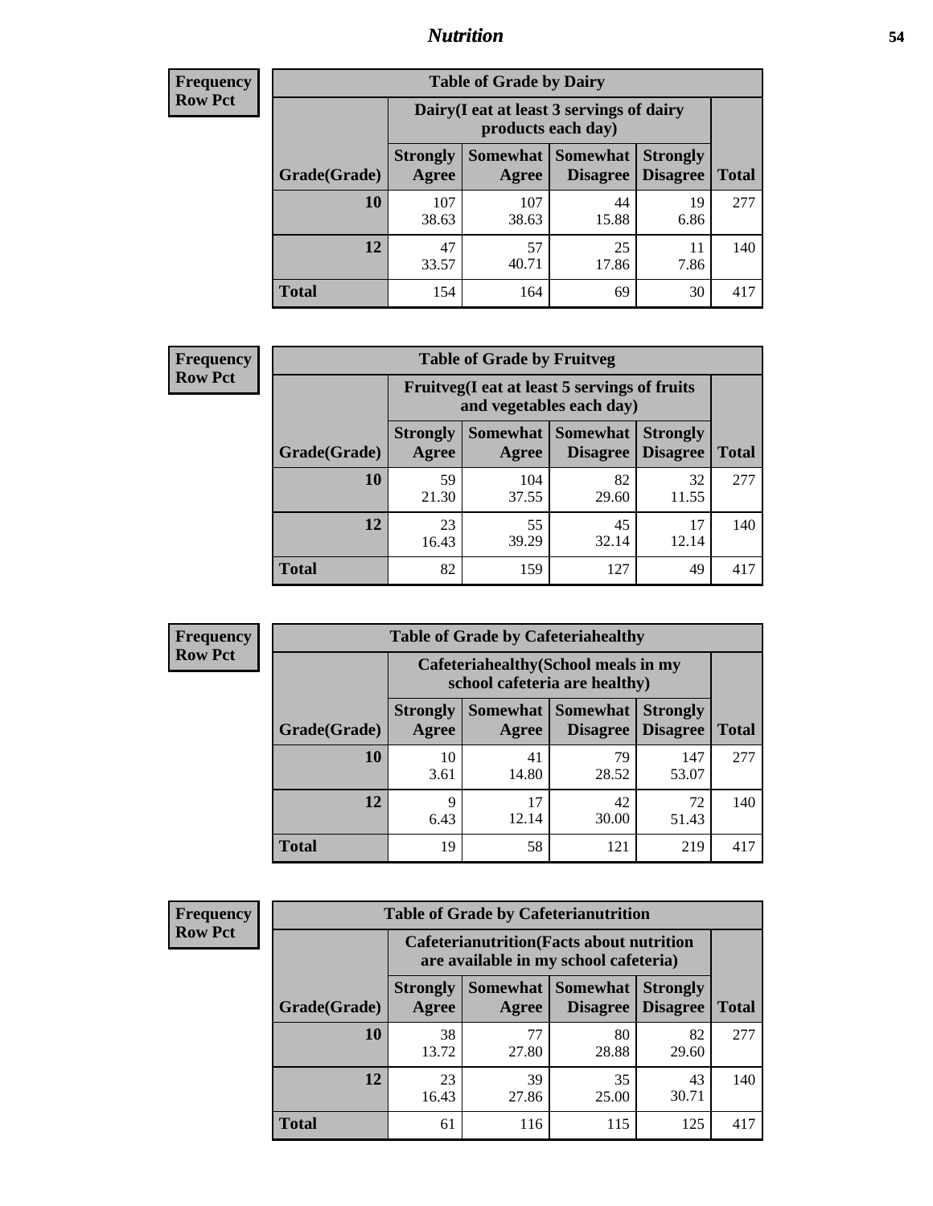## Nutrition

**Frequency**
**Row Pct**

| Table of Grade by Dairy | | | | | |
|---|---|---|---|---|---|
| | Dairy(I eat at least 3 servings of dairy products each day) | | | | |
| Grade(Grade) | Strongly Agree | Somewhat Agree | Somewhat Disagree | Strongly Disagree | Total |
| **10** | 107<br>38.63 | 107<br>38.63 | 44<br>15.88 | 19<br>6.86 | 277 |
| **12** | 47<br>33.57 | 57<br>40.71 | 25<br>17.86 | 11<br>7.86 | 140 |
| **Total** | 154 | 164 | 69 | 30 | 417 |

**Frequency**
**Row Pct**

| Table of Grade by Fruitveg | | | | | |
|---|---|---|---|---|---|
| | Fruitveg(I eat at least 5 servings of fruits and vegetables each day) | | | | |
| Grade(Grade) | Strongly Agree | Somewhat Agree | Somewhat Disagree | Strongly Disagree | Total |
| **10** | 59<br>21.30 | 104<br>37.55 | 82<br>29.60 | 32<br>11.55 | 277 |
| **12** | 23<br>16.43 | 55<br>39.29 | 45<br>32.14 | 17<br>12.14 | 140 |
| **Total** | 82 | 159 | 127 | 49 | 417 |

**Frequency**
**Row Pct**

| Table of Grade by Cafeteriahealthy | | | | | |
|---|---|---|---|---|---|
| | Cafeteriahealthy(School meals in my school cafeteria are healthy) | | | | |
| Grade(Grade) | Strongly Agree | Somewhat Agree | Somewhat Disagree | Strongly Disagree | Total |
| **10** | 10<br>3.61 | 41<br>14.80 | 79<br>28.52 | 147<br>53.07 | 277 |
| **12** | 9<br>6.43 | 17<br>12.14 | 42<br>30.00 | 72<br>51.43 | 140 |
| **Total** | 19 | 58 | 121 | 219 | 417 |

**Frequency**
**Row Pct**

| Table of Grade by Cafeterianutrition | | | | | |
|---|---|---|---|---|---|
| | Cafeterianutrition(Facts about nutrition are available in my school cafeteria) | | | | |
| Grade(Grade) | Strongly Agree | Somewhat Agree | Somewhat Disagree | Strongly Disagree | Total |
| **10** | 38<br>13.72 | 77<br>27.80 | 80<br>28.88 | 82<br>29.60 | 277 |
| **12** | 23<br>16.43 | 39<br>27.86 | 35<br>25.00 | 43<br>30.71 | 140 |
| **Total** | 61 | 116 | 115 | 125 | 417 |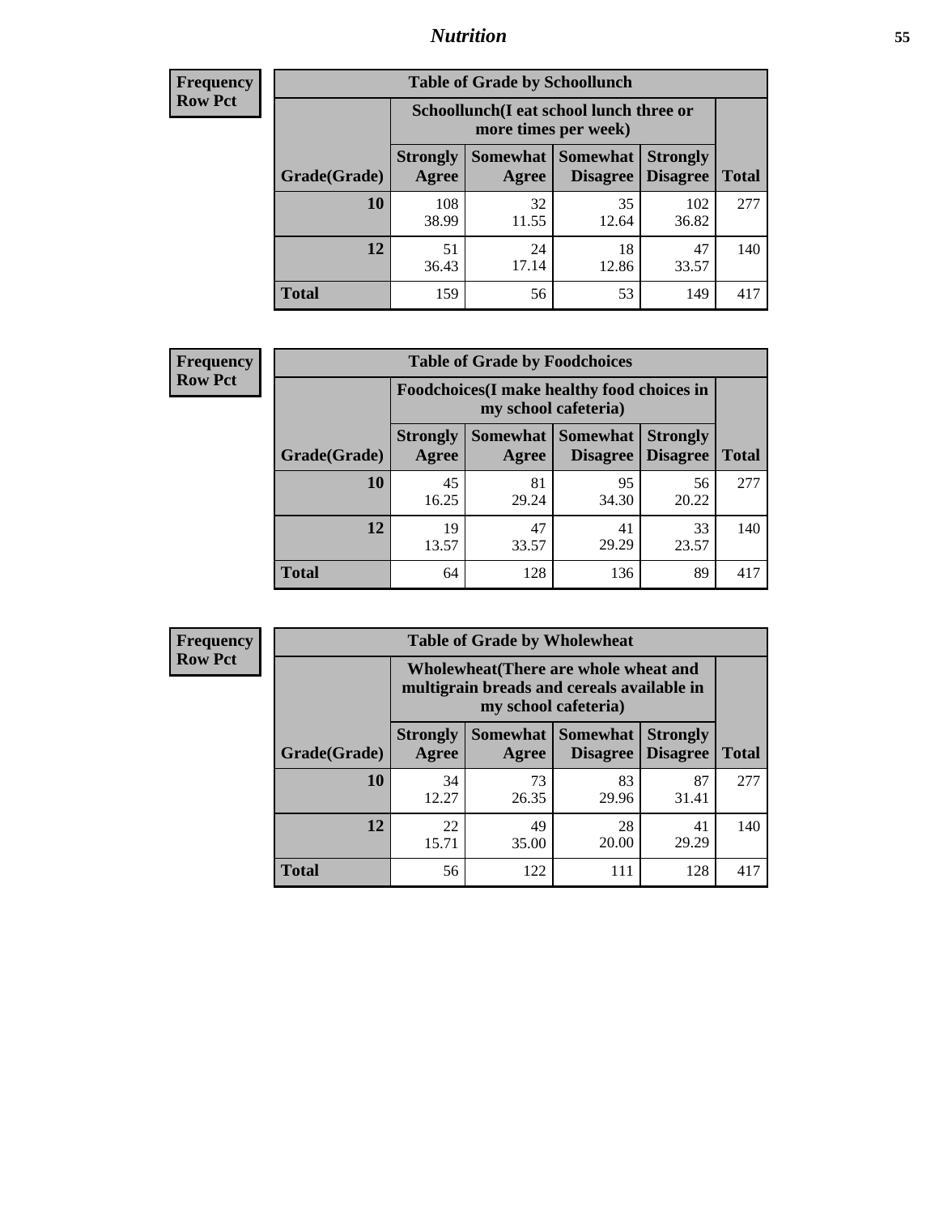**Frequency**
**Row Pct**

| Table of Grade by Schoollunch | | | | | |
|---|---|---|---|---|---|
| | Schoollunch(I eat school lunch three or more times per week) | | | | |
| Grade(Grade) | Strongly Agree | Somewhat Agree | Somewhat Disagree | Strongly Disagree | Total |
| **10** | 108<br>38.99 | 32<br>11.55 | 35<br>12.64 | 102<br>36.82 | 277 |
| **12** | 51<br>36.43 | 24<br>17.14 | 18<br>12.86 | 47<br>33.57 | 140 |
| **Total** | 159 | 56 | 53 | 149 | 417 |

**Frequency**
**Row Pct**

| Table of Grade by Foodchoices | | | | | |
|---|---|---|---|---|---|
| | Foodchoices(I make healthy food choices in my school cafeteria) | | | | |
| Grade(Grade) | Strongly Agree | Somewhat Agree | Somewhat Disagree | Strongly Disagree | Total |
| **10** | 45<br>16.25 | 81<br>29.24 | 95<br>34.30 | 56<br>20.22 | 277 |
| **12** | 19<br>13.57 | 47<br>33.57 | 41<br>29.29 | 33<br>23.57 | 140 |
| **Total** | 64 | 128 | 136 | 89 | 417 |

**Frequency**
**Row Pct**

| Table of Grade by Wholewheat | | | | | |
|---|---|---|---|---|---|
| | Wholewheat(There are whole wheat and multigrain breads and cereals available in my school cafeteria) | | | | |
| Grade(Grade) | Strongly Agree | Somewhat Agree | Somewhat Disagree | Strongly Disagree | Total |
| **10** | 34<br>12.27 | 73<br>26.35 | 83<br>29.96 | 87<br>31.41 | 277 |
| **12** | 22<br>15.71 | 49<br>35.00 | 28<br>20.00 | 41<br>29.29 | 140 |
| **Total** | 56 | 122 | 111 | 128 | 417 |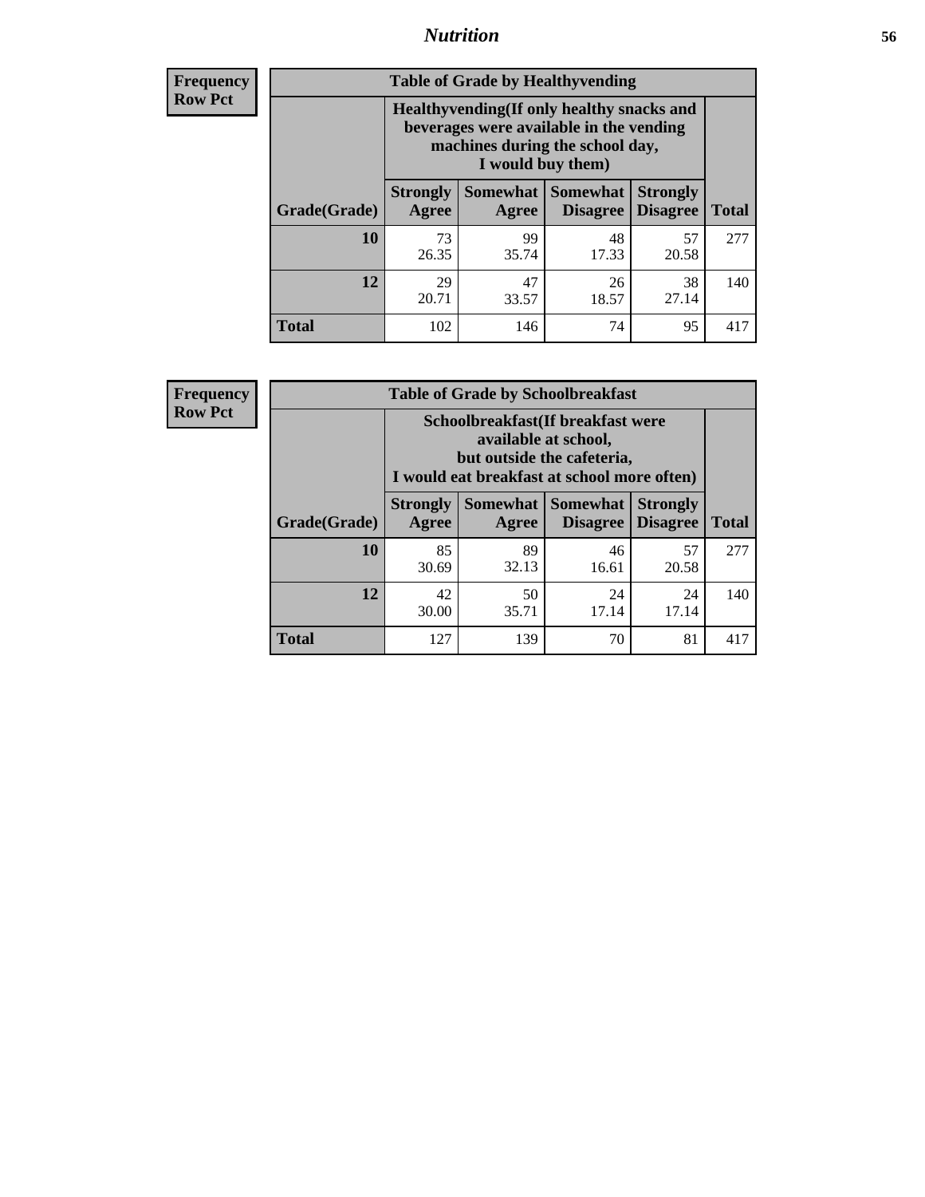**Frequency**
**Row Pct**

| Table of Grade by Healthyvending | | | | | |
|---|---|---|---|---|---|
| | Healthyvending(If only healthy snacks and beverages were available in the vending machines during the school day, I would buy them) | | | | |
| Grade(Grade) | Strongly Agree | Somewhat Agree | Somewhat Disagree | Strongly Disagree | Total |
| **10** | 73<br>26.35 | 99<br>35.74 | 48<br>17.33 | 57<br>20.58 | 277 |
| **12** | 29<br>20.71 | 47<br>33.57 | 26<br>18.57 | 38<br>27.14 | 140 |
| **Total** | 102 | 146 | 74 | 95 | 417 |

**Frequency**
**Row Pct**

| Table of Grade by Schoolbreakfast | | | | | |
|---|---|---|---|---|---|
| | Schoolbreakfast(If breakfast were available at school, but outside the cafeteria, I would eat breakfast at school more often) | | | | |
| Grade(Grade) | Strongly Agree | Somewhat Agree | Somewhat Disagree | Strongly Disagree | Total |
| **10** | 85<br>30.69 | 89<br>32.13 | 46<br>16.61 | 57<br>20.58 | 277 |
| **12** | 42<br>30.00 | 50<br>35.71 | 24<br>17.14 | 24<br>17.14 | 140 |
| **Total** | 127 | 139 | 70 | 81 | 417 |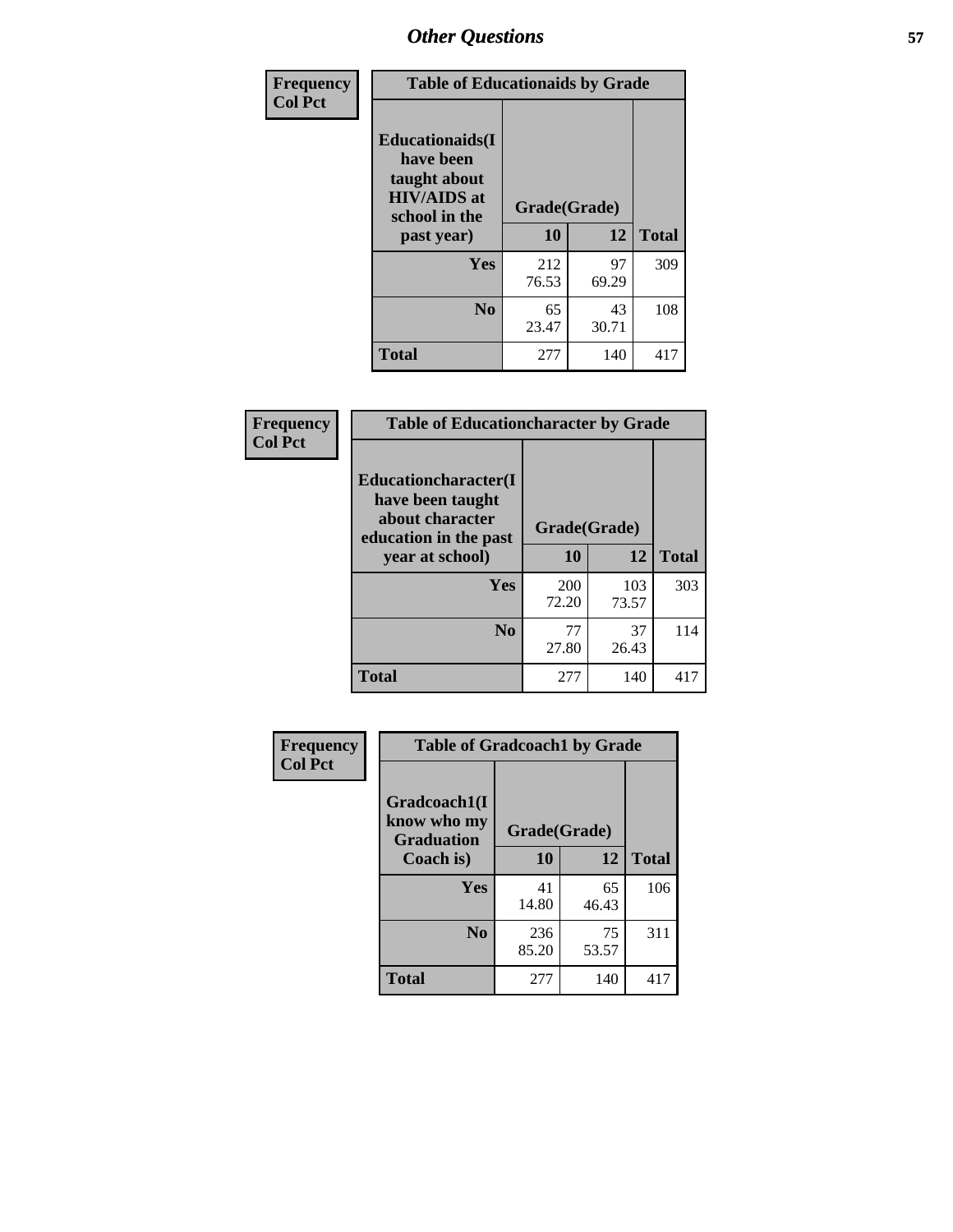## Other Questions

Frequency
Col Pct

**Table of Educationaids by Grade**

| Educationaids(I have been taught about HIV/AIDS at school in the past year) | Grade(Grade) | | Total |
|---|---|---|---|
| | 10 | 12 | |
| Yes | 212<br>76.53 | 97<br>69.29 | 309 |
| No | 65<br>23.47 | 43<br>30.71 | 108 |
| Total | 277 | 140 | 417 |

Frequency
Col Pct

**Table of Educationcharacter by Grade**

| Educationcharacter(I have been taught about character education in the past year at school) | Grade(Grade) | | Total |
|---|---|---|---|
| | 10 | 12 | |
| Yes | 200<br>72.20 | 103<br>73.57 | 303 |
| No | 77<br>27.80 | 37<br>26.43 | 114 |
| Total | 277 | 140 | 417 |

Frequency
Col Pct

**Table of Gradcoach1 by Grade**

| Gradcoach1(I know who my Graduation Coach is) | Grade(Grade) | | Total |
|---|---|---|---|
| | 10 | 12 | |
| Yes | 41<br>14.80 | 65<br>46.43 | 106 |
| No | 236<br>85.20 | 75<br>53.57 | 311 |
| Total | 277 | 140 | 417 |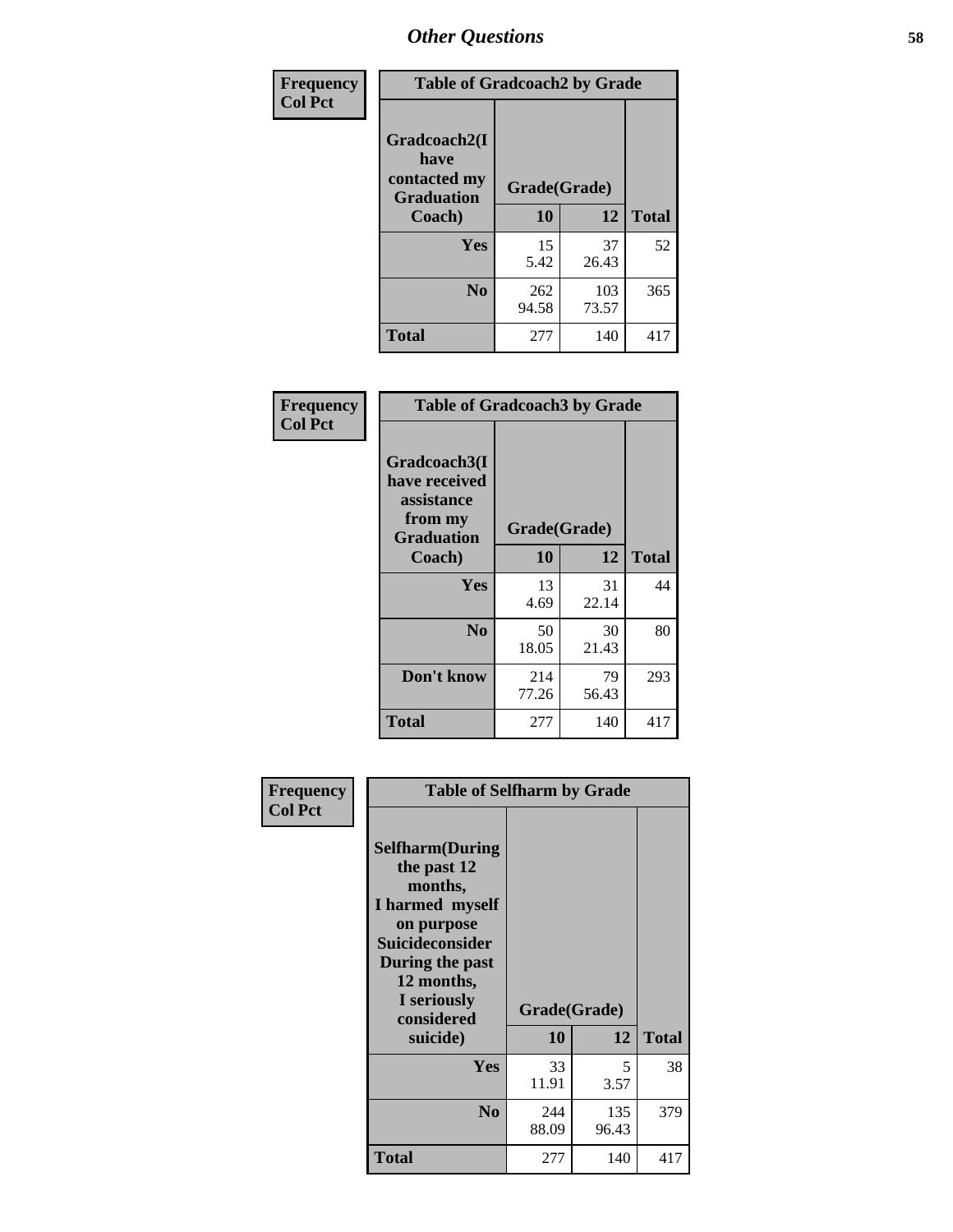## Other Questions

**Frequency**
**Col Pct**

| Table of Gradcoach2 by Grade | | | |
|---|---|---|---|
| Gradcoach2(I have contacted my Graduation Coach) | Grade(Grade) | | |
| | 10 | 12 | Total |
| Yes | 15<br>5.42 | 37<br>26.43 | 52 |
| No | 262<br>94.58 | 103<br>73.57 | 365 |
| Total | 277 | 140 | 417 |

**Frequency**
**Col Pct**

| Table of Gradcoach3 by Grade | | | |
|---|---|---|---|
| Gradcoach3(I have received assistance from my Graduation Coach) | Grade(Grade) | | |
| | 10 | 12 | Total |
| Yes | 13<br>4.69 | 31<br>22.14 | 44 |
| No | 50<br>18.05 | 30<br>21.43 | 80 |
| Don't know | 214<br>77.26 | 79<br>56.43 | 293 |
| Total | 277 | 140 | 417 |

**Frequency**
**Col Pct**

| Table of Selfharm by Grade | | | |
|---|---|---|---|
| Selfharm(During the past 12 months, I harmed myself on purpose Suicideconsider During the past 12 months, I seriously considered suicide) | Grade(Grade) | | |
| | 10 | 12 | Total |
| Yes | 33<br>11.91 | 5<br>3.57 | 38 |
| No | 244<br>88.09 | 135<br>96.43 | 379 |
| Total | 277 | 140 | 417 |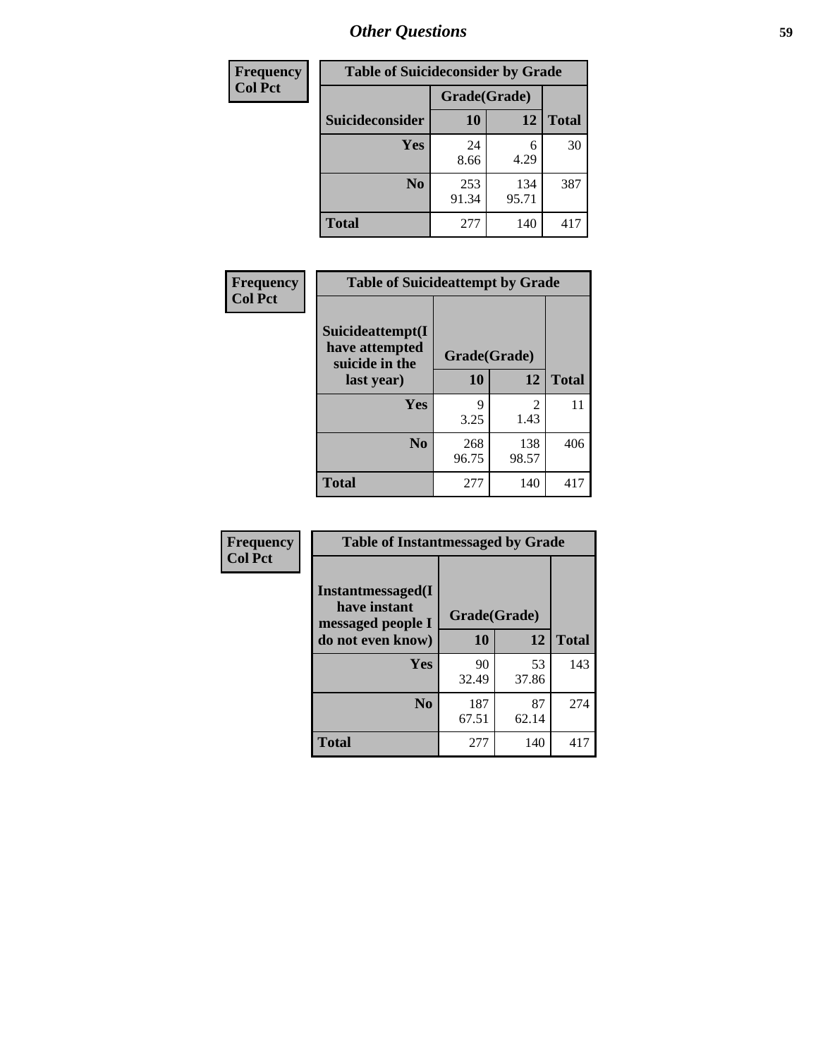# Other Questions

| Frequency<br>Col Pct |
|---|

**Table of Suicideconsider by Grade**

| Suicideconsider | Grade(Grade) 10 | 12 | Total |
|---|---|---|---|
| Yes | 24<br>8.66 | 6<br>4.29 | 30 |
| No | 253<br>91.34 | 134<br>95.71 | 387 |
| Total | 277 | 140 | 417 |

| Frequency<br>Col Pct |
|---|

**Table of Suicideattempt by Grade**

| Suicideattempt(I have attempted suicide in the last year) | Grade(Grade) 10 | 12 | Total |
|---|---|---|---|
| Yes | 9<br>3.25 | 2<br>1.43 | 11 |
| No | 268<br>96.75 | 138<br>98.57 | 406 |
| Total | 277 | 140 | 417 |

| Frequency<br>Col Pct |
|---|

**Table of Instantmessaged by Grade**

| Instantmessaged(I have instant messaged people I do not even know) | Grade(Grade) 10 | 12 | Total |
|---|---|---|---|
| Yes | 90<br>32.49 | 53<br>37.86 | 143 |
| No | 187<br>67.51 | 87<br>62.14 | 274 |
| Total | 277 | 140 | 417 |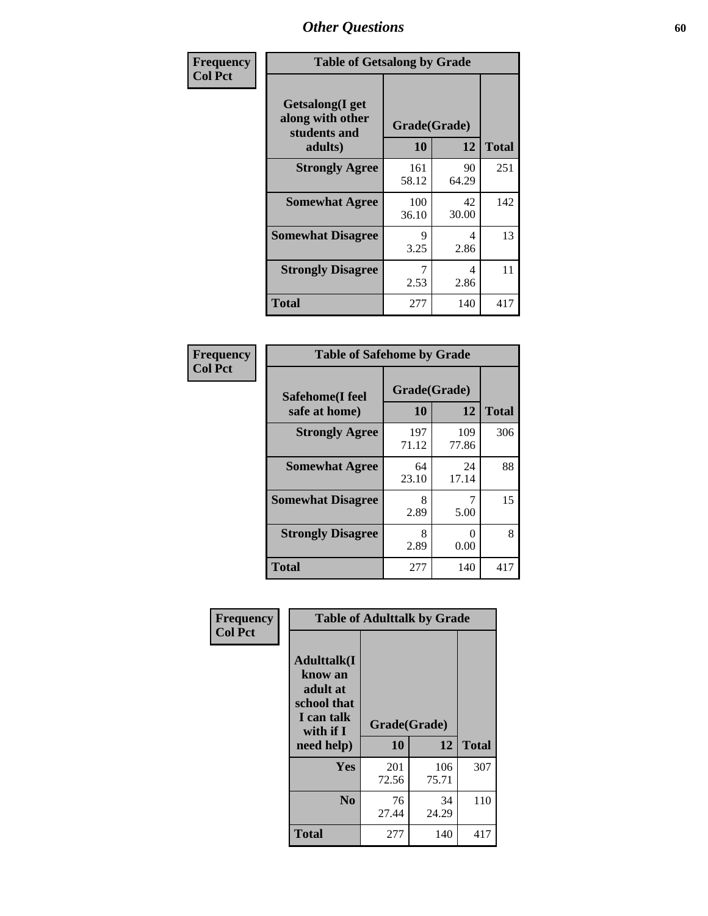# Other Questions

**Frequency**
**Col Pct**

| Table of Getsalong by Grade | | | |
|---|---|---|---|
| **Getsalong(I get along with other students and adults)** | **Grade(Grade)** | | |
| | **10** | **12** | **Total** |
| **Strongly Agree** | 161<br>58.12 | 90<br>64.29 | 251 |
| **Somewhat Agree** | 100<br>36.10 | 42<br>30.00 | 142 |
| **Somewhat Disagree** | 9<br>3.25 | 4<br>2.86 | 13 |
| **Strongly Disagree** | 7<br>2.53 | 4<br>2.86 | 11 |
| **Total** | 277 | 140 | 417 |

**Frequency**
**Col Pct**

| Table of Safehome by Grade | | | |
|---|---|---|---|
| **Safehome(I feel safe at home)** | **Grade(Grade)** | | |
| | **10** | **12** | **Total** |
| **Strongly Agree** | 197<br>71.12 | 109<br>77.86 | 306 |
| **Somewhat Agree** | 64<br>23.10 | 24<br>17.14 | 88 |
| **Somewhat Disagree** | 8<br>2.89 | 7<br>5.00 | 15 |
| **Strongly Disagree** | 8<br>2.89 | 0<br>0.00 | 8 |
| **Total** | 277 | 140 | 417 |

**Frequency**
**Col Pct**

| Table of Adulttalk by Grade | | | |
|---|---|---|---|
| **Adulttalk(I know an adult at school that I can talk with if I need help)** | **Grade(Grade)** | | |
| | **10** | **12** | **Total** |
| **Yes** | 201<br>72.56 | 106<br>75.71 | 307 |
| **No** | 76<br>27.44 | 34<br>24.29 | 110 |
| **Total** | 277 | 140 | 417 |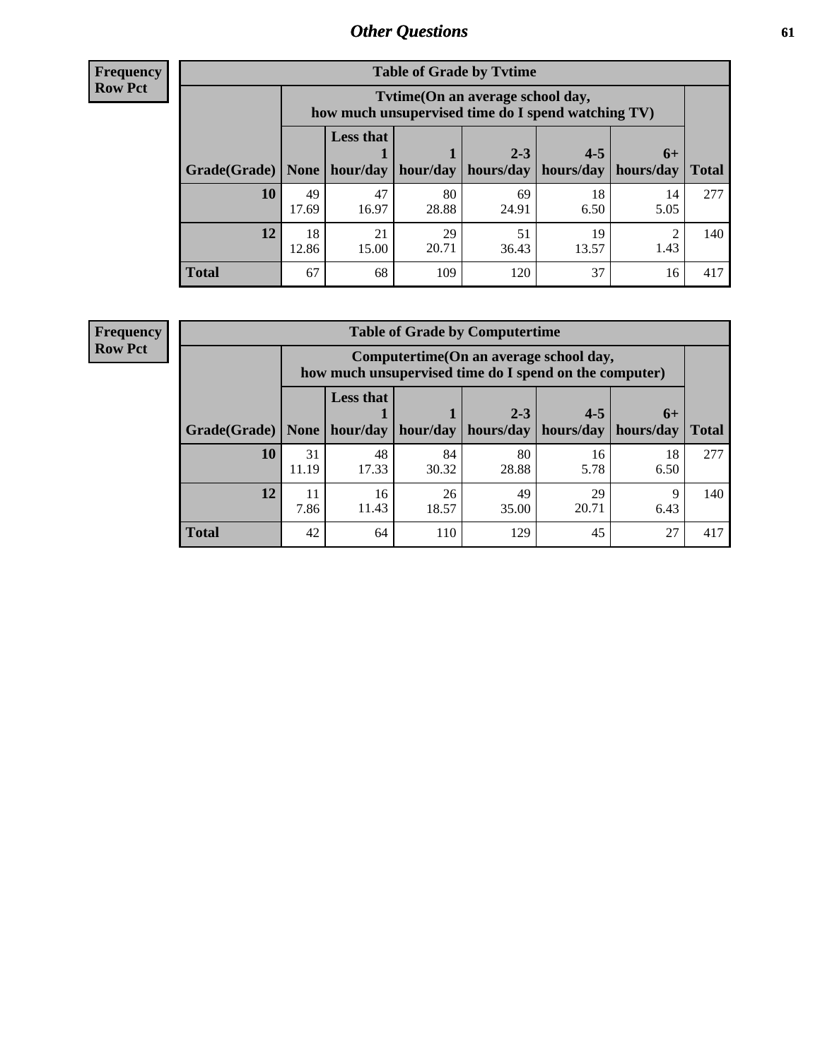**Frequency**
**Row Pct**

| Table of Grade by Tvtime | | | | | | | |
|---|---|---|---|---|---|---|---|
| | Tvtime(On an average school day, how much unsupervised time do I spend watching TV) | | | | | | |
| Grade(Grade) | None | Less that 1 hour/day | 1 hour/day | 2-3 hours/day | 4-5 hours/day | 6+ hours/day | Total |
| 10 | 49<br>17.69 | 47<br>16.97 | 80<br>28.88 | 69<br>24.91 | 18<br>6.50 | 14<br>5.05 | 277 |
| 12 | 18<br>12.86 | 21<br>15.00 | 29<br>20.71 | 51<br>36.43 | 19<br>13.57 | 2<br>1.43 | 140 |
| Total | 67 | 68 | 109 | 120 | 37 | 16 | 417 |

**Frequency**
**Row Pct**

| Table of Grade by Computertime | | | | | | | |
|---|---|---|---|---|---|---|---|
| | Computertime(On an average school day, how much unsupervised time do I spend on the computer) | | | | | | |
| Grade(Grade) | None | Less that 1 hour/day | 1 hour/day | 2-3 hours/day | 4-5 hours/day | 6+ hours/day | Total |
| 10 | 31<br>11.19 | 48<br>17.33 | 84<br>30.32 | 80<br>28.88 | 16<br>5.78 | 18<br>6.50 | 277 |
| 12 | 11<br>7.86 | 16<br>11.43 | 26<br>18.57 | 49<br>35.00 | 29<br>20.71 | 9<br>6.43 | 140 |
| Total | 42 | 64 | 110 | 129 | 45 | 27 | 417 |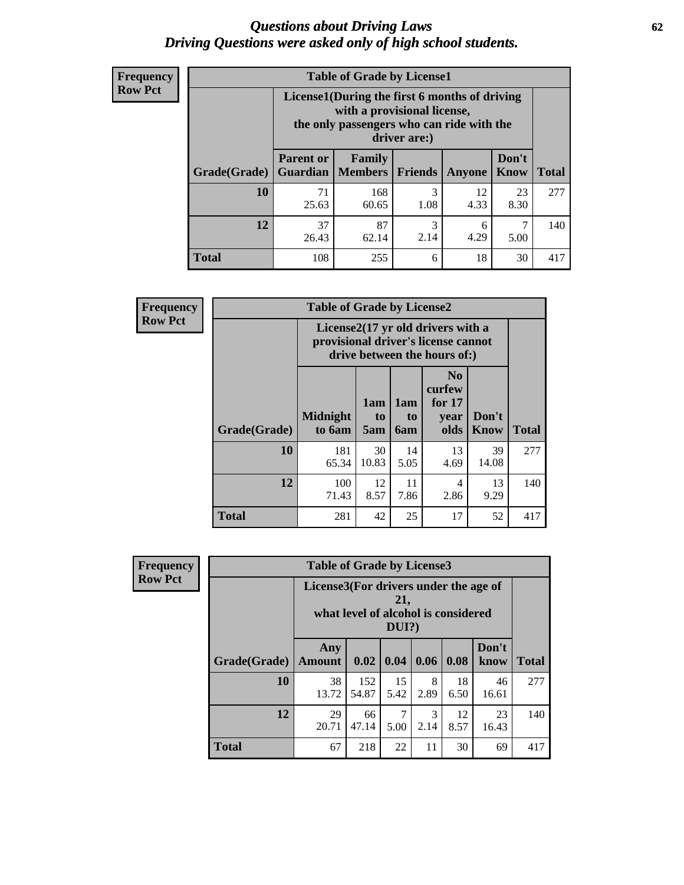# *Questions about Driving Laws*
# *Driving Questions were asked only of high school students.*

**Frequency**
**Row Pct**

**Table of Grade by License1**

| Grade(Grade) | License1(During the first 6 months of driving with a provisional license, the only passengers who can ride with the driver are:) | | | | | Total |
|---|---|---|---|---|---|---|
| | Parent or Guardian | Family Members | Friends | Anyone | Don't Know | |
| **10** | 71<br>25.63 | 168<br>60.65 | 3<br>1.08 | 12<br>4.33 | 23<br>8.30 | 277 |
| **12** | 37<br>26.43 | 87<br>62.14 | 3<br>2.14 | 6<br>4.29 | 7<br>5.00 | 140 |
| **Total** | 108 | 255 | 6 | 18 | 30 | 417 |

**Frequency**
**Row Pct**

**Table of Grade by License2**

| Grade(Grade) | License2(17 yr old drivers with a provisional driver's license cannot drive between the hours of:) | | | | | Total |
|---|---|---|---|---|---|---|
| | Midnight to 6am | 1am to 5am | 1am to 6am | No curfew for 17 year olds | Don't Know | |
| **10** | 181<br>65.34 | 30<br>10.83 | 14<br>5.05 | 13<br>4.69 | 39<br>14.08 | 277 |
| **12** | 100<br>71.43 | 12<br>8.57 | 11<br>7.86 | 4<br>2.86 | 13<br>9.29 | 140 |
| **Total** | 281 | 42 | 25 | 17 | 52 | 417 |

**Frequency**
**Row Pct**

**Table of Grade by License3**

| Grade(Grade) | License3(For drivers under the age of 21, what level of alcohol is considered DUI?) | | | | | | Total |
|---|---|---|---|---|---|---|---|
| | Any Amount | 0.02 | 0.04 | 0.06 | 0.08 | Don't know | |
| **10** | 38<br>13.72 | 152<br>54.87 | 15<br>5.42 | 8<br>2.89 | 18<br>6.50 | 46<br>16.61 | 277 |
| **12** | 29<br>20.71 | 66<br>47.14 | 7<br>5.00 | 3<br>2.14 | 12<br>8.57 | 23<br>16.43 | 140 |
| **Total** | 67 | 218 | 22 | 11 | 30 | 69 | 417 |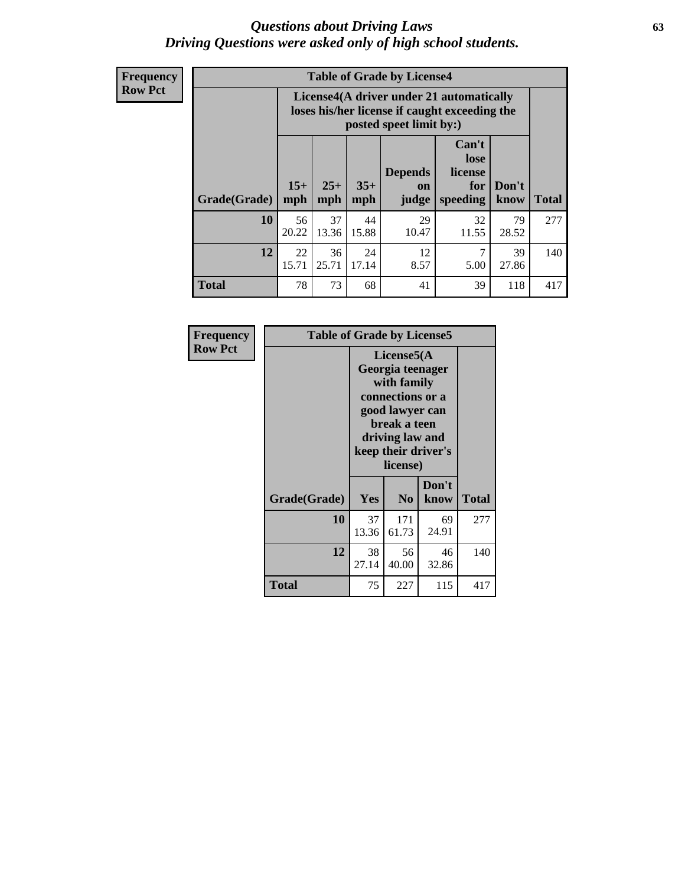# Questions about Driving Laws
*Driving Questions were asked only of high school students.*

**Frequency**
**Row Pct**

**Table of Grade by License4**

| Grade(Grade) | License4(A driver under 21 automatically loses his/her license if caught exceeding the posted speet limit by:) | | | | | | Total |
|---|---|---|---|---|---|---|---|
| | 15+ mph | 25+ mph | 35+ mph | Depends on judge | Can't lose license for speeding | Don't know | |
| **10** | 56<br>20.22 | 37<br>13.36 | 44<br>15.88 | 29<br>10.47 | 32<br>11.55 | 79<br>28.52 | 277 |
| **12** | 22<br>15.71 | 36<br>25.71 | 24<br>17.14 | 12<br>8.57 | 7<br>5.00 | 39<br>27.86 | 140 |
| **Total** | 78 | 73 | 68 | 41 | 39 | 118 | 417 |

**Frequency**
**Row Pct**

**Table of Grade by License5**

| Grade(Grade) | License5(A Georgia teenager with family connections or a good lawyer can break a teen driving law and keep their driver's license) | | | Total |
|---|---|---|---|---|
| | Yes | No | Don't know | |
| **10** | 37<br>13.36 | 171<br>61.73 | 69<br>24.91 | 277 |
| **12** | 38<br>27.14 | 56<br>40.00 | 46<br>32.86 | 140 |
| **Total** | 75 | 227 | 115 | 417 |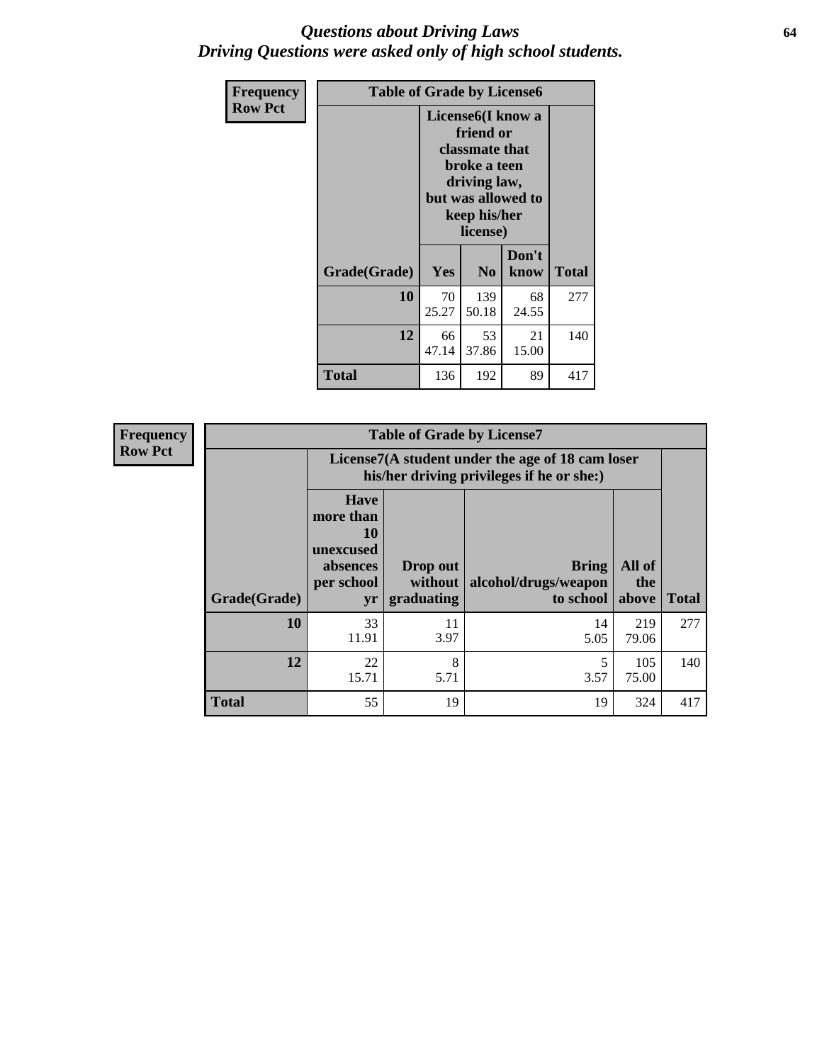# *Questions about Driving Laws*
## *Driving Questions were asked only of high school students.*

**Frequency**
**Row Pct**

| Table of Grade by License6 | | | | |
|---|---|---|---|---|
| | License6(I know a friend or classmate that broke a teen driving law, but was allowed to keep his/her license) | | | |
| Grade(Grade) | Yes | No | Don't know | Total |
| 10 | 70<br>25.27 | 139<br>50.18 | 68<br>24.55 | 277 |
| 12 | 66<br>47.14 | 53<br>37.86 | 21<br>15.00 | 140 |
| Total | 136 | 192 | 89 | 417 |

**Frequency**
**Row Pct**

| Table of Grade by License7 | | | | | |
|---|---|---|---|---|---|
| | License7(A student under the age of 18 cam loser his/her driving privileges if he or she:) | | | | |
| Grade(Grade) | Have more than 10 unexcused absences per school yr | Drop out without graduating | Bring alcohol/drugs/weapon to school | All of the above | Total |
| 10 | 33<br>11.91 | 11<br>3.97 | 14<br>5.05 | 219<br>79.06 | 277 |
| 12 | 22<br>15.71 | 8<br>5.71 | 5<br>3.57 | 105<br>75.00 | 140 |
| Total | 55 | 19 | 19 | 324 | 417 |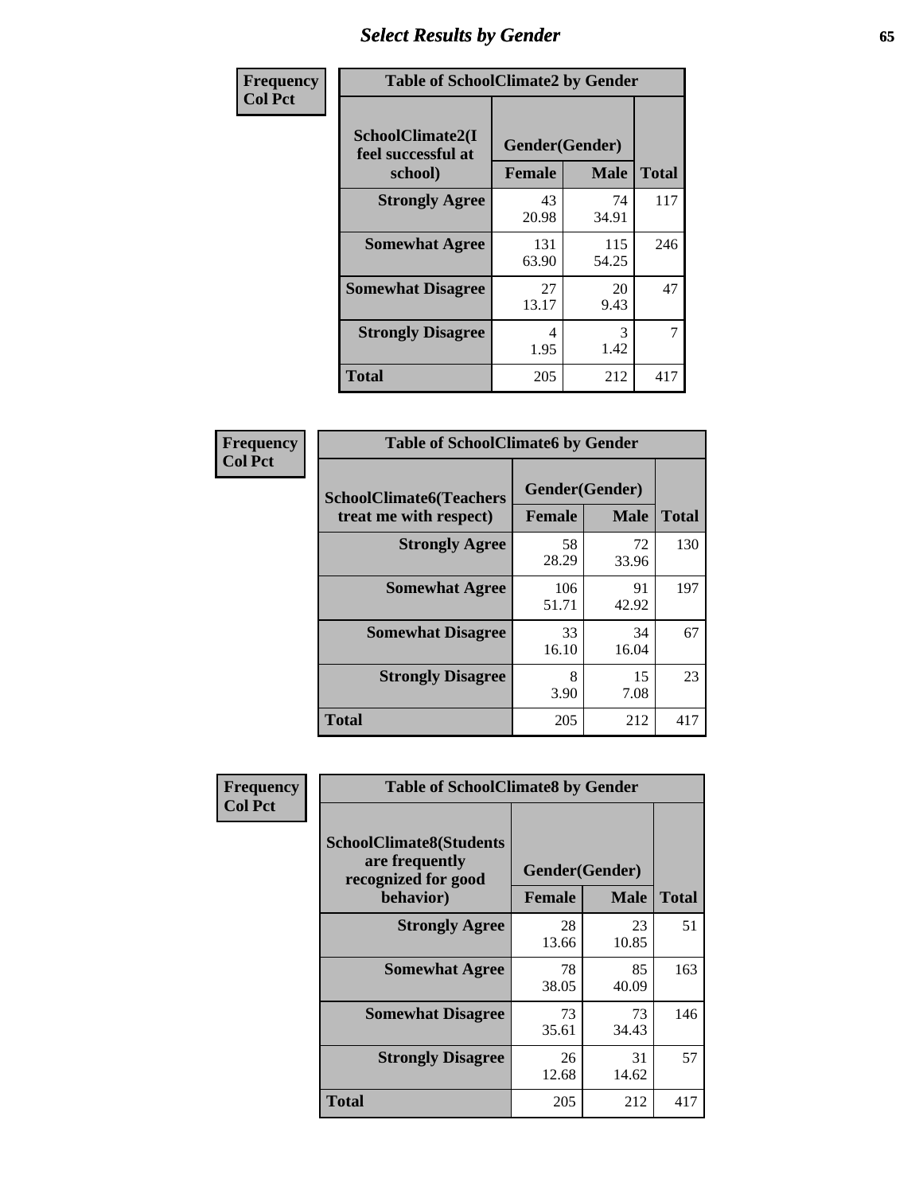## Select Results by Gender

**Frequency / Col Pct**

**Table of SchoolClimate2 by Gender**

| SchoolClimate2(I feel successful at school) | Gender(Gender) | | Total |
|---|---|---|---|
| | Female | Male | |
| Strongly Agree | 43<br>20.98 | 74<br>34.91 | 117 |
| Somewhat Agree | 131<br>63.90 | 115<br>54.25 | 246 |
| Somewhat Disagree | 27<br>13.17 | 20<br>9.43 | 47 |
| Strongly Disagree | 4<br>1.95 | 3<br>1.42 | 7 |
| Total | 205 | 212 | 417 |

**Frequency / Col Pct**

**Table of SchoolClimate6 by Gender**

| SchoolClimate6(Teachers treat me with respect) | Gender(Gender) | | Total |
|---|---|---|---|
| | Female | Male | |
| Strongly Agree | 58<br>28.29 | 72<br>33.96 | 130 |
| Somewhat Agree | 106<br>51.71 | 91<br>42.92 | 197 |
| Somewhat Disagree | 33<br>16.10 | 34<br>16.04 | 67 |
| Strongly Disagree | 8<br>3.90 | 15<br>7.08 | 23 |
| Total | 205 | 212 | 417 |

**Frequency / Col Pct**

**Table of SchoolClimate8 by Gender**

| SchoolClimate8(Students are frequently recognized for good behavior) | Gender(Gender) | | Total |
|---|---|---|---|
| | Female | Male | |
| Strongly Agree | 28<br>13.66 | 23<br>10.85 | 51 |
| Somewhat Agree | 78<br>38.05 | 85<br>40.09 | 163 |
| Somewhat Disagree | 73<br>35.61 | 73<br>34.43 | 146 |
| Strongly Disagree | 26<br>12.68 | 31<br>14.62 | 57 |
| Total | 205 | 212 | 417 |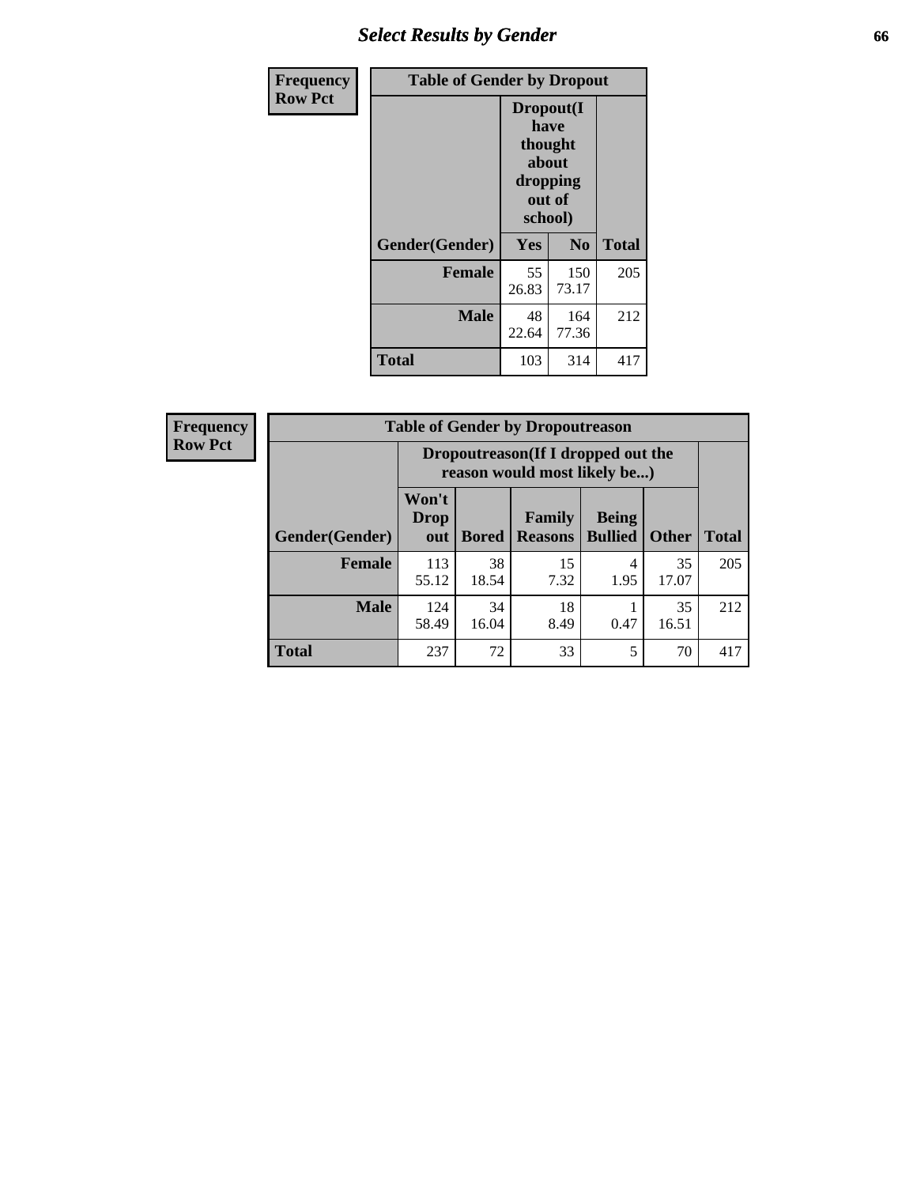# Select Results by Gender

| Frequency Row Pct | | | |
|---|---|---|---|
| **Table of Gender by Dropout** | | | |
| | **Dropout(I have thought about dropping out of school)** | | |
| **Gender(Gender)** | **Yes** | **No** | **Total** |
| **Female** | 55<br>26.83 | 150<br>73.17 | 205 |
| **Male** | 48<br>22.64 | 164<br>77.36 | 212 |
| **Total** | 103 | 314 | 417 |

| Frequency Row Pct | | | | | | |
|---|---|---|---|---|---|---|
| **Table of Gender by Dropoutreason** | | | | | | |
| | **Dropoutreason(If I dropped out the reason would most likely be...)** | | | | | |
| **Gender(Gender)** | **Won't Drop out** | **Bored** | **Family Reasons** | **Being Bullied** | **Other** | **Total** |
| **Female** | 113<br>55.12 | 38<br>18.54 | 15<br>7.32 | 4<br>1.95 | 35<br>17.07 | 205 |
| **Male** | 124<br>58.49 | 34<br>16.04 | 18<br>8.49 | 1<br>0.47 | 35<br>16.51 | 212 |
| **Total** | 237 | 72 | 33 | 5 | 70 | 417 |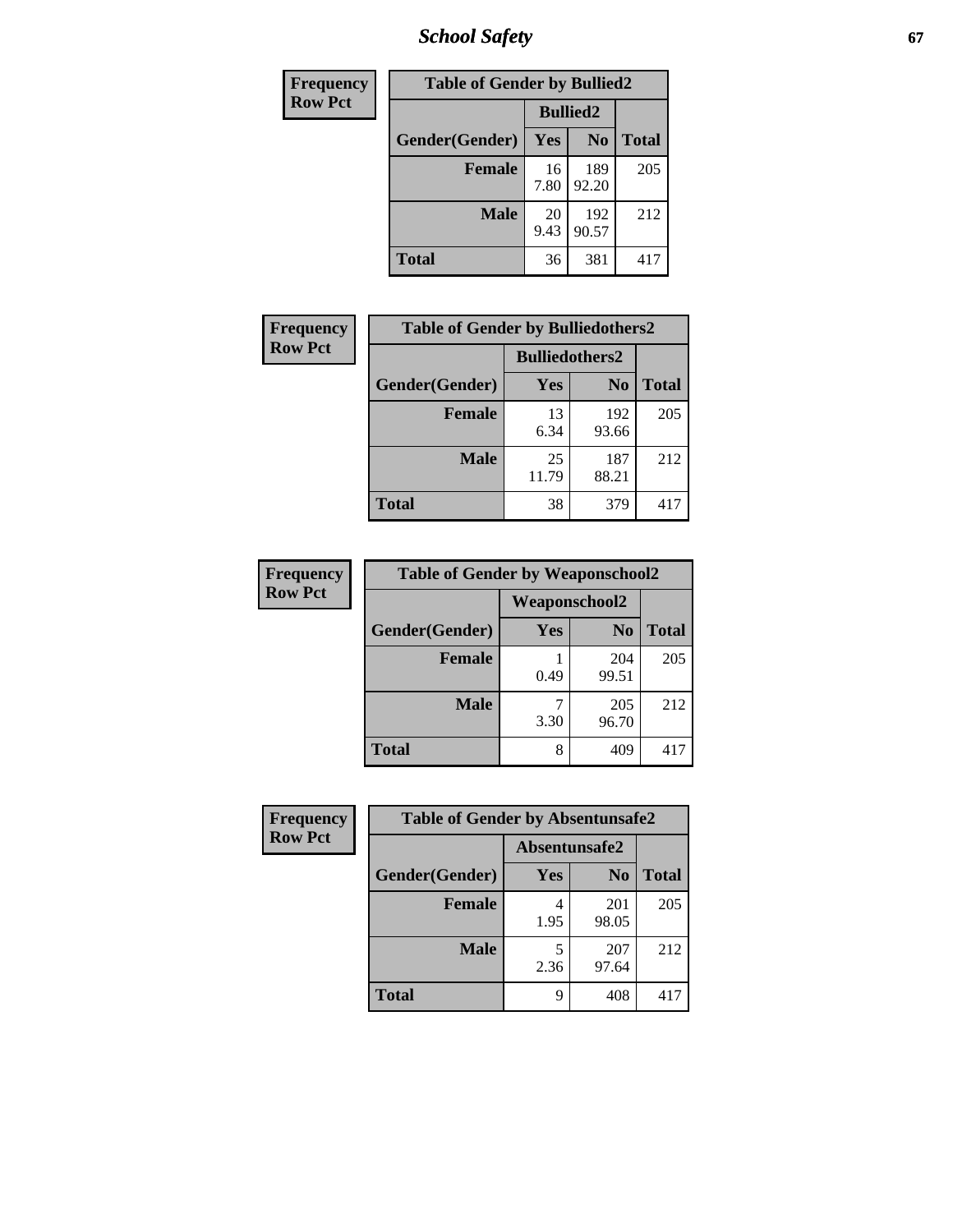| Frequency<br>Row Pct |
|---|

| Table of Gender by Bullied2 | | | |
|---|---|---|---|
| | Bullied2 | | |
| Gender(Gender) | Yes | No | Total |
| Female | 16<br>7.80 | 189<br>92.20 | 205 |
| Male | 20<br>9.43 | 192<br>90.57 | 212 |
| Total | 36 | 381 | 417 |

| Frequency<br>Row Pct |
|---|

| Table of Gender by Bulliedothers2 | | | |
|---|---|---|---|
| | Bulliedothers2 | | |
| Gender(Gender) | Yes | No | Total |
| Female | 13<br>6.34 | 192<br>93.66 | 205 |
| Male | 25<br>11.79 | 187<br>88.21 | 212 |
| Total | 38 | 379 | 417 |

| Frequency<br>Row Pct |
|---|

| Table of Gender by Weaponschool2 | | | |
|---|---|---|---|
| | Weaponschool2 | | |
| Gender(Gender) | Yes | No | Total |
| Female | 1<br>0.49 | 204<br>99.51 | 205 |
| Male | 7<br>3.30 | 205<br>96.70 | 212 |
| Total | 8 | 409 | 417 |

| Frequency<br>Row Pct |
|---|

| Table of Gender by Absentunsafe2 | | | |
|---|---|---|---|
| | Absentunsafe2 | | |
| Gender(Gender) | Yes | No | Total |
| Female | 4<br>1.95 | 201<br>98.05 | 205 |
| Male | 5<br>2.36 | 207<br>97.64 | 212 |
| Total | 9 | 408 | 417 |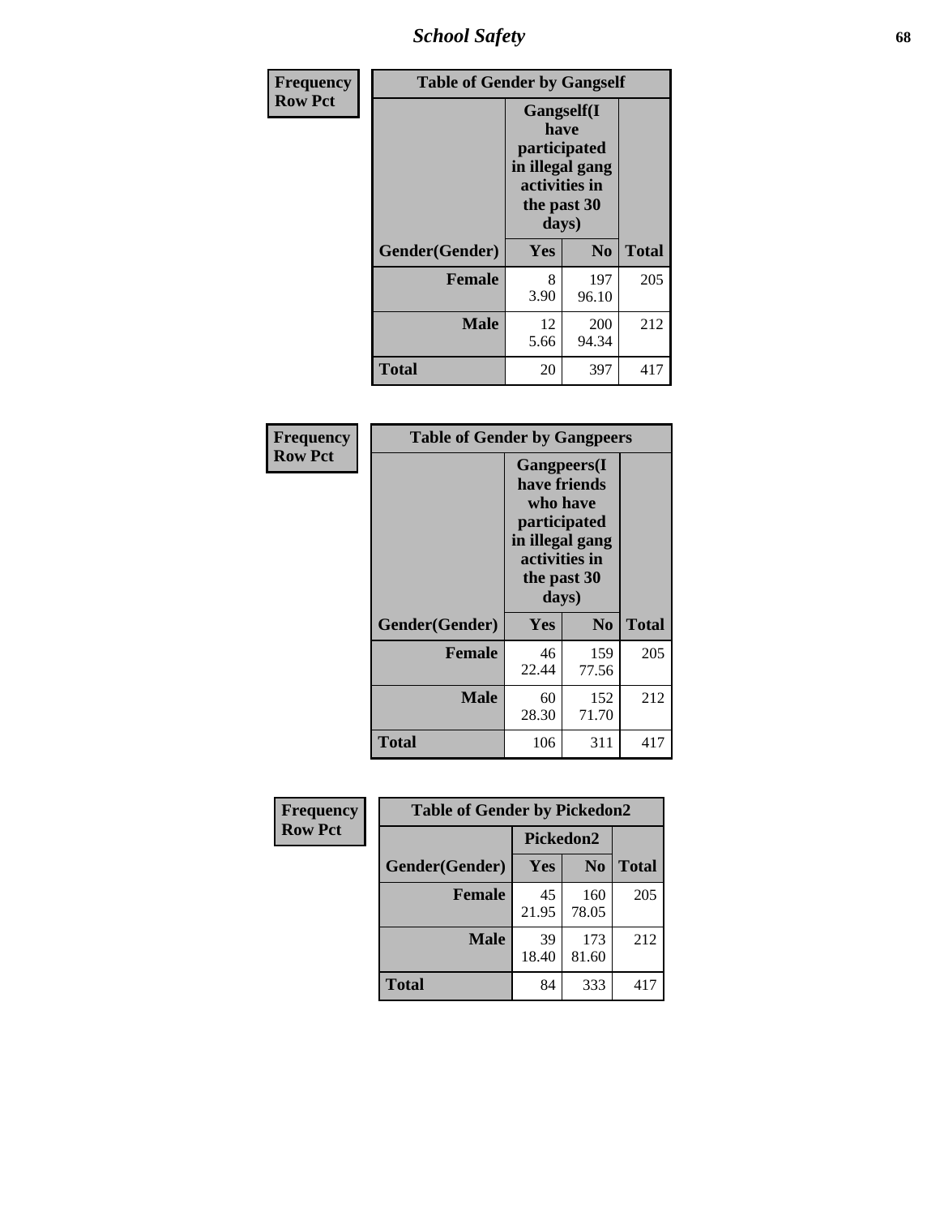| Frequency Row Pct | Table of Gender by Gangself | | |
|---|---|---|---|
| | Gangself(I have participated in illegal gang activities in the past 30 days) | | |
| Gender(Gender) | Yes | No | Total |
| Female | 8<br>3.90 | 197<br>96.10 | 205 |
| Male | 12<br>5.66 | 200<br>94.34 | 212 |
| Total | 20 | 397 | 417 |

| Frequency Row Pct | Table of Gender by Gangpeers | | |
|---|---|---|---|
| | Gangpeers(I have friends who have participated in illegal gang activities in the past 30 days) | | |
| Gender(Gender) | Yes | No | Total |
| Female | 46<br>22.44 | 159<br>77.56 | 205 |
| Male | 60<br>28.30 | 152<br>71.70 | 212 |
| Total | 106 | 311 | 417 |

| Frequency Row Pct | Table of Gender by Pickedon2 | | |
|---|---|---|---|
| | Pickedon2 | | |
| Gender(Gender) | Yes | No | Total |
| Female | 45<br>21.95 | 160<br>78.05 | 205 |
| Male | 39<br>18.40 | 173<br>81.60 | 212 |
| Total | 84 | 333 | 417 |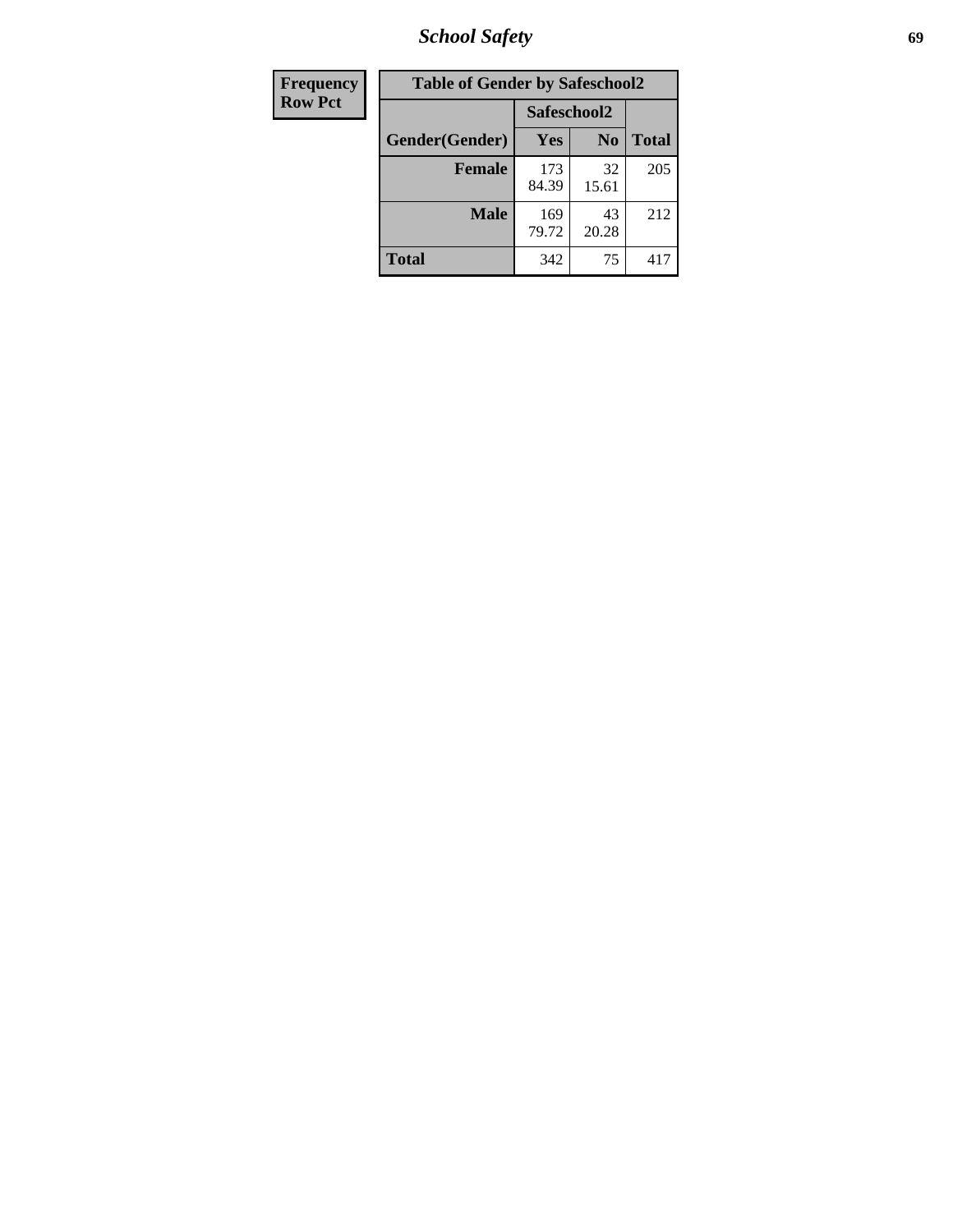| Frequency<br>Row Pct |
|---|

**Table of Gender by Safeschool2**

| Gender(Gender) | Safeschool2 | | Total |
|---|---|---|---|
| | Yes | No | |
| Female | 173<br>84.39 | 32<br>15.61 | 205 |
| Male | 169<br>79.72 | 43<br>20.28 | 212 |
| Total | 342 | 75 | 417 |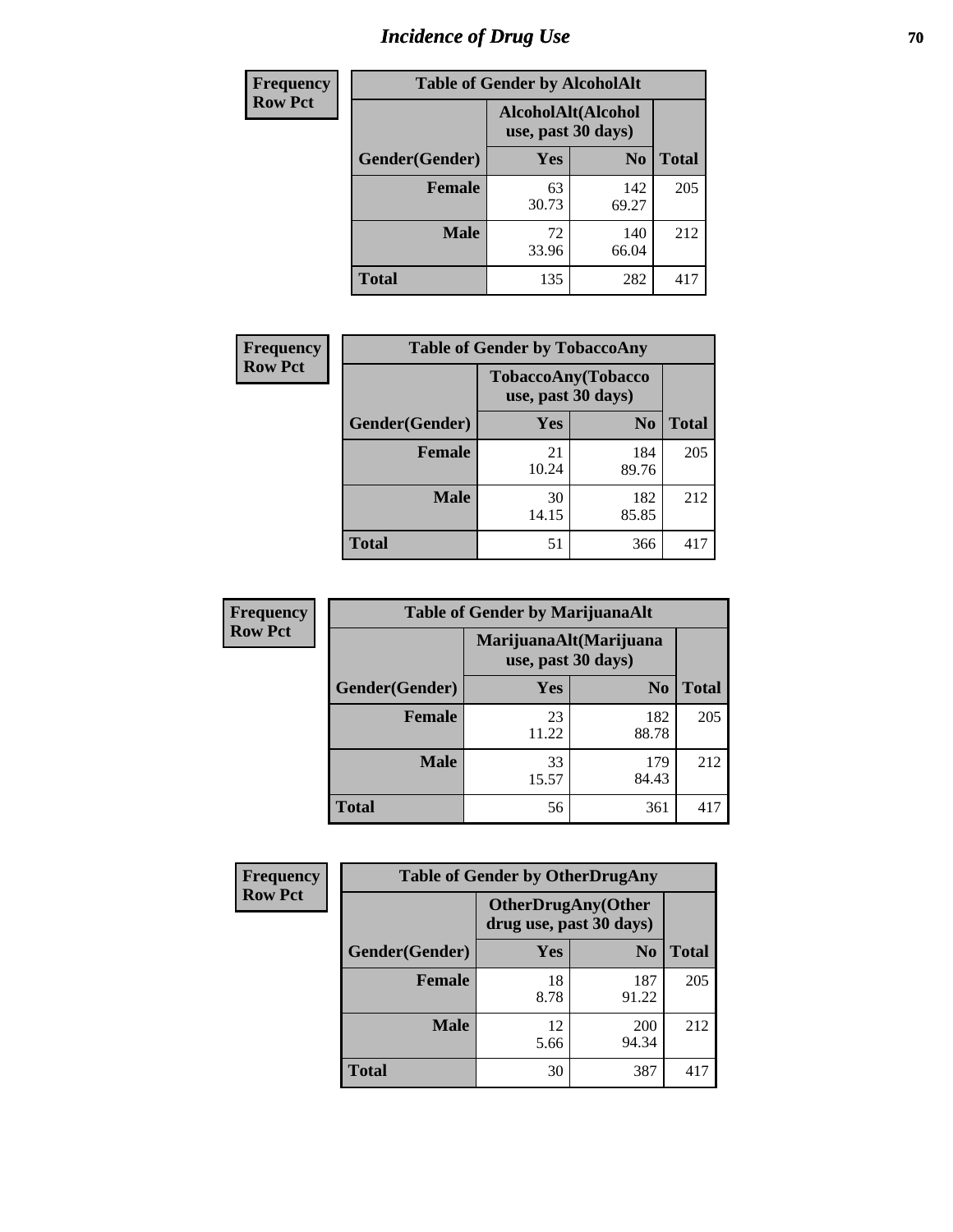# Incidence of Drug Use

**Frequency**
**Row Pct**

| Table of Gender by AlcoholAlt | | | |
|---|---|---|---|
| | AlcoholAlt(Alcohol use, past 30 days) | | |
| Gender(Gender) | Yes | No | Total |
| **Female** | 63<br>30.73 | 142<br>69.27 | 205 |
| **Male** | 72<br>33.96 | 140<br>66.04 | 212 |
| **Total** | 135 | 282 | 417 |

**Frequency**
**Row Pct**

| Table of Gender by TobaccoAny | | | |
|---|---|---|---|
| | TobaccoAny(Tobacco use, past 30 days) | | |
| Gender(Gender) | Yes | No | Total |
| **Female** | 21<br>10.24 | 184<br>89.76 | 205 |
| **Male** | 30<br>14.15 | 182<br>85.85 | 212 |
| **Total** | 51 | 366 | 417 |

**Frequency**
**Row Pct**

| Table of Gender by MarijuanaAlt | | | |
|---|---|---|---|
| | MarijuanaAlt(Marijuana use, past 30 days) | | |
| Gender(Gender) | Yes | No | Total |
| **Female** | 23<br>11.22 | 182<br>88.78 | 205 |
| **Male** | 33<br>15.57 | 179<br>84.43 | 212 |
| **Total** | 56 | 361 | 417 |

**Frequency**
**Row Pct**

| Table of Gender by OtherDrugAny | | | |
|---|---|---|---|
| | OtherDrugAny(Other drug use, past 30 days) | | |
| Gender(Gender) | Yes | No | Total |
| **Female** | 18<br>8.78 | 187<br>91.22 | 205 |
| **Male** | 12<br>5.66 | 200<br>94.34 | 212 |
| **Total** | 30 | 387 | 417 |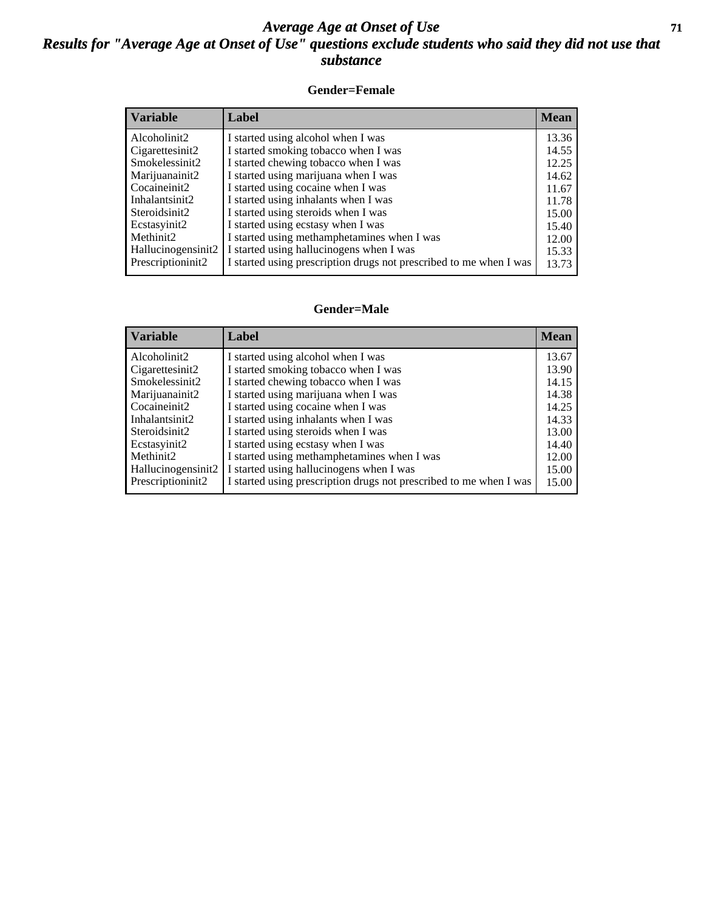# *Average Age at Onset of Use*

## *Results for "Average Age at Onset of Use" questions exclude students who said they did not use that substance*

### Gender=Female

| Variable | Label | Mean |
|---|---|---|
| Alcoholinit2 | I started using alcohol when I was | 13.36 |
| Cigarettesinit2 | I started smoking tobacco when I was | 14.55 |
| Smokelessinit2 | I started chewing tobacco when I was | 12.25 |
| Marijuanainit2 | I started using marijuana when I was | 14.62 |
| Cocaineinit2 | I started using cocaine when I was | 11.67 |
| Inhalantsinit2 | I started using inhalants when I was | 11.78 |
| Steroidsinit2 | I started using steroids when I was | 15.00 |
| Ecstasyinit2 | I started using ecstasy when I was | 15.40 |
| Methinit2 | I started using methamphetamines when I was | 12.00 |
| Hallucinogensinit2 | I started using hallucinogens when I was | 15.33 |
| Prescriptioninit2 | I started using prescription drugs not prescribed to me when I was | 13.73 |

### Gender=Male

| Variable | Label | Mean |
|---|---|---|
| Alcoholinit2 | I started using alcohol when I was | 13.67 |
| Cigarettesinit2 | I started smoking tobacco when I was | 13.90 |
| Smokelessinit2 | I started chewing tobacco when I was | 14.15 |
| Marijuanainit2 | I started using marijuana when I was | 14.38 |
| Cocaineinit2 | I started using cocaine when I was | 14.25 |
| Inhalantsinit2 | I started using inhalants when I was | 14.33 |
| Steroidsinit2 | I started using steroids when I was | 13.00 |
| Ecstasyinit2 | I started using ecstasy when I was | 14.40 |
| Methinit2 | I started using methamphetamines when I was | 12.00 |
| Hallucinogensinit2 | I started using hallucinogens when I was | 15.00 |
| Prescriptioninit2 | I started using prescription drugs not prescribed to me when I was | 15.00 |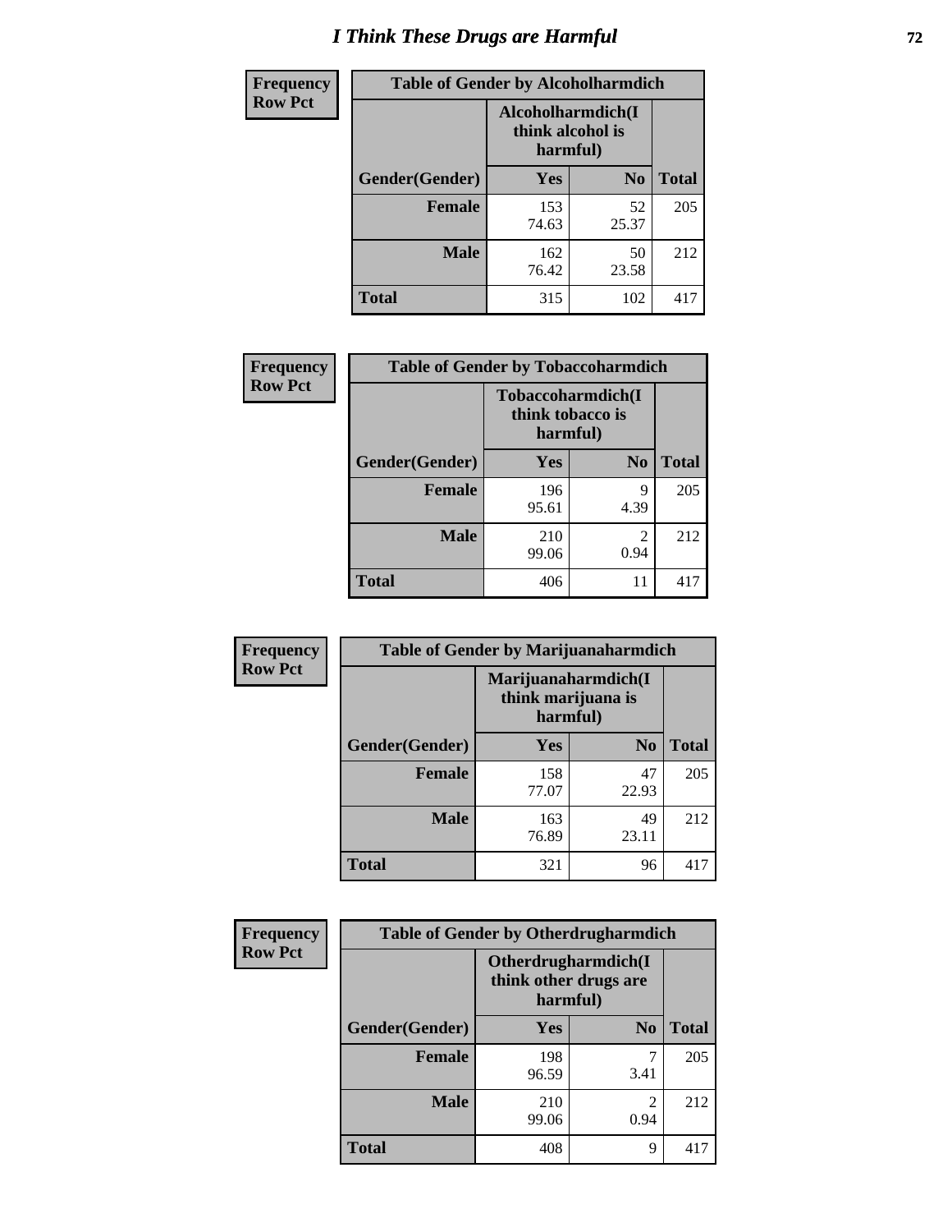# I Think These Drugs are Harmful

**Frequency**
**Row Pct**

| Table of Gender by Alcoholharmdich | | | |
|---|---|---|---|
| | Alcoholharmdich(I think alcohol is harmful) | | |
| Gender(Gender) | Yes | No | Total |
| Female | 153<br>74.63 | 52<br>25.37 | 205 |
| Male | 162<br>76.42 | 50<br>23.58 | 212 |
| Total | 315 | 102 | 417 |

**Frequency**
**Row Pct**

| Table of Gender by Tobaccoharmdich | | | |
|---|---|---|---|
| | Tobaccoharmdich(I think tobacco is harmful) | | |
| Gender(Gender) | Yes | No | Total |
| Female | 196<br>95.61 | 9<br>4.39 | 205 |
| Male | 210<br>99.06 | 2<br>0.94 | 212 |
| Total | 406 | 11 | 417 |

**Frequency**
**Row Pct**

| Table of Gender by Marijuanaharmdich | | | |
|---|---|---|---|
| | Marijuanaharmdich(I think marijuana is harmful) | | |
| Gender(Gender) | Yes | No | Total |
| Female | 158<br>77.07 | 47<br>22.93 | 205 |
| Male | 163<br>76.89 | 49<br>23.11 | 212 |
| Total | 321 | 96 | 417 |

**Frequency**
**Row Pct**

| Table of Gender by Otherdrugharmdich | | | |
|---|---|---|---|
| | Otherdrugharmdich(I think other drugs are harmful) | | |
| Gender(Gender) | Yes | No | Total |
| Female | 198<br>96.59 | 7<br>3.41 | 205 |
| Male | 210<br>99.06 | 2<br>0.94 | 212 |
| Total | 408 | 9 | 417 |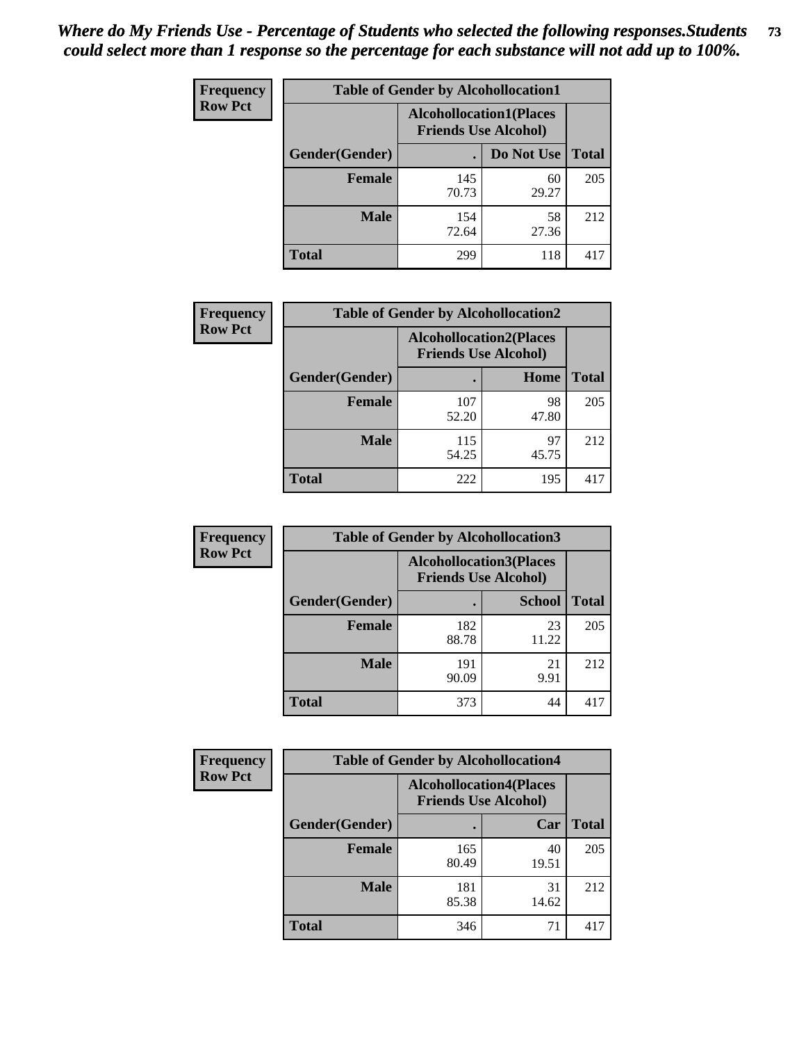*Where do My Friends Use - Percentage of Students who selected the following responses.Students could select more than 1 response so the percentage for each substance will not add up to 100%.*

**Frequency Row Pct**

| Table of Gender by Alcohollocation1 | | | |
|---|---|---|---|
| | Alcohollocation1(Places Friends Use Alcohol) | | |
| Gender(Gender) | . | Do Not Use | Total |
| Female | 145<br>70.73 | 60<br>29.27 | 205 |
| Male | 154<br>72.64 | 58<br>27.36 | 212 |
| Total | 299 | 118 | 417 |

**Frequency Row Pct**

| Table of Gender by Alcohollocation2 | | | |
|---|---|---|---|
| | Alcohollocation2(Places Friends Use Alcohol) | | |
| Gender(Gender) | . | Home | Total |
| Female | 107<br>52.20 | 98<br>47.80 | 205 |
| Male | 115<br>54.25 | 97<br>45.75 | 212 |
| Total | 222 | 195 | 417 |

**Frequency Row Pct**

| Table of Gender by Alcohollocation3 | | | |
|---|---|---|---|
| | Alcohollocation3(Places Friends Use Alcohol) | | |
| Gender(Gender) | . | School | Total |
| Female | 182<br>88.78 | 23<br>11.22 | 205 |
| Male | 191<br>90.09 | 21<br>9.91 | 212 |
| Total | 373 | 44 | 417 |

**Frequency Row Pct**

| Table of Gender by Alcohollocation4 | | | |
|---|---|---|---|
| | Alcohollocation4(Places Friends Use Alcohol) | | |
| Gender(Gender) | . | Car | Total |
| Female | 165<br>80.49 | 40<br>19.51 | 205 |
| Male | 181<br>85.38 | 31<br>14.62 | 212 |
| Total | 346 | 71 | 417 |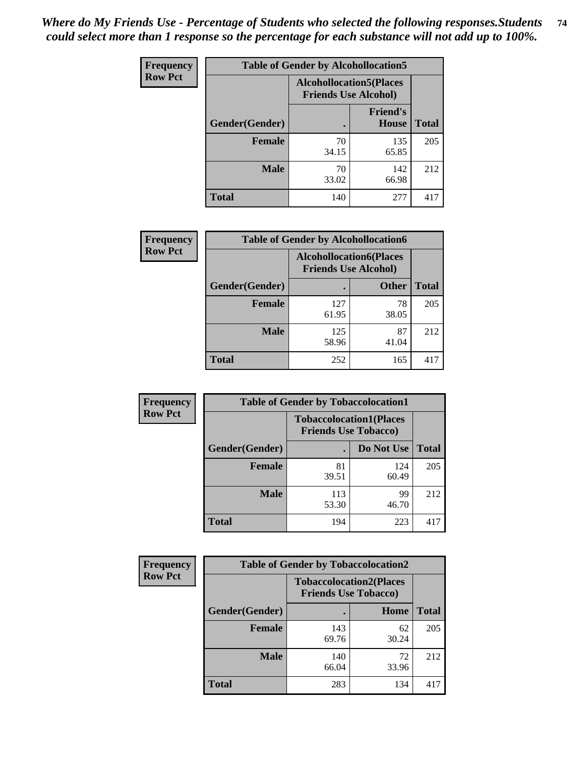*Where do My Friends Use - Percentage of Students who selected the following responses.Students could select more than 1 response so the percentage for each substance will not add up to 100%.*

**Frequency Row Pct**

| Table of Gender by Alcohollocation5 | | | |
|---|---|---|---|
| | Alcohollocation5(Places Friends Use Alcohol) | | |
| Gender(Gender) | . | Friend's House | Total |
| Female | 70<br>34.15 | 135<br>65.85 | 205 |
| Male | 70<br>33.02 | 142<br>66.98 | 212 |
| Total | 140 | 277 | 417 |

**Frequency Row Pct**

| Table of Gender by Alcohollocation6 | | | |
|---|---|---|---|
| | Alcohollocation6(Places Friends Use Alcohol) | | |
| Gender(Gender) | . | Other | Total |
| Female | 127<br>61.95 | 78<br>38.05 | 205 |
| Male | 125<br>58.96 | 87<br>41.04 | 212 |
| Total | 252 | 165 | 417 |

**Frequency Row Pct**

| Table of Gender by Tobaccolocation1 | | | |
|---|---|---|---|
| | Tobaccolocation1(Places Friends Use Tobacco) | | |
| Gender(Gender) | . | Do Not Use | Total |
| Female | 81<br>39.51 | 124<br>60.49 | 205 |
| Male | 113<br>53.30 | 99<br>46.70 | 212 |
| Total | 194 | 223 | 417 |

**Frequency Row Pct**

| Table of Gender by Tobaccolocation2 | | | |
|---|---|---|---|
| | Tobaccolocation2(Places Friends Use Tobacco) | | |
| Gender(Gender) | . | Home | Total |
| Female | 143<br>69.76 | 62<br>30.24 | 205 |
| Male | 140<br>66.04 | 72<br>33.96 | 212 |
| Total | 283 | 134 | 417 |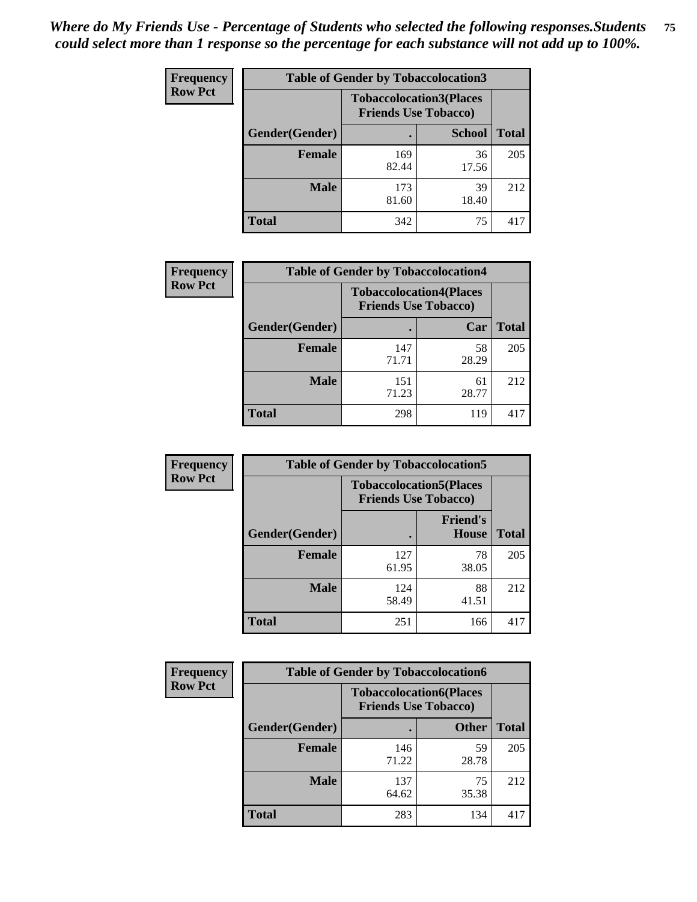*Where do My Friends Use - Percentage of Students who selected the following responses.Students could select more than 1 response so the percentage for each substance will not add up to 100%.*

**Frequency Row Pct**

| Table of Gender by Tobaccolocation3 | | | |
|---|---|---|---|
| | Tobaccolocation3(Places Friends Use Tobacco) | | |
| Gender(Gender) | . | School | Total |
| Female | 169<br>82.44 | 36<br>17.56 | 205 |
| Male | 173<br>81.60 | 39<br>18.40 | 212 |
| Total | 342 | 75 | 417 |

**Frequency Row Pct**

| Table of Gender by Tobaccolocation4 | | | |
|---|---|---|---|
| | Tobaccolocation4(Places Friends Use Tobacco) | | |
| Gender(Gender) | . | Car | Total |
| Female | 147<br>71.71 | 58<br>28.29 | 205 |
| Male | 151<br>71.23 | 61<br>28.77 | 212 |
| Total | 298 | 119 | 417 |

**Frequency Row Pct**

| Table of Gender by Tobaccolocation5 | | | |
|---|---|---|---|
| | Tobaccolocation5(Places Friends Use Tobacco) | | |
| Gender(Gender) | . | Friend's House | Total |
| Female | 127<br>61.95 | 78<br>38.05 | 205 |
| Male | 124<br>58.49 | 88<br>41.51 | 212 |
| Total | 251 | 166 | 417 |

**Frequency Row Pct**

| Table of Gender by Tobaccolocation6 | | | |
|---|---|---|---|
| | Tobaccolocation6(Places Friends Use Tobacco) | | |
| Gender(Gender) | . | Other | Total |
| Female | 146<br>71.22 | 59<br>28.78 | 205 |
| Male | 137<br>64.62 | 75<br>35.38 | 212 |
| Total | 283 | 134 | 417 |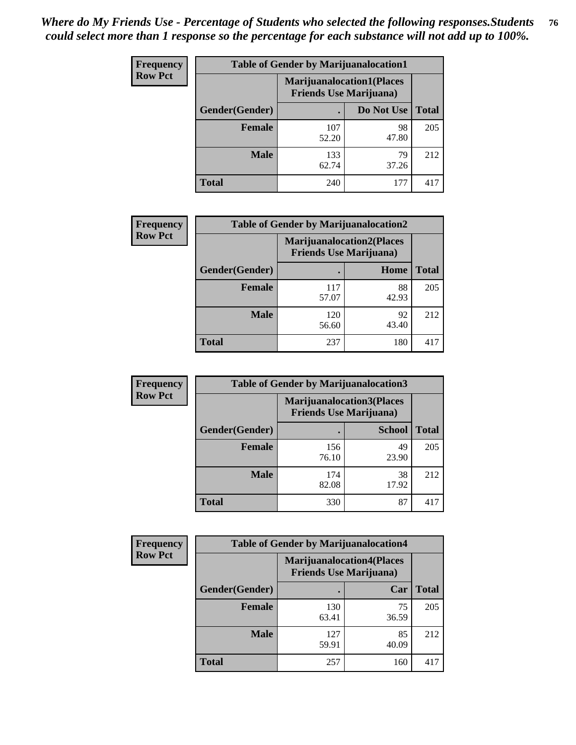*Where do My Friends Use - Percentage of Students who selected the following responses.Students could select more than 1 response so the percentage for each substance will not add up to 100%.*

**Frequency**
**Row Pct**

| Table of Gender by Marijuanalocation1 | | | |
|---|---|---|---|
| | Marijuanalocation1(Places Friends Use Marijuana) | | |
| Gender(Gender) | . | Do Not Use | Total |
| Female | 107<br>52.20 | 98<br>47.80 | 205 |
| Male | 133<br>62.74 | 79<br>37.26 | 212 |
| Total | 240 | 177 | 417 |

**Frequency**
**Row Pct**

| Table of Gender by Marijuanalocation2 | | | |
|---|---|---|---|
| | Marijuanalocation2(Places Friends Use Marijuana) | | |
| Gender(Gender) | . | Home | Total |
| Female | 117<br>57.07 | 88<br>42.93 | 205 |
| Male | 120<br>56.60 | 92<br>43.40 | 212 |
| Total | 237 | 180 | 417 |

**Frequency**
**Row Pct**

| Table of Gender by Marijuanalocation3 | | | |
|---|---|---|---|
| | Marijuanalocation3(Places Friends Use Marijuana) | | |
| Gender(Gender) | . | School | Total |
| Female | 156<br>76.10 | 49<br>23.90 | 205 |
| Male | 174<br>82.08 | 38<br>17.92 | 212 |
| Total | 330 | 87 | 417 |

**Frequency**
**Row Pct**

| Table of Gender by Marijuanalocation4 | | | |
|---|---|---|---|
| | Marijuanalocation4(Places Friends Use Marijuana) | | |
| Gender(Gender) | . | Car | Total |
| Female | 130<br>63.41 | 75<br>36.59 | 205 |
| Male | 127<br>59.91 | 85<br>40.09 | 212 |
| Total | 257 | 160 | 417 |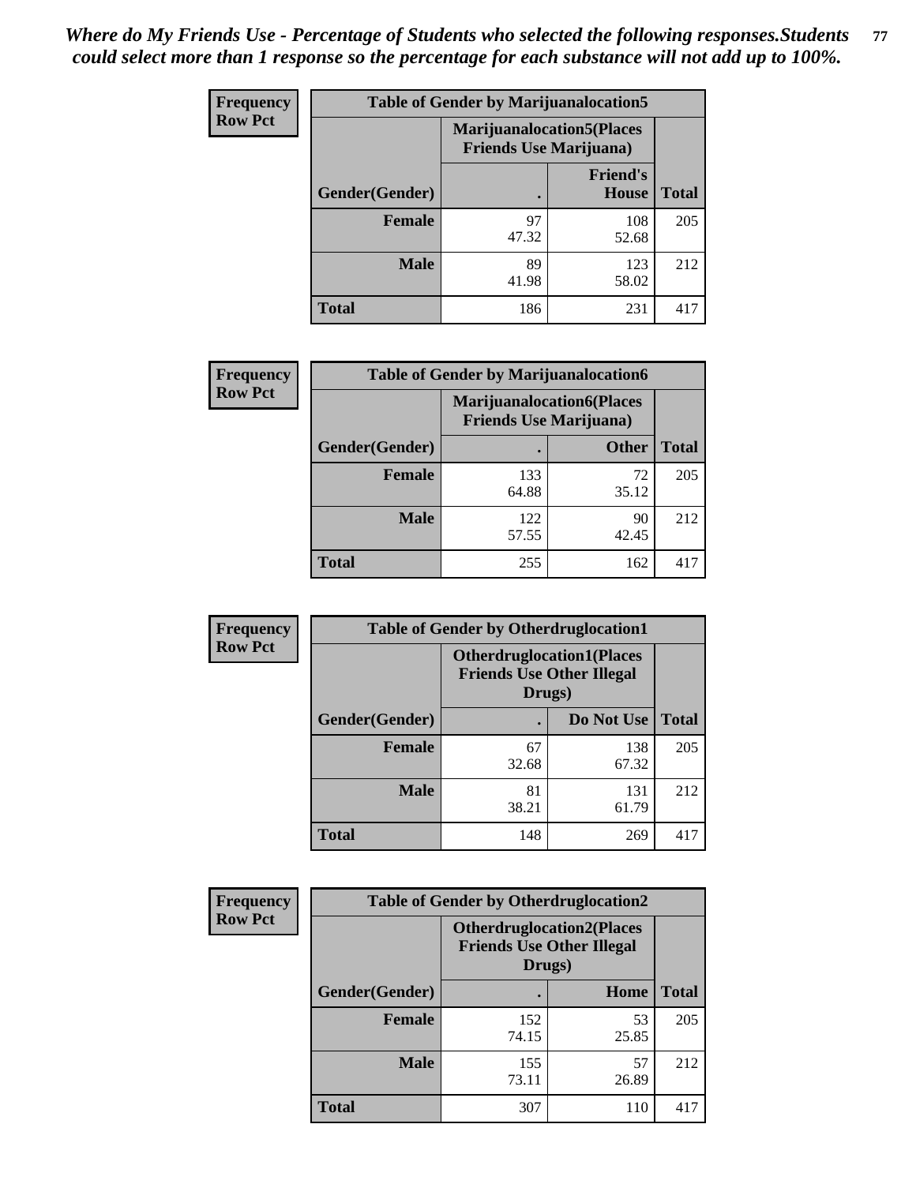*Where do My Friends Use - Percentage of Students who selected the following responses.Students could select more than 1 response so the percentage for each substance will not add up to 100%.*

**Frequency**
**Row Pct**

| Table of Gender by Marijuanalocation5 | | | |
|---|---|---|---|
| | Marijuanalocation5(Places Friends Use Marijuana) | | |
| Gender(Gender) | . | Friend's House | Total |
| Female | 97<br>47.32 | 108<br>52.68 | 205 |
| Male | 89<br>41.98 | 123<br>58.02 | 212 |
| Total | 186 | 231 | 417 |

**Frequency**
**Row Pct**

| Table of Gender by Marijuanalocation6 | | | |
|---|---|---|---|
| | Marijuanalocation6(Places Friends Use Marijuana) | | |
| Gender(Gender) | . | Other | Total |
| Female | 133<br>64.88 | 72<br>35.12 | 205 |
| Male | 122<br>57.55 | 90<br>42.45 | 212 |
| Total | 255 | 162 | 417 |

**Frequency**
**Row Pct**

| Table of Gender by Otherdruglocation1 | | | |
|---|---|---|---|
| | Otherdruglocation1(Places Friends Use Other Illegal Drugs) | | |
| Gender(Gender) | . | Do Not Use | Total |
| Female | 67<br>32.68 | 138<br>67.32 | 205 |
| Male | 81<br>38.21 | 131<br>61.79 | 212 |
| Total | 148 | 269 | 417 |

**Frequency**
**Row Pct**

| Table of Gender by Otherdruglocation2 | | | |
|---|---|---|---|
| | Otherdruglocation2(Places Friends Use Other Illegal Drugs) | | |
| Gender(Gender) | . | Home | Total |
| Female | 152<br>74.15 | 53<br>25.85 | 205 |
| Male | 155<br>73.11 | 57<br>26.89 | 212 |
| Total | 307 | 110 | 417 |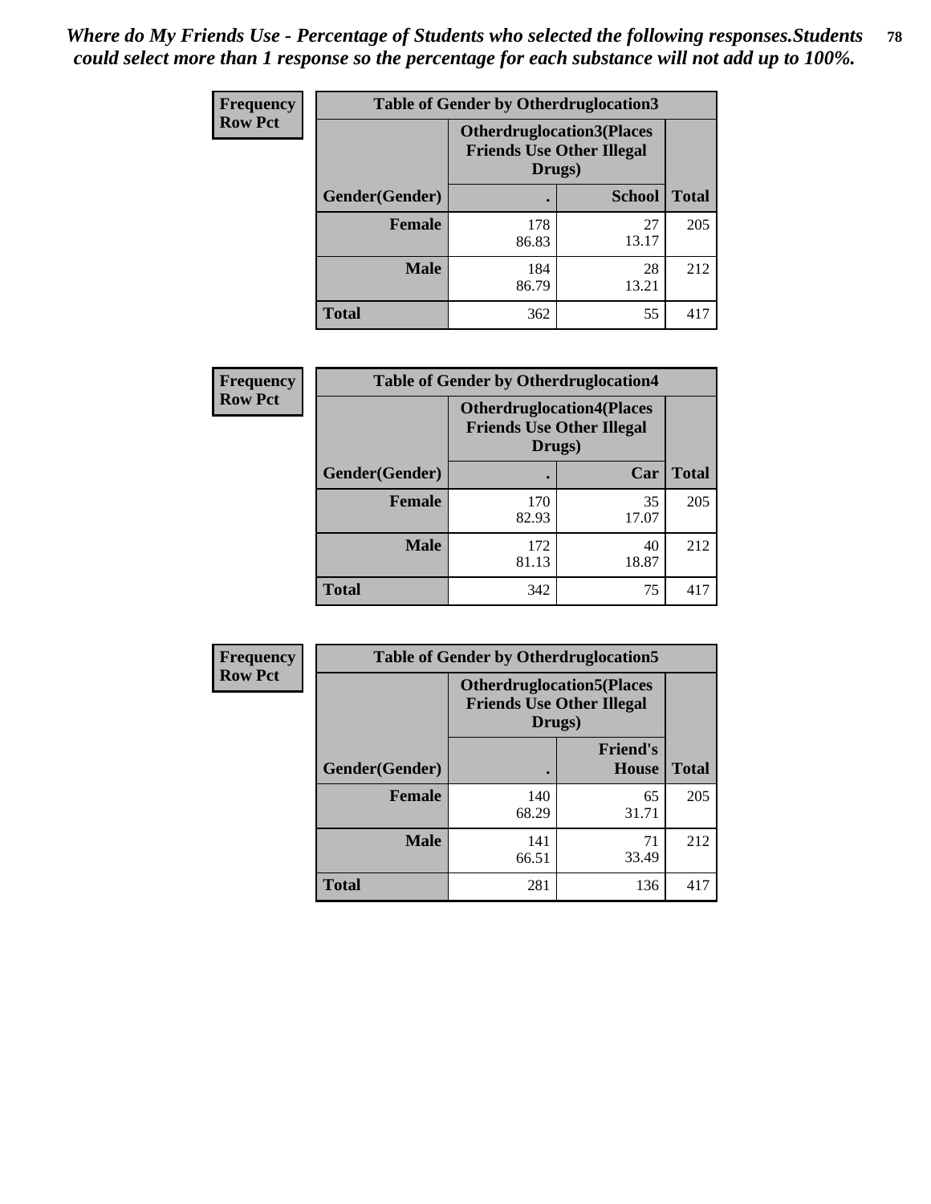*Where do My Friends Use - Percentage of Students who selected the following responses.Students could select more than 1 response so the percentage for each substance will not add up to 100%.*

**Frequency**
**Row Pct**

| Table of Gender by Otherdruglocation3 | | | |
|---|---|---|---|
| | Otherdruglocation3(Places Friends Use Other Illegal Drugs) | | |
| Gender(Gender) | . | School | Total |
| Female | 178<br>86.83 | 27<br>13.17 | 205 |
| Male | 184<br>86.79 | 28<br>13.21 | 212 |
| Total | 362 | 55 | 417 |

**Frequency**
**Row Pct**

| Table of Gender by Otherdruglocation4 | | | |
|---|---|---|---|
| | Otherdruglocation4(Places Friends Use Other Illegal Drugs) | | |
| Gender(Gender) | . | Car | Total |
| Female | 170<br>82.93 | 35<br>17.07 | 205 |
| Male | 172<br>81.13 | 40<br>18.87 | 212 |
| Total | 342 | 75 | 417 |

**Frequency**
**Row Pct**

| Table of Gender by Otherdruglocation5 | | | |
|---|---|---|---|
| | Otherdruglocation5(Places Friends Use Other Illegal Drugs) | | |
| Gender(Gender) | . | Friend's House | Total |
| Female | 140<br>68.29 | 65<br>31.71 | 205 |
| Male | 141<br>66.51 | 71<br>33.49 | 212 |
| Total | 281 | 136 | 417 |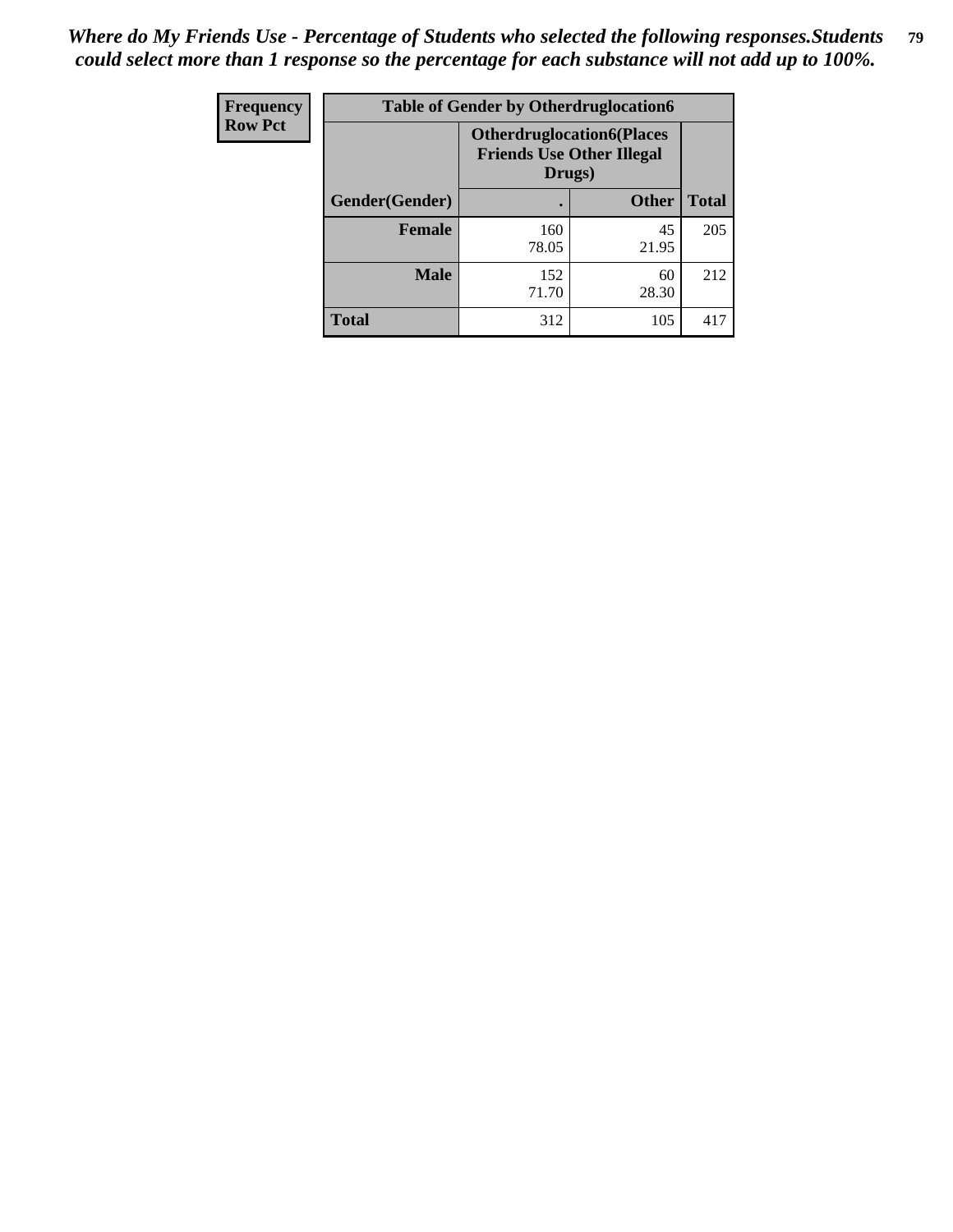*Where do My Friends Use - Percentage of Students who selected the following responses.Students could select more than 1 response so the percentage for each substance will not add up to 100%.*

| Frequency<br>Row Pct | Table of Gender by Otherdruglocation6 | | |
|---|---|---|---|
| | Otherdruglocation6(Places Friends Use Other Illegal Drugs) | | |
| Gender(Gender) | . | Other | Total |
| Female | 160<br>78.05 | 45<br>21.95 | 205 |
| Male | 152<br>71.70 | 60<br>28.30 | 212 |
| Total | 312 | 105 | 417 |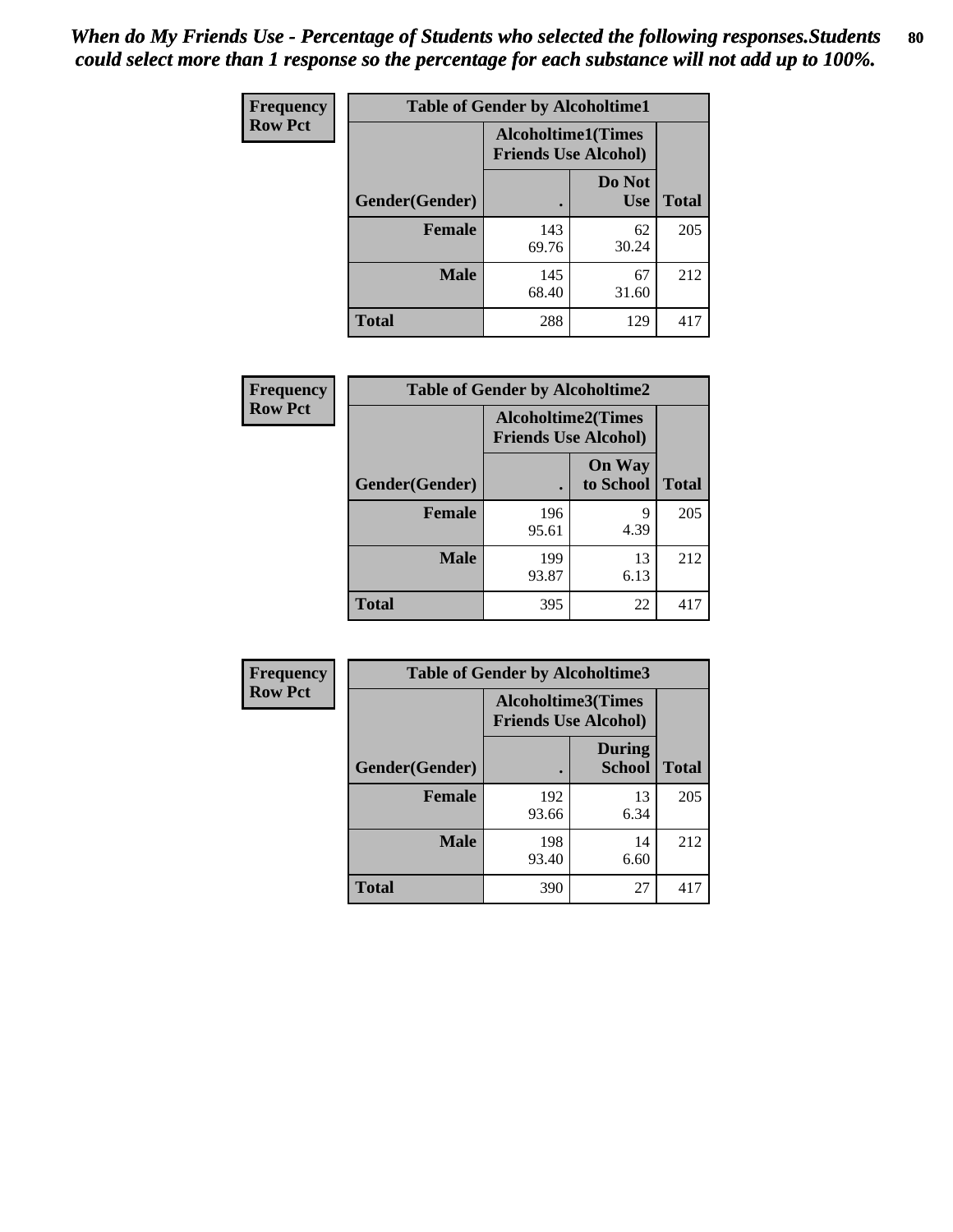*When do My Friends Use - Percentage of Students who selected the following responses.Students could select more than 1 response so the percentage for each substance will not add up to 100%.*

| Frequency Row Pct | Table of Gender by Alcoholtime1 | | |
|---|---|---|---|
| | Alcoholtime1(Times Friends Use Alcohol) | | |
| Gender(Gender) | . | Do Not Use | Total |
| **Female** | 143<br>69.76 | 62<br>30.24 | 205 |
| **Male** | 145<br>68.40 | 67<br>31.60 | 212 |
| **Total** | 288 | 129 | 417 |

| Frequency Row Pct | Table of Gender by Alcoholtime2 | | |
|---|---|---|---|
| | Alcoholtime2(Times Friends Use Alcohol) | | |
| Gender(Gender) | . | On Way to School | Total |
| **Female** | 196<br>95.61 | 9<br>4.39 | 205 |
| **Male** | 199<br>93.87 | 13<br>6.13 | 212 |
| **Total** | 395 | 22 | 417 |

| Frequency Row Pct | Table of Gender by Alcoholtime3 | | |
|---|---|---|---|
| | Alcoholtime3(Times Friends Use Alcohol) | | |
| Gender(Gender) | . | During School | Total |
| **Female** | 192<br>93.66 | 13<br>6.34 | 205 |
| **Male** | 198<br>93.40 | 14<br>6.60 | 212 |
| **Total** | 390 | 27 | 417 |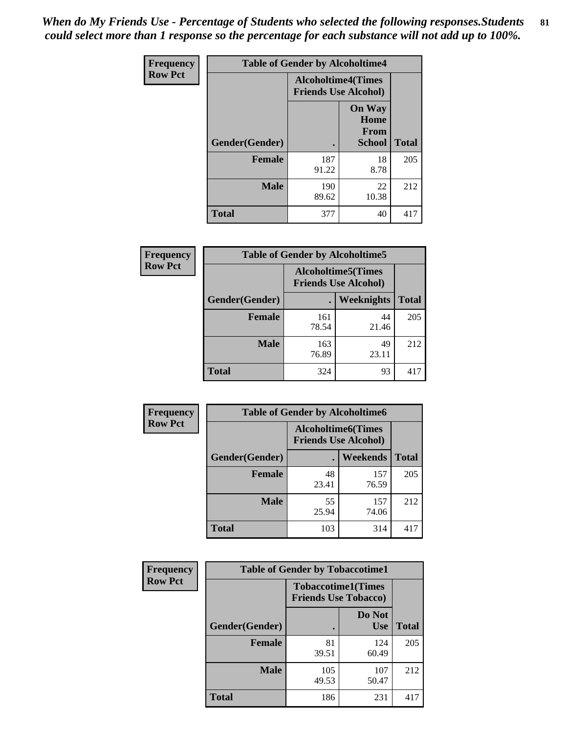*When do My Friends Use - Percentage of Students who selected the following responses.Students could select more than 1 response so the percentage for each substance will not add up to 100%.*

**Frequency**
**Row Pct**

| Table of Gender by Alcoholtime4 | | | |
|---|---|---|---|
| | Alcoholtime4(Times Friends Use Alcohol) | | |
| Gender(Gender) | . | On Way Home From School | Total |
| **Female** | 187<br>91.22 | 18<br>8.78 | 205 |
| **Male** | 190<br>89.62 | 22<br>10.38 | 212 |
| **Total** | 377 | 40 | 417 |

**Frequency**
**Row Pct**

| Table of Gender by Alcoholtime5 | | | |
|---|---|---|---|
| | Alcoholtime5(Times Friends Use Alcohol) | | |
| Gender(Gender) | . | Weeknights | Total |
| **Female** | 161<br>78.54 | 44<br>21.46 | 205 |
| **Male** | 163<br>76.89 | 49<br>23.11 | 212 |
| **Total** | 324 | 93 | 417 |

**Frequency**
**Row Pct**

| Table of Gender by Alcoholtime6 | | | |
|---|---|---|---|
| | Alcoholtime6(Times Friends Use Alcohol) | | |
| Gender(Gender) | . | Weekends | Total |
| **Female** | 48<br>23.41 | 157<br>76.59 | 205 |
| **Male** | 55<br>25.94 | 157<br>74.06 | 212 |
| **Total** | 103 | 314 | 417 |

**Frequency**
**Row Pct**

| Table of Gender by Tobaccotime1 | | | |
|---|---|---|---|
| | Tobaccotime1(Times Friends Use Tobacco) | | |
| Gender(Gender) | . | Do Not Use | Total |
| **Female** | 81<br>39.51 | 124<br>60.49 | 205 |
| **Male** | 105<br>49.53 | 107<br>50.47 | 212 |
| **Total** | 186 | 231 | 417 |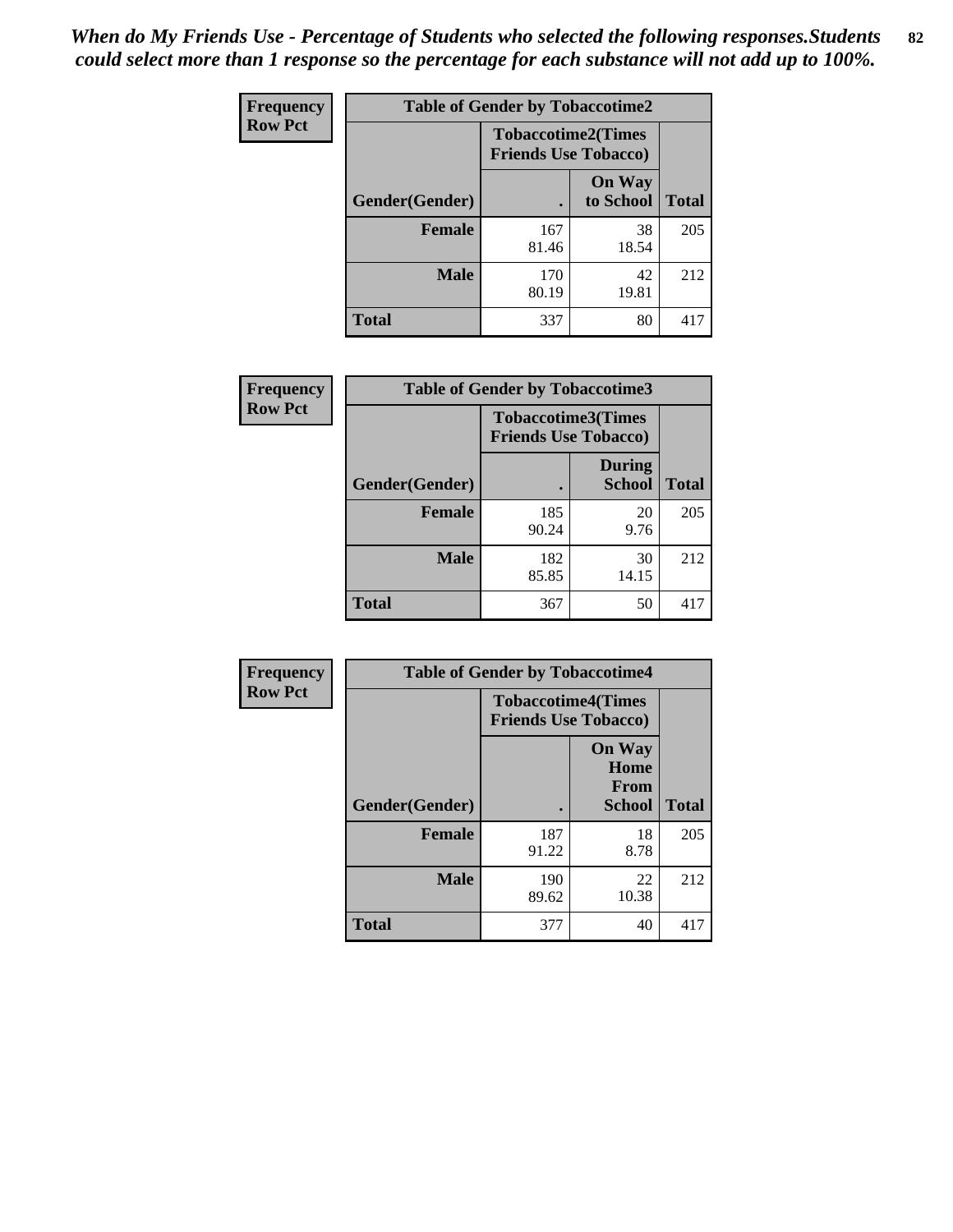*When do My Friends Use - Percentage of Students who selected the following responses.Students could select more than 1 response so the percentage for each substance will not add up to 100%.*

**Frequency**
**Row Pct**

| Table of Gender by Tobaccotime2 | | | |
|---|---|---|---|
| | Tobaccotime2(Times Friends Use Tobacco) | | |
| Gender(Gender) | . | On Way to School | Total |
| **Female** | 167<br>81.46 | 38<br>18.54 | 205 |
| **Male** | 170<br>80.19 | 42<br>19.81 | 212 |
| **Total** | 337 | 80 | 417 |

**Frequency**
**Row Pct**

| Table of Gender by Tobaccotime3 | | | |
|---|---|---|---|
| | Tobaccotime3(Times Friends Use Tobacco) | | |
| Gender(Gender) | . | During School | Total |
| **Female** | 185<br>90.24 | 20<br>9.76 | 205 |
| **Male** | 182<br>85.85 | 30<br>14.15 | 212 |
| **Total** | 367 | 50 | 417 |

**Frequency**
**Row Pct**

| Table of Gender by Tobaccotime4 | | | |
|---|---|---|---|
| | Tobaccotime4(Times Friends Use Tobacco) | | |
| Gender(Gender) | . | On Way Home From School | Total |
| **Female** | 187<br>91.22 | 18<br>8.78 | 205 |
| **Male** | 190<br>89.62 | 22<br>10.38 | 212 |
| **Total** | 377 | 40 | 417 |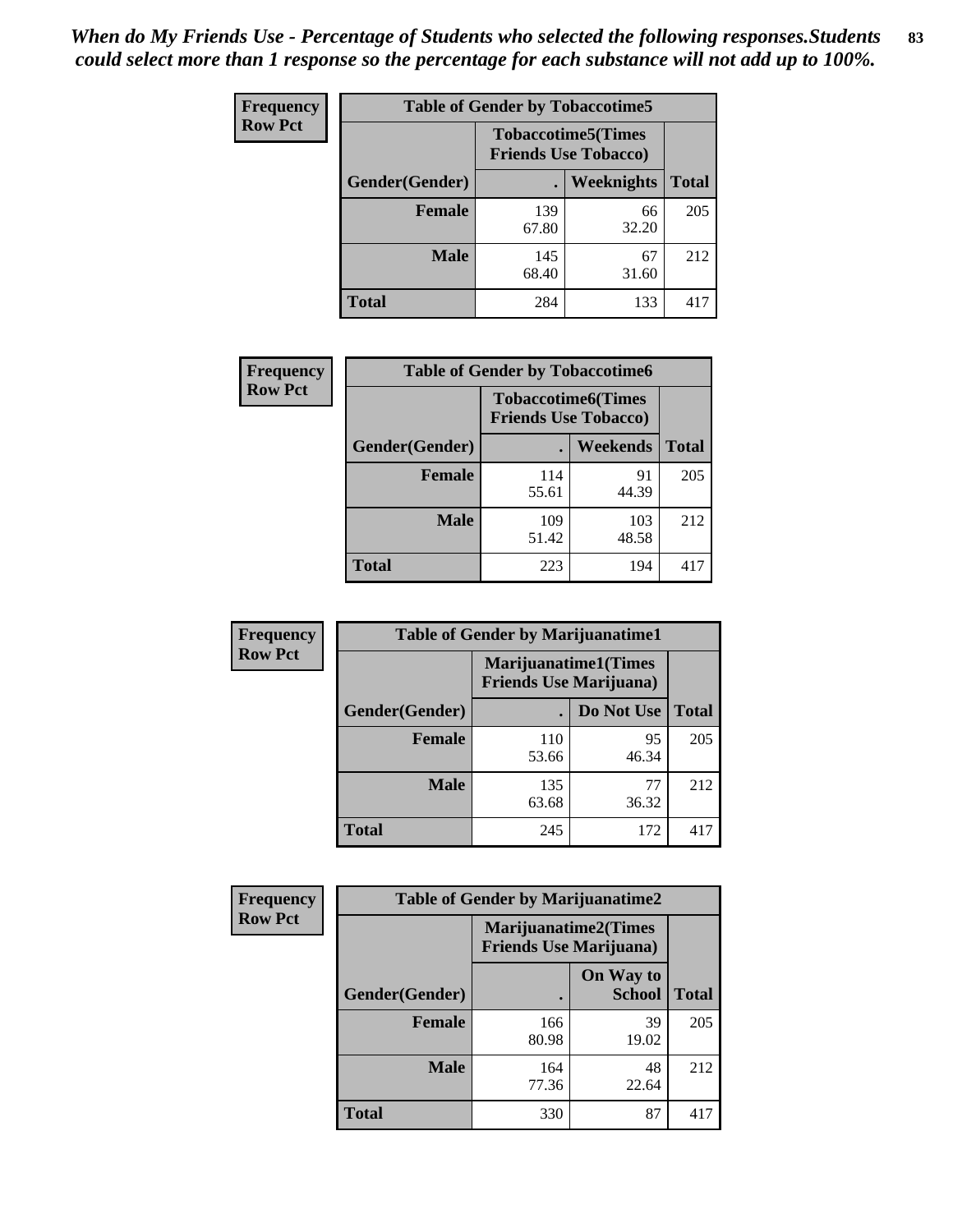*When do My Friends Use - Percentage of Students who selected the following responses.Students could select more than 1 response so the percentage for each substance will not add up to 100%.*

**Frequency**
**Row Pct**

| Table of Gender by Tobaccotime5 | | | |
|---|---|---|---|
| | Tobaccotime5(Times Friends Use Tobacco) | | |
| Gender(Gender) | . | Weeknights | Total |
| **Female** | 139<br>67.80 | 66<br>32.20 | 205 |
| **Male** | 145<br>68.40 | 67<br>31.60 | 212 |
| **Total** | 284 | 133 | 417 |

**Frequency**
**Row Pct**

| Table of Gender by Tobaccotime6 | | | |
|---|---|---|---|
| | Tobaccotime6(Times Friends Use Tobacco) | | |
| Gender(Gender) | . | Weekends | Total |
| **Female** | 114<br>55.61 | 91<br>44.39 | 205 |
| **Male** | 109<br>51.42 | 103<br>48.58 | 212 |
| **Total** | 223 | 194 | 417 |

**Frequency**
**Row Pct**

| Table of Gender by Marijuanatime1 | | | |
|---|---|---|---|
| | Marijuanatime1(Times Friends Use Marijuana) | | |
| Gender(Gender) | . | Do Not Use | Total |
| **Female** | 110<br>53.66 | 95<br>46.34 | 205 |
| **Male** | 135<br>63.68 | 77<br>36.32 | 212 |
| **Total** | 245 | 172 | 417 |

**Frequency**
**Row Pct**

| Table of Gender by Marijuanatime2 | | | |
|---|---|---|---|
| | Marijuanatime2(Times Friends Use Marijuana) | | |
| Gender(Gender) | . | On Way to School | Total |
| **Female** | 166<br>80.98 | 39<br>19.02 | 205 |
| **Male** | 164<br>77.36 | 48<br>22.64 | 212 |
| **Total** | 330 | 87 | 417 |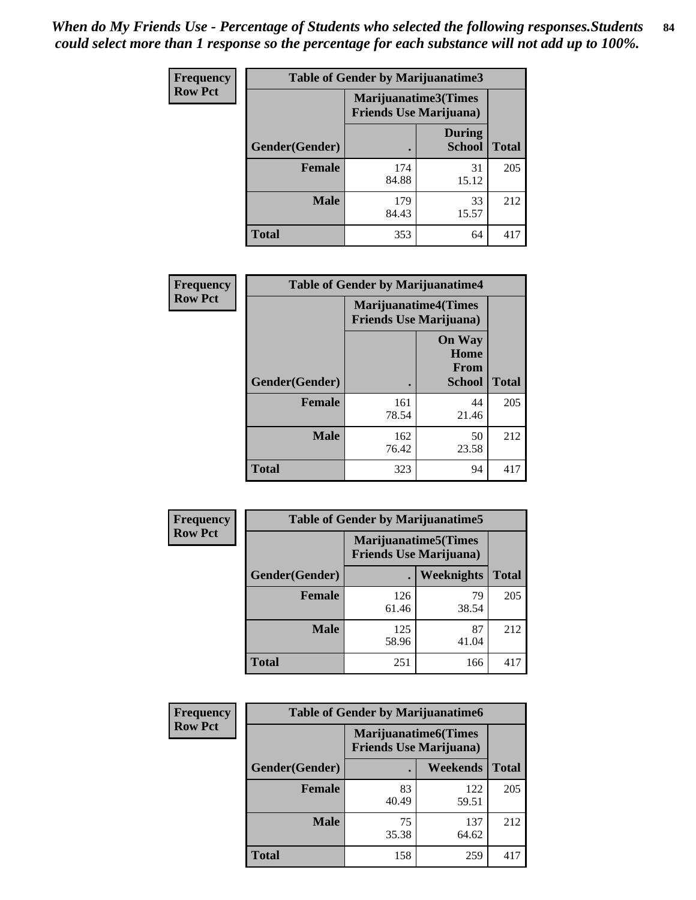*When do My Friends Use - Percentage of Students who selected the following responses.Students could select more than 1 response so the percentage for each substance will not add up to 100%.*

**Frequency**
**Row Pct**

| Table of Gender by Marijuanatime3 | | | |
|---|---|---|---|
| | Marijuanatime3(Times Friends Use Marijuana) | | |
| Gender(Gender) | . | During School | Total |
| Female | 174<br>84.88 | 31<br>15.12 | 205 |
| Male | 179<br>84.43 | 33<br>15.57 | 212 |
| Total | 353 | 64 | 417 |

**Frequency**
**Row Pct**

| Table of Gender by Marijuanatime4 | | | |
|---|---|---|---|
| | Marijuanatime4(Times Friends Use Marijuana) | | |
| Gender(Gender) | . | On Way Home From School | Total |
| Female | 161<br>78.54 | 44<br>21.46 | 205 |
| Male | 162<br>76.42 | 50<br>23.58 | 212 |
| Total | 323 | 94 | 417 |

**Frequency**
**Row Pct**

| Table of Gender by Marijuanatime5 | | | |
|---|---|---|---|
| | Marijuanatime5(Times Friends Use Marijuana) | | |
| Gender(Gender) | . | Weeknights | Total |
| Female | 126<br>61.46 | 79<br>38.54 | 205 |
| Male | 125<br>58.96 | 87<br>41.04 | 212 |
| Total | 251 | 166 | 417 |

**Frequency**
**Row Pct**

| Table of Gender by Marijuanatime6 | | | |
|---|---|---|---|
| | Marijuanatime6(Times Friends Use Marijuana) | | |
| Gender(Gender) | . | Weekends | Total |
| Female | 83<br>40.49 | 122<br>59.51 | 205 |
| Male | 75<br>35.38 | 137<br>64.62 | 212 |
| Total | 158 | 259 | 417 |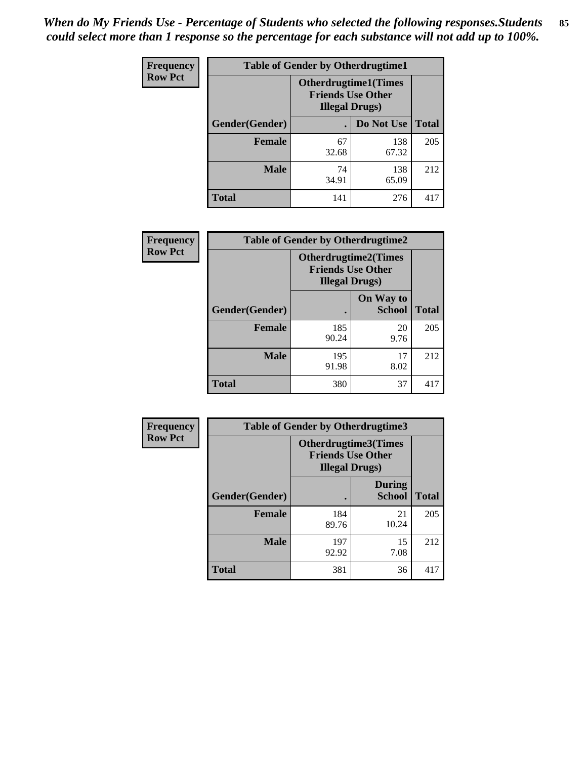*When do My Friends Use - Percentage of Students who selected the following responses.Students could select more than 1 response so the percentage for each substance will not add up to 100%.*

**Frequency**
**Row Pct**

| Table of Gender by Otherdrugtime1 | | | |
|---|---|---|---|
| | Otherdrugtime1(Times Friends Use Other Illegal Drugs) | | |
| Gender(Gender) | . | Do Not Use | Total |
| **Female** | 67<br>32.68 | 138<br>67.32 | 205 |
| **Male** | 74<br>34.91 | 138<br>65.09 | 212 |
| **Total** | 141 | 276 | 417 |

**Frequency**
**Row Pct**

| Table of Gender by Otherdrugtime2 | | | |
|---|---|---|---|
| | Otherdrugtime2(Times Friends Use Other Illegal Drugs) | | |
| Gender(Gender) | . | On Way to School | Total |
| **Female** | 185<br>90.24 | 20<br>9.76 | 205 |
| **Male** | 195<br>91.98 | 17<br>8.02 | 212 |
| **Total** | 380 | 37 | 417 |

**Frequency**
**Row Pct**

| Table of Gender by Otherdrugtime3 | | | |
|---|---|---|---|
| | Otherdrugtime3(Times Friends Use Other Illegal Drugs) | | |
| Gender(Gender) | . | During School | Total |
| **Female** | 184<br>89.76 | 21<br>10.24 | 205 |
| **Male** | 197<br>92.92 | 15<br>7.08 | 212 |
| **Total** | 381 | 36 | 417 |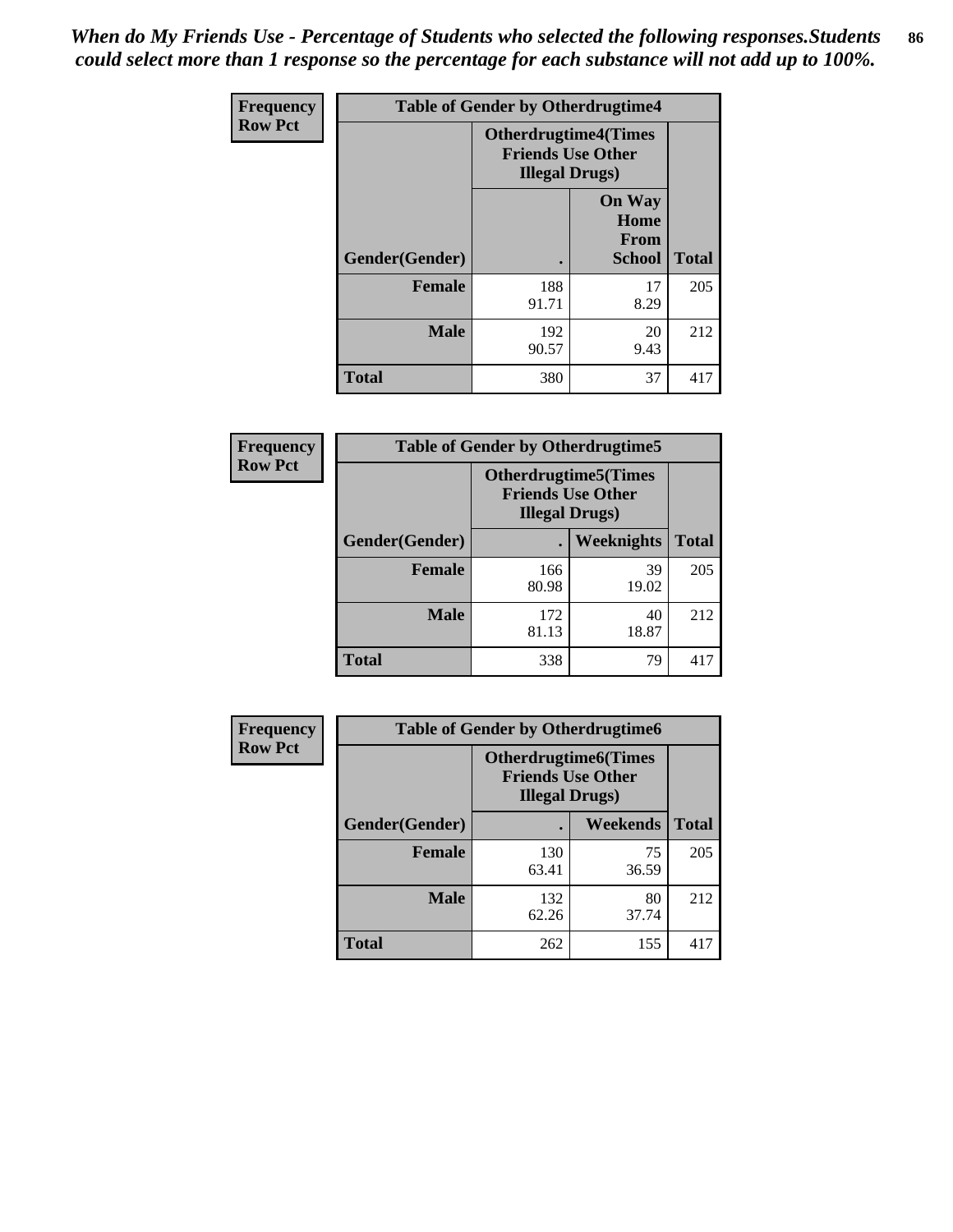*When do My Friends Use - Percentage of Students who selected the following responses.Students could select more than 1 response so the percentage for each substance will not add up to 100%.*

| Frequency Row Pct | Table of Gender by Otherdrugtime4 | | |
|---|---|---|---|
| | Otherdrugtime4(Times Friends Use Other Illegal Drugs) | | |
| Gender(Gender) | . | On Way Home From School | Total |
| Female | 188<br>91.71 | 17<br>8.29 | 205 |
| Male | 192<br>90.57 | 20<br>9.43 | 212 |
| Total | 380 | 37 | 417 |

| Frequency Row Pct | Table of Gender by Otherdrugtime5 | | |
|---|---|---|---|
| | Otherdrugtime5(Times Friends Use Other Illegal Drugs) | | |
| Gender(Gender) | . | Weeknights | Total |
| Female | 166<br>80.98 | 39<br>19.02 | 205 |
| Male | 172<br>81.13 | 40<br>18.87 | 212 |
| Total | 338 | 79 | 417 |

| Frequency Row Pct | Table of Gender by Otherdrugtime6 | | |
|---|---|---|---|
| | Otherdrugtime6(Times Friends Use Other Illegal Drugs) | | |
| Gender(Gender) | . | Weekends | Total |
| Female | 130<br>63.41 | 75<br>36.59 | 205 |
| Male | 132<br>62.26 | 80<br>37.74 | 212 |
| Total | 262 | 155 | 417 |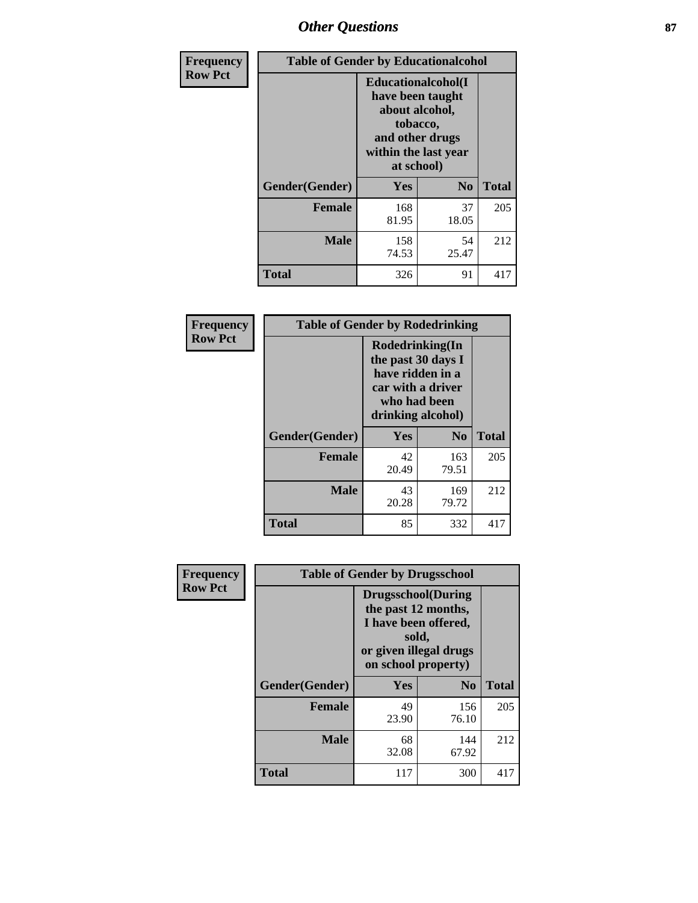# Other Questions

**Frequency Row Pct**

| Table of Gender by Educationalcohol | | | |
|---|---|---|---|
| | Educationalcohol(I have been taught about alcohol, tobacco, and other drugs within the last year at school) | | |
| Gender(Gender) | Yes | No | Total |
| Female | 168<br>81.95 | 37<br>18.05 | 205 |
| Male | 158<br>74.53 | 54<br>25.47 | 212 |
| Total | 326 | 91 | 417 |

**Frequency Row Pct**

| Table of Gender by Rodedrinking | | | |
|---|---|---|---|
| | Rodedrinking(In the past 30 days I have ridden in a car with a driver who had been drinking alcohol) | | |
| Gender(Gender) | Yes | No | Total |
| Female | 42<br>20.49 | 163<br>79.51 | 205 |
| Male | 43<br>20.28 | 169<br>79.72 | 212 |
| Total | 85 | 332 | 417 |

**Frequency Row Pct**

| Table of Gender by Drugsschool | | | |
|---|---|---|---|
| | Drugsschool(During the past 12 months, I have been offered, sold, or given illegal drugs on school property) | | |
| Gender(Gender) | Yes | No | Total |
| Female | 49<br>23.90 | 156<br>76.10 | 205 |
| Male | 68<br>32.08 | 144<br>67.92 | 212 |
| Total | 117 | 300 | 417 |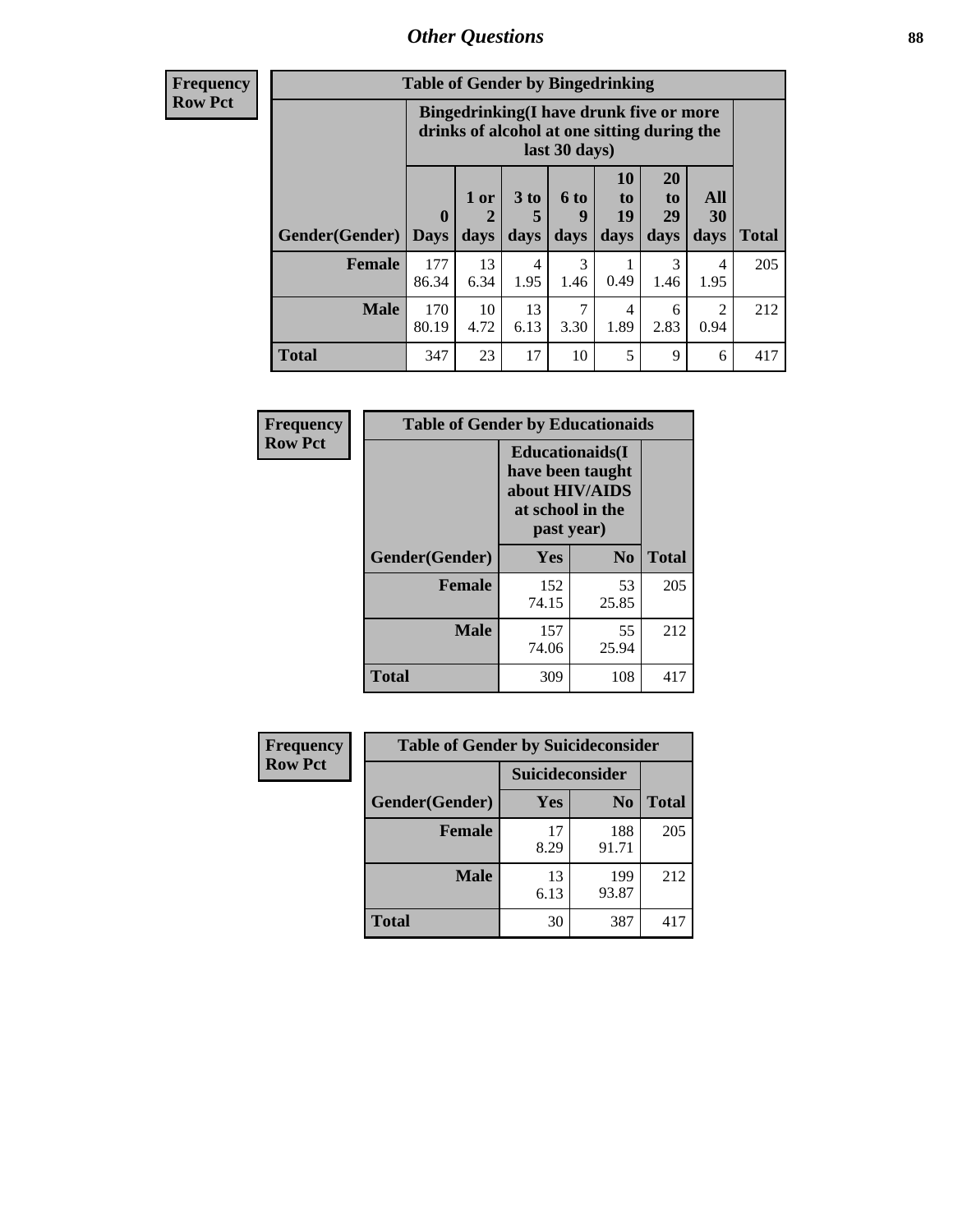## Other Questions

| Frequency Row Pct | Table of Gender by Bingedrinking | | | | | | | |
|---|---|---|---|---|---|---|---|---|
| | Bingedrinking(I have drunk five or more drinks of alcohol at one sitting during the last 30 days) | | | | | | | |
| Gender(Gender) | 0 Days | 1 or 2 days | 3 to 5 days | 6 to 9 days | 10 to 19 days | 20 to 29 days | All 30 days | Total |
| Female | 177<br>86.34 | 13<br>6.34 | 4<br>1.95 | 3<br>1.46 | 1<br>0.49 | 3<br>1.46 | 4<br>1.95 | 205 |
| Male | 170<br>80.19 | 10<br>4.72 | 13<br>6.13 | 7<br>3.30 | 4<br>1.89 | 6<br>2.83 | 2<br>0.94 | 212 |
| Total | 347 | 23 | 17 | 10 | 5 | 9 | 6 | 417 |

| Frequency Row Pct | Table of Gender by Educationaids | | |
|---|---|---|---|
| | Educationaids(I have been taught about HIV/AIDS at school in the past year) | | |
| Gender(Gender) | Yes | No | Total |
| Female | 152<br>74.15 | 53<br>25.85 | 205 |
| Male | 157<br>74.06 | 55<br>25.94 | 212 |
| Total | 309 | 108 | 417 |

| Frequency Row Pct | Table of Gender by Suicideconsider | | |
|---|---|---|---|
| | Suicideconsider | | |
| Gender(Gender) | Yes | No | Total |
| Female | 17<br>8.29 | 188<br>91.71 | 205 |
| Male | 13<br>6.13 | 199<br>93.87 | 212 |
| Total | 30 | 387 | 417 |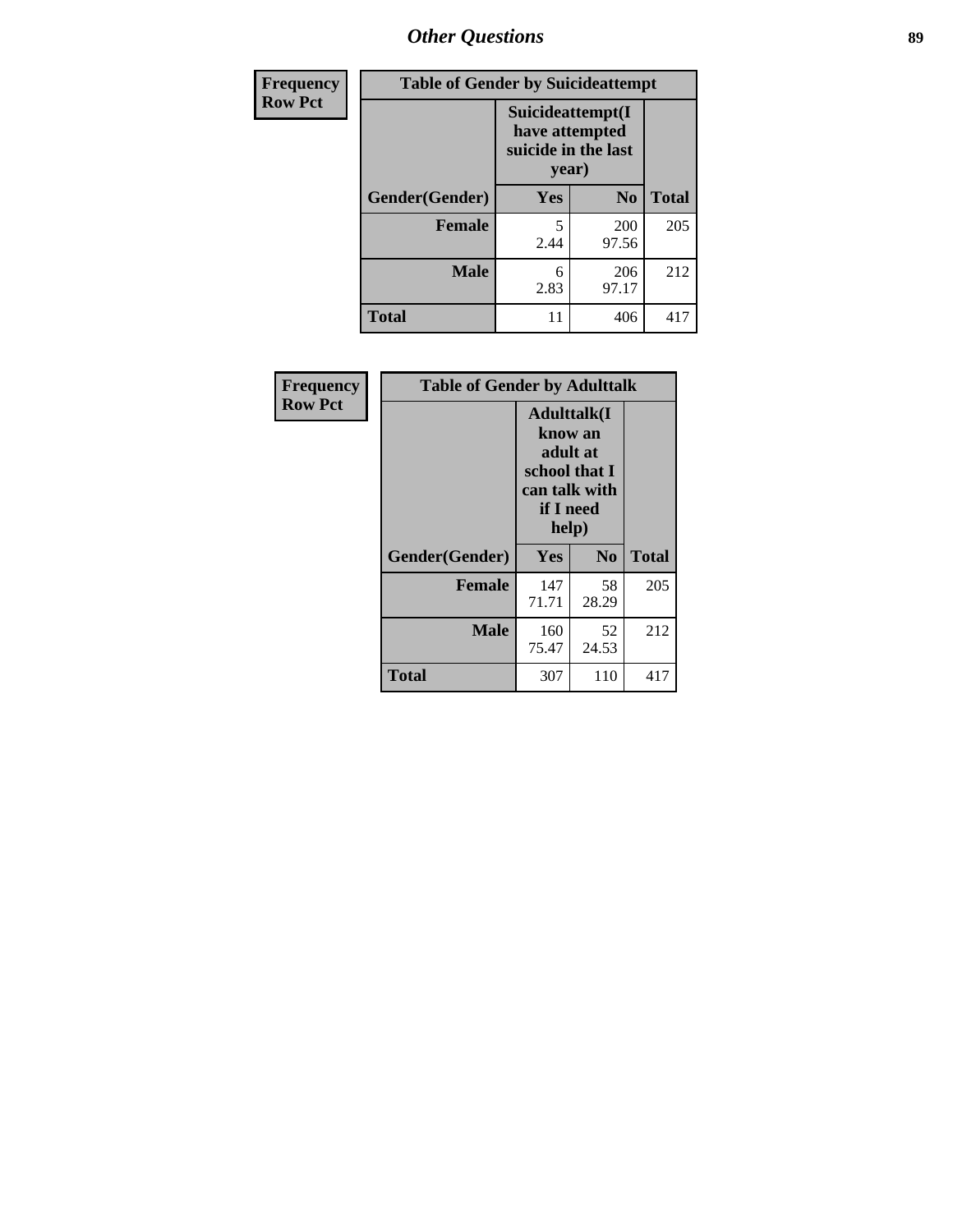# Other Questions

| Frequency Row Pct | Table of Gender by Suicideattempt | | |
|---|---|---|---|
| | Suicideattempt(I have attempted suicide in the last year) | | |
| Gender(Gender) | Yes | No | Total |
| Female | 5<br>2.44 | 200<br>97.56 | 205 |
| Male | 6<br>2.83 | 206<br>97.17 | 212 |
| Total | 11 | 406 | 417 |

| Frequency Row Pct | Table of Gender by Adulttalk | | |
|---|---|---|---|
| | Adulttalk(I know an adult at school that I can talk with if I need help) | | |
| Gender(Gender) | Yes | No | Total |
| Female | 147<br>71.71 | 58<br>28.29 | 205 |
| Male | 160<br>75.47 | 52<br>24.53 | 212 |
| Total | 307 | 110 | 417 |